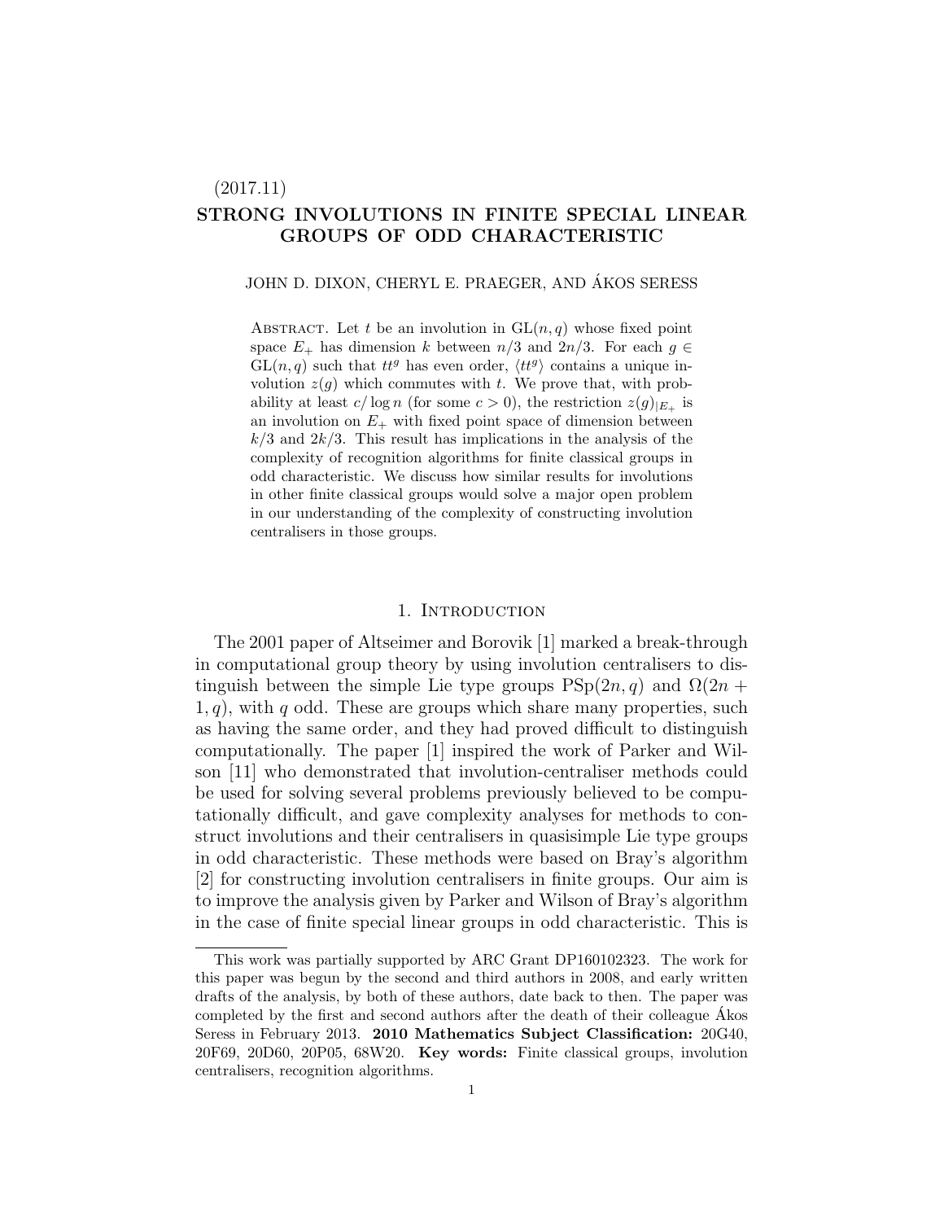(2017.11)

# STRONG INVOLUTIONS IN FINITE SPECIAL LINEAR GROUPS OF ODD CHARACTERISTIC

JOHN D. DIXON, CHERYL E. PRAEGER, AND ÁKOS SERESS

Abstract. Let $t$ be an involution in $\mathrm{GL}(n,q)$ whose fixed point space $E_+$ has dimension $k$ between $n/3$ and $2n/3$. For each $g \in \mathrm{GL}(n,q)$ such that $tt^g$ has even order, $\langle tt^g \rangle$ contains a unique involution $z(g)$ which commutes with $t$. We prove that, with probability at least $c/\log n$ (for some $c > 0$), the restriction $z(g)_{|E_+}$ is an involution on $E_+$ with fixed point space of dimension between $k/3$ and $2k/3$. This result has implications in the analysis of the complexity of recognition algorithms for finite classical groups in odd characteristic. We discuss how similar results for involutions in other finite classical groups would solve a major open problem in our understanding of the complexity of constructing involution centralisers in those groups.

## 1. Introduction

The 2001 paper of Altseimer and Borovik [1] marked a break-through in computational group theory by using involution centralisers to distinguish between the simple Lie type groups $\mathrm{PSp}(2n,q)$ and $\Omega(2n+1,q)$, with $q$ odd. These are groups which share many properties, such as having the same order, and they had proved difficult to distinguish computationally. The paper [1] inspired the work of Parker and Wilson [11] who demonstrated that involution-centraliser methods could be used for solving several problems previously believed to be computationally difficult, and gave complexity analyses for methods to construct involutions and their centralisers in quasisimple Lie type groups in odd characteristic. These methods were based on Bray's algorithm [2] for constructing involution centralisers in finite groups. Our aim is to improve the analysis given by Parker and Wilson of Bray's algorithm in the case of finite special linear groups in odd characteristic. This is

This work was partially supported by ARC Grant DP160102323. The work for this paper was begun by the second and third authors in 2008, and early written drafts of the analysis, by both of these authors, date back to then. The paper was completed by the first and second authors after the death of their colleague Ákos Seress in February 2013. **2010 Mathematics Subject Classification:** 20G40, 20F69, 20D60, 20P05, 68W20. **Key words:** Finite classical groups, involution centralisers, recognition algorithms.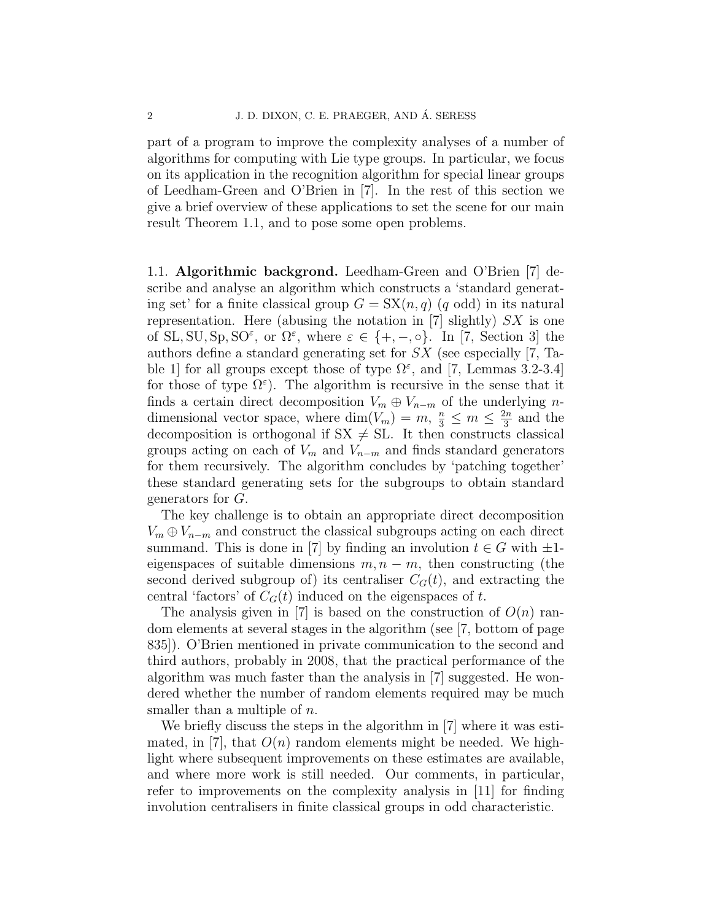part of a program to improve the complexity analyses of a number of algorithms for computing with Lie type groups. In particular, we focus on its application in the recognition algorithm for special linear groups of Leedham-Green and O'Brien in [7]. In the rest of this section we give a brief overview of these applications to set the scene for our main result Theorem 1.1, and to pose some open problems.

### 1.1. Algorithmic backgrond.

Leedham-Green and O'Brien [7] describe and analyse an algorithm which constructs a 'standard generating set' for a finite classical group $G = \mathrm{SX}(n, q)$ ($q$ odd) in its natural representation. Here (abusing the notation in [7] slightly) $SX$ is one of $\mathrm{SL}, \mathrm{SU}, \mathrm{Sp}, \mathrm{SO}^{\varepsilon}$, or $\Omega^{\varepsilon}$, where $\varepsilon \in \{+, -, \circ\}$. In [7, Section 3] the authors define a standard generating set for $SX$ (see especially [7, Table 1] for all groups except those of type $\Omega^{\varepsilon}$, and [7, Lemmas 3.2-3.4] for those of type $\Omega^{\varepsilon}$). The algorithm is recursive in the sense that it finds a certain direct decomposition $V_m \oplus V_{n-m}$ of the underlying $n$-dimensional vector space, where $\dim(V_m) = m$, $\frac{n}{3} \leq m \leq \frac{2n}{3}$ and the decomposition is orthogonal if $\mathrm{SX} \neq \mathrm{SL}$. It then constructs classical groups acting on each of $V_m$ and $V_{n-m}$ and finds standard generators for them recursively. The algorithm concludes by 'patching together' these standard generating sets for the subgroups to obtain standard generators for $G$.

The key challenge is to obtain an appropriate direct decomposition $V_m \oplus V_{n-m}$ and construct the classical subgroups acting on each direct summand. This is done in [7] by finding an involution $t \in G$ with $\pm 1$-eigenspaces of suitable dimensions $m, n - m$, then constructing (the second derived subgroup of) its centraliser $C_G(t)$, and extracting the central 'factors' of $C_G(t)$ induced on the eigenspaces of $t$.

The analysis given in [7] is based on the construction of $O(n)$ random elements at several stages in the algorithm (see [7, bottom of page 835]). O'Brien mentioned in private communication to the second and third authors, probably in 2008, that the practical performance of the algorithm was much faster than the analysis in [7] suggested. He wondered whether the number of random elements required may be much smaller than a multiple of $n$.

We briefly discuss the steps in the algorithm in [7] where it was estimated, in [7], that $O(n)$ random elements might be needed. We highlight where subsequent improvements on these estimates are available, and where more work is still needed. Our comments, in particular, refer to improvements on the complexity analysis in [11] for finding involution centralisers in finite classical groups in odd characteristic.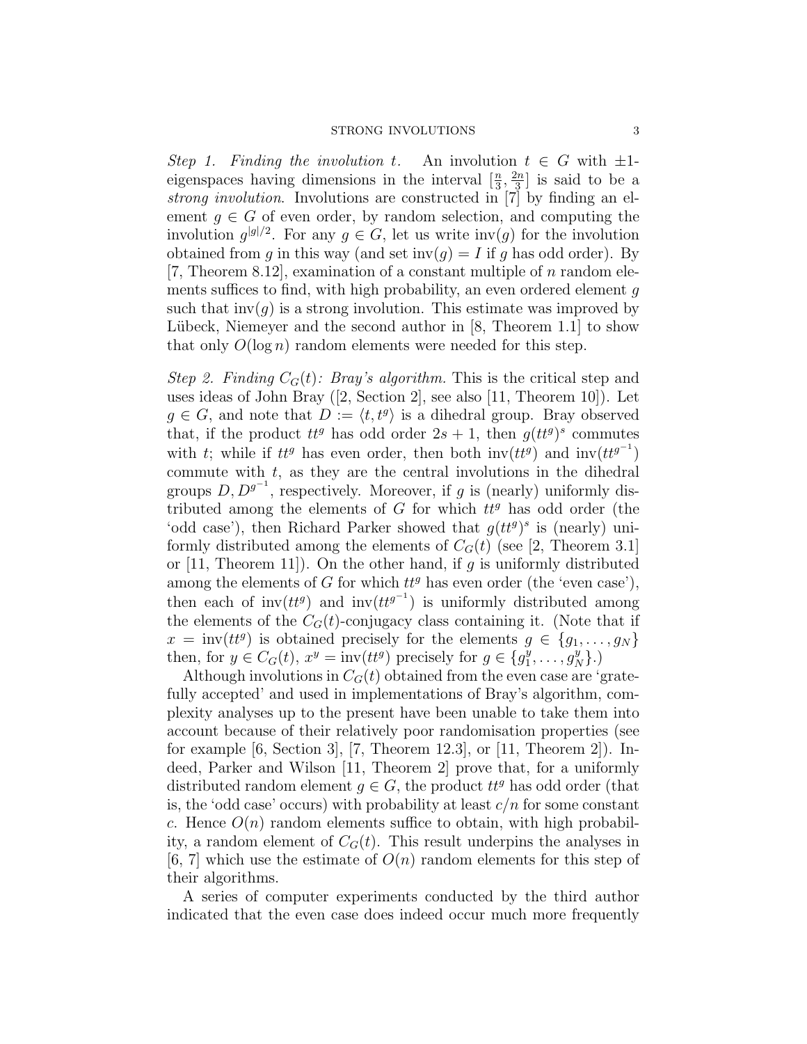*Step 1. Finding the involution $t$.* An involution $t \in G$ with $\pm 1$-eigenspaces having dimensions in the interval $[\frac{n}{3}, \frac{2n}{3}]$ is said to be a *strong involution*. Involutions are constructed in [7] by finding an element $g \in G$ of even order, by random selection, and computing the involution $g^{|g|/2}$. For any $g \in G$, let us write $\mathrm{inv}(g)$ for the involution obtained from $g$ in this way (and set $\mathrm{inv}(g) = I$ if $g$ has odd order). By [7, Theorem 8.12], examination of a constant multiple of $n$ random elements suffices to find, with high probability, an even ordered element $g$ such that $\mathrm{inv}(g)$ is a strong involution. This estimate was improved by Lübeck, Niemeyer and the second author in [8, Theorem 1.1] to show that only $O(\log n)$ random elements were needed for this step.

*Step 2. Finding $C_G(t)$: Bray's algorithm.* This is the critical step and uses ideas of John Bray ([2, Section 2], see also [11, Theorem 10]). Let $g \in G$, and note that $D := \langle t, t^g \rangle$ is a dihedral group. Bray observed that, if the product $tt^g$ has odd order $2s+1$, then $g(tt^g)^s$ commutes with $t$; while if $tt^g$ has even order, then both $\mathrm{inv}(tt^g)$ and $\mathrm{inv}(tt^{g^{-1}})$ commute with $t$, as they are the central involutions in the dihedral groups $D, D^{g^{-1}}$, respectively. Moreover, if $g$ is (nearly) uniformly distributed among the elements of $G$ for which $tt^g$ has odd order (the 'odd case'), then Richard Parker showed that $g(tt^g)^s$ is (nearly) uniformly distributed among the elements of $C_G(t)$ (see [2, Theorem 3.1] or [11, Theorem 11]). On the other hand, if $g$ is uniformly distributed among the elements of $G$ for which $tt^g$ has even order (the 'even case'), then each of $\mathrm{inv}(tt^g)$ and $\mathrm{inv}(tt^{g^{-1}})$ is uniformly distributed among the elements of the $C_G(t)$-conjugacy class containing it. (Note that if $x = \mathrm{inv}(tt^g)$ is obtained precisely for the elements $g \in \{g_1, \ldots, g_N\}$ then, for $y \in C_G(t)$, $x^y = \mathrm{inv}(tt^g)$ precisely for $g \in \{g_1^y, \ldots, g_N^y\}$.)

Although involutions in $C_G(t)$ obtained from the even case are 'gratefully accepted' and used in implementations of Bray's algorithm, complexity analyses up to the present have been unable to take them into account because of their relatively poor randomisation properties (see for example [6, Section 3], [7, Theorem 12.3], or [11, Theorem 2]). Indeed, Parker and Wilson [11, Theorem 2] prove that, for a uniformly distributed random element $g \in G$, the product $tt^g$ has odd order (that is, the 'odd case' occurs) with probability at least $c/n$ for some constant $c$. Hence $O(n)$ random elements suffice to obtain, with high probability, a random element of $C_G(t)$. This result underpins the analyses in [6, 7] which use the estimate of $O(n)$ random elements for this step of their algorithms.

A series of computer experiments conducted by the third author indicated that the even case does indeed occur much more frequently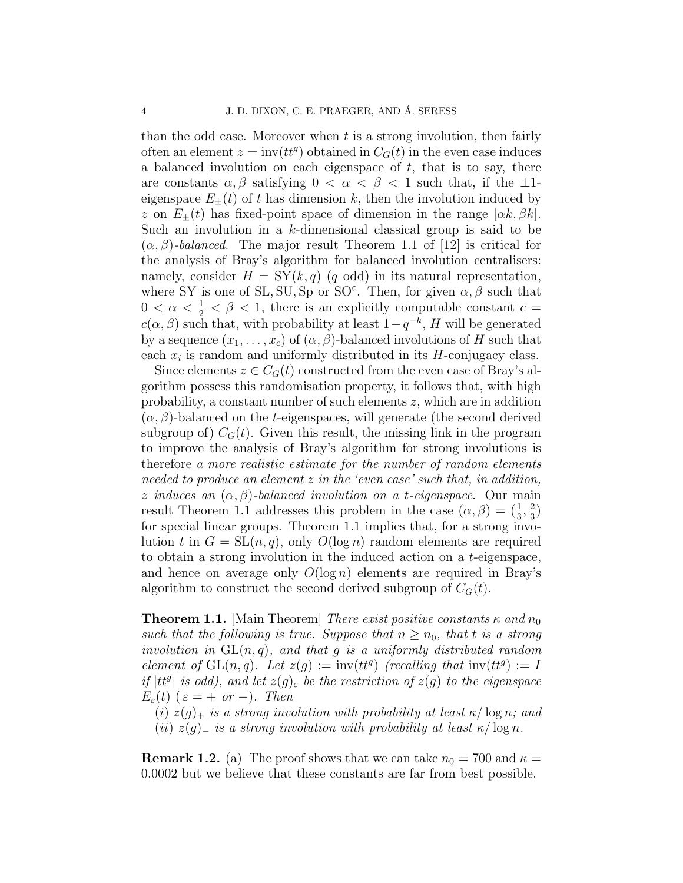than the odd case. Moreover when $t$ is a strong involution, then fairly often an element $z = \mathrm{inv}(tt^g)$ obtained in $C_G(t)$ in the even case induces a balanced involution on each eigenspace of $t$, that is to say, there are constants $\alpha, \beta$ satisfying $0 < \alpha < \beta < 1$ such that, if the $\pm 1$-eigenspace $E_\pm(t)$ of $t$ has dimension $k$, then the involution induced by $z$ on $E_\pm(t)$ has fixed-point space of dimension in the range $[\alpha k, \beta k]$. Such an involution in a $k$-dimensional classical group is said to be $(\alpha, \beta)$-*balanced*. The major result Theorem 1.1 of [12] is critical for the analysis of Bray's algorithm for balanced involution centralisers: namely, consider $H = \mathrm{SY}(k, q)$ ($q$ odd) in its natural representation, where SY is one of $\mathrm{SL}, \mathrm{SU}, \mathrm{Sp}$ or $\mathrm{SO}^\varepsilon$. Then, for given $\alpha, \beta$ such that $0 < \alpha < \frac{1}{2} < \beta < 1$, there is an explicitly computable constant $c = c(\alpha, \beta)$ such that, with probability at least $1 - q^{-k}$, $H$ will be generated by a sequence $(x_1, \ldots, x_c)$ of $(\alpha, \beta)$-balanced involutions of $H$ such that each $x_i$ is random and uniformly distributed in its $H$-conjugacy class.

Since elements $z \in C_G(t)$ constructed from the even case of Bray's algorithm possess this randomisation property, it follows that, with high probability, a constant number of such elements $z$, which are in addition $(\alpha, \beta)$-balanced on the $t$-eigenspaces, will generate (the second derived subgroup of) $C_G(t)$. Given this result, the missing link in the program to improve the analysis of Bray's algorithm for strong involutions is therefore *a more realistic estimate for the number of random elements needed to produce an element $z$ in the 'even case' such that, in addition, $z$ induces an $(\alpha, \beta)$-balanced involution on a $t$-eigenspace*. Our main result Theorem 1.1 addresses this problem in the case $(\alpha, \beta) = (\frac{1}{3}, \frac{2}{3})$ for special linear groups. Theorem 1.1 implies that, for a strong involution $t$ in $G = \mathrm{SL}(n, q)$, only $O(\log n)$ random elements are required to obtain a strong involution in the induced action on a $t$-eigenspace, and hence on average only $O(\log n)$ elements are required in Bray's algorithm to construct the second derived subgroup of $C_G(t)$.

**Theorem 1.1.** [Main Theorem] *There exist positive constants $\kappa$ and $n_0$ such that the following is true. Suppose that $n \geq n_0$, that $t$ is a strong involution in $\mathrm{GL}(n, q)$, and that $g$ is a uniformly distributed random element of $\mathrm{GL}(n, q)$. Let $z(g) := \mathrm{inv}(tt^g)$ (recalling that $\mathrm{inv}(tt^g) := I$ if $|tt^g|$ is odd), and let $z(g)_\varepsilon$ be the restriction of $z(g)$ to the eigenspace $E_\varepsilon(t)$ ($\varepsilon = +$ or $-$). Then*

(*i*) *$z(g)_+$ is a strong involution with probability at least $\kappa / \log n$; and*
(*ii*) *$z(g)_-$ is a strong involution with probability at least $\kappa / \log n$.*

**Remark 1.2.** (a) The proof shows that we can take $n_0 = 700$ and $\kappa = 0.0002$ but we believe that these constants are far from best possible.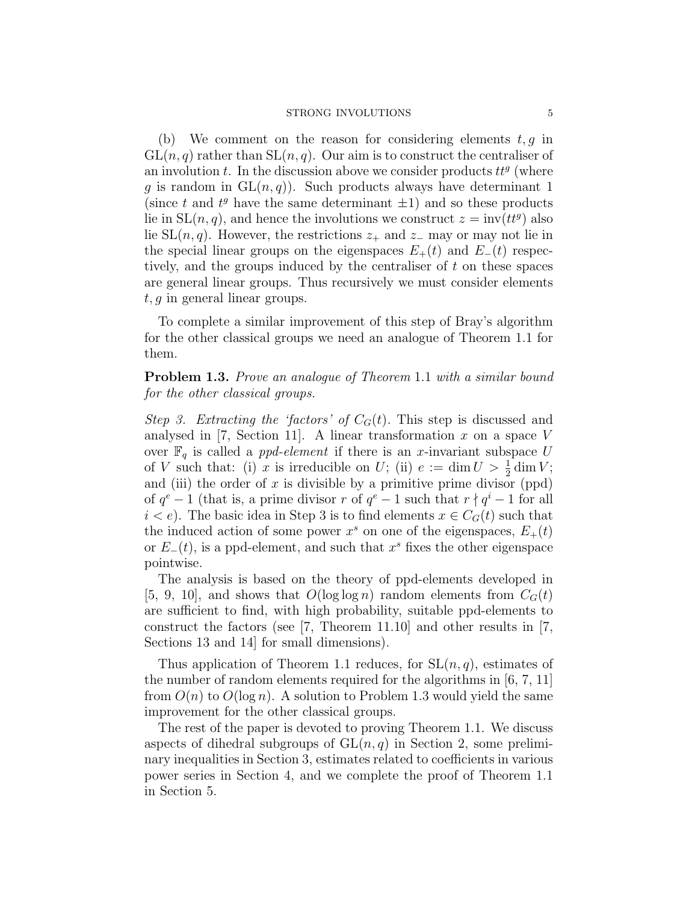(b) We comment on the reason for considering elements $t, g$ in $\mathrm{GL}(n, q)$ rather than $\mathrm{SL}(n, q)$. Our aim is to construct the centraliser of an involution $t$. In the discussion above we consider products $tt^g$ (where $g$ is random in $\mathrm{GL}(n, q)$). Such products always have determinant 1 (since $t$ and $t^g$ have the same determinant $\pm 1$) and so these products lie in $\mathrm{SL}(n, q)$, and hence the involutions we construct $z = \mathrm{inv}(tt^g)$ also lie $\mathrm{SL}(n, q)$. However, the restrictions $z_+$ and $z_-$ may or may not lie in the special linear groups on the eigenspaces $E_+(t)$ and $E_-(t)$ respectively, and the groups induced by the centraliser of $t$ on these spaces are general linear groups. Thus recursively we must consider elements $t, g$ in general linear groups.

To complete a similar improvement of this step of Bray's algorithm for the other classical groups we need an analogue of Theorem 1.1 for them.

**Problem 1.3.** *Prove an analogue of Theorem* 1.1 *with a similar bound for the other classical groups.*

*Step 3. Extracting the 'factors' of $C_G(t)$.* This step is discussed and analysed in [7, Section 11]. A linear transformation $x$ on a space $V$ over $\mathbb{F}_q$ is called a *ppd-element* if there is an $x$-invariant subspace $U$ of $V$ such that: (i) $x$ is irreducible on $U$; (ii) $e := \dim U > \frac{1}{2} \dim V$; and (iii) the order of $x$ is divisible by a primitive prime divisor (ppd) of $q^e - 1$ (that is, a prime divisor $r$ of $q^e - 1$ such that $r \nmid q^i - 1$ for all $i < e$). The basic idea in Step 3 is to find elements $x \in C_G(t)$ such that the induced action of some power $x^s$ on one of the eigenspaces, $E_+(t)$ or $E_-(t)$, is a ppd-element, and such that $x^s$ fixes the other eigenspace pointwise.

The analysis is based on the theory of ppd-elements developed in [5, 9, 10], and shows that $O(\log \log n)$ random elements from $C_G(t)$ are sufficient to find, with high probability, suitable ppd-elements to construct the factors (see [7, Theorem 11.10] and other results in [7, Sections 13 and 14] for small dimensions).

Thus application of Theorem 1.1 reduces, for $\mathrm{SL}(n, q)$, estimates of the number of random elements required for the algorithms in [6, 7, 11] from $O(n)$ to $O(\log n)$. A solution to Problem 1.3 would yield the same improvement for the other classical groups.

The rest of the paper is devoted to proving Theorem 1.1. We discuss aspects of dihedral subgroups of $\mathrm{GL}(n, q)$ in Section 2, some preliminary inequalities in Section 3, estimates related to coefficients in various power series in Section 4, and we complete the proof of Theorem 1.1 in Section 5.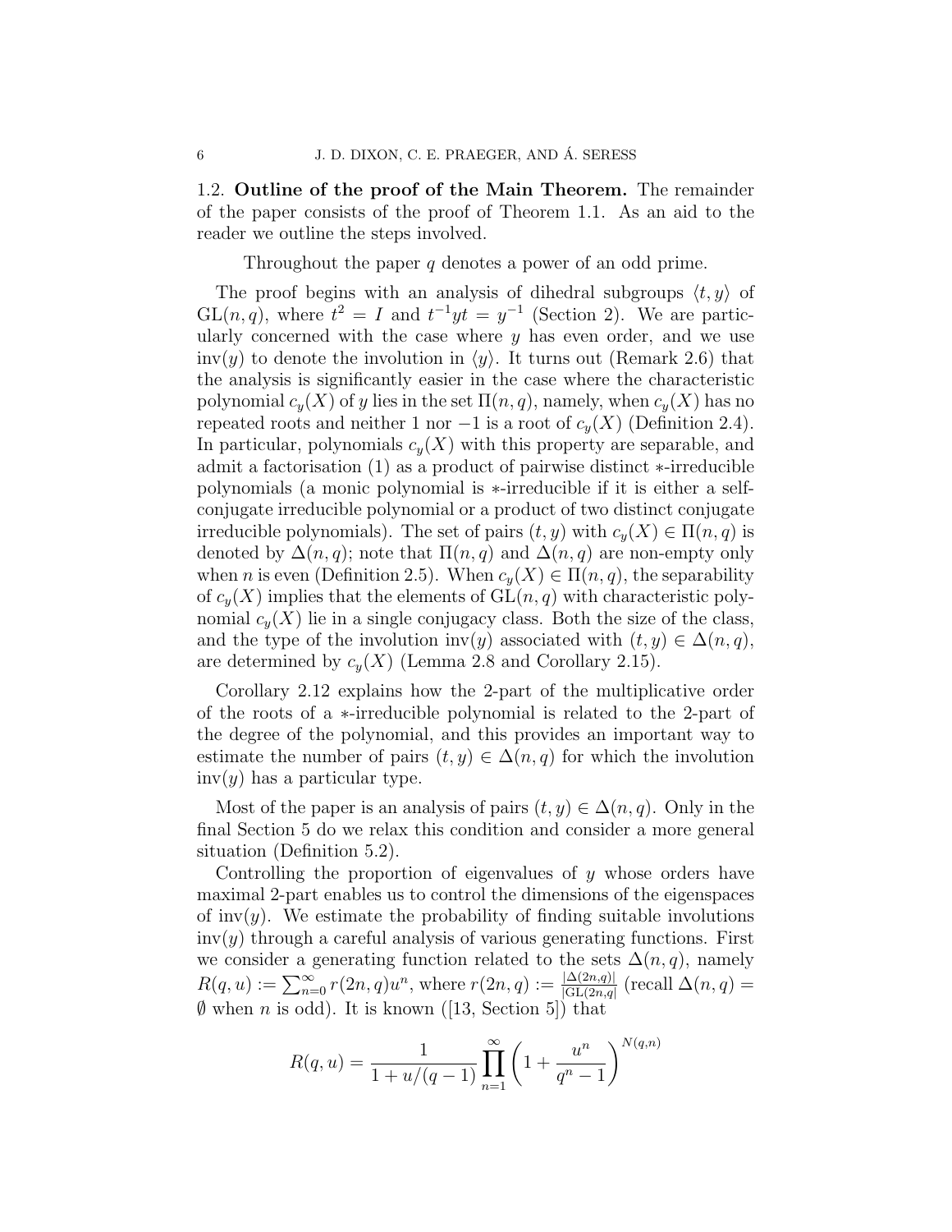### 1.2. Outline of the proof of the Main Theorem.

The remainder of the paper consists of the proof of Theorem 1.1. As an aid to the reader we outline the steps involved.

Throughout the paper $q$ denotes a power of an odd prime.

The proof begins with an analysis of dihedral subgroups $\langle t, y\rangle$ of $\mathrm{GL}(n,q)$, where $t^2 = I$ and $t^{-1}yt = y^{-1}$ (Section 2). We are particularly concerned with the case where $y$ has even order, and we use $\mathrm{inv}(y)$ to denote the involution in $\langle y\rangle$. It turns out (Remark 2.6) that the analysis is significantly easier in the case where the characteristic polynomial $c_y(X)$ of $y$ lies in the set $\Pi(n,q)$, namely, when $c_y(X)$ has no repeated roots and neither 1 nor $-1$ is a root of $c_y(X)$ (Definition 2.4). In particular, polynomials $c_y(X)$ with this property are separable, and admit a factorisation (1) as a product of pairwise distinct $*$-irreducible polynomials (a monic polynomial is $*$-irreducible if it is either a self-conjugate irreducible polynomial or a product of two distinct conjugate irreducible polynomials). The set of pairs $(t,y)$ with $c_y(X) \in \Pi(n,q)$ is denoted by $\Delta(n,q)$; note that $\Pi(n,q)$ and $\Delta(n,q)$ are non-empty only when $n$ is even (Definition 2.5). When $c_y(X) \in \Pi(n,q)$, the separability of $c_y(X)$ implies that the elements of $\mathrm{GL}(n,q)$ with characteristic polynomial $c_y(X)$ lie in a single conjugacy class. Both the size of the class, and the type of the involution $\mathrm{inv}(y)$ associated with $(t,y) \in \Delta(n,q)$, are determined by $c_y(X)$ (Lemma 2.8 and Corollary 2.15).

Corollary 2.12 explains how the 2-part of the multiplicative order of the roots of a $*$-irreducible polynomial is related to the 2-part of the degree of the polynomial, and this provides an important way to estimate the number of pairs $(t,y) \in \Delta(n,q)$ for which the involution $\mathrm{inv}(y)$ has a particular type.

Most of the paper is an analysis of pairs $(t,y) \in \Delta(n,q)$. Only in the final Section 5 do we relax this condition and consider a more general situation (Definition 5.2).

Controlling the proportion of eigenvalues of $y$ whose orders have maximal 2-part enables us to control the dimensions of the eigenspaces of $\mathrm{inv}(y)$. We estimate the probability of finding suitable involutions $\mathrm{inv}(y)$ through a careful analysis of various generating functions. First we consider a generating function related to the sets $\Delta(n,q)$, namely $R(q,u) := \sum_{n=0}^{\infty} r(2n,q)u^n$, where $r(2n,q) := \frac{|\Delta(2n,q)|}{|\mathrm{GL}(2n,q)|}$ (recall $\Delta(n,q) = \emptyset$ when $n$ is odd). It is known ([13, Section 5]) that

$$R(q,u) = \frac{1}{1 + u/(q-1)} \prod_{n=1}^{\infty} \left(1 + \frac{u^n}{q^n - 1}\right)^{N(q,n)}$$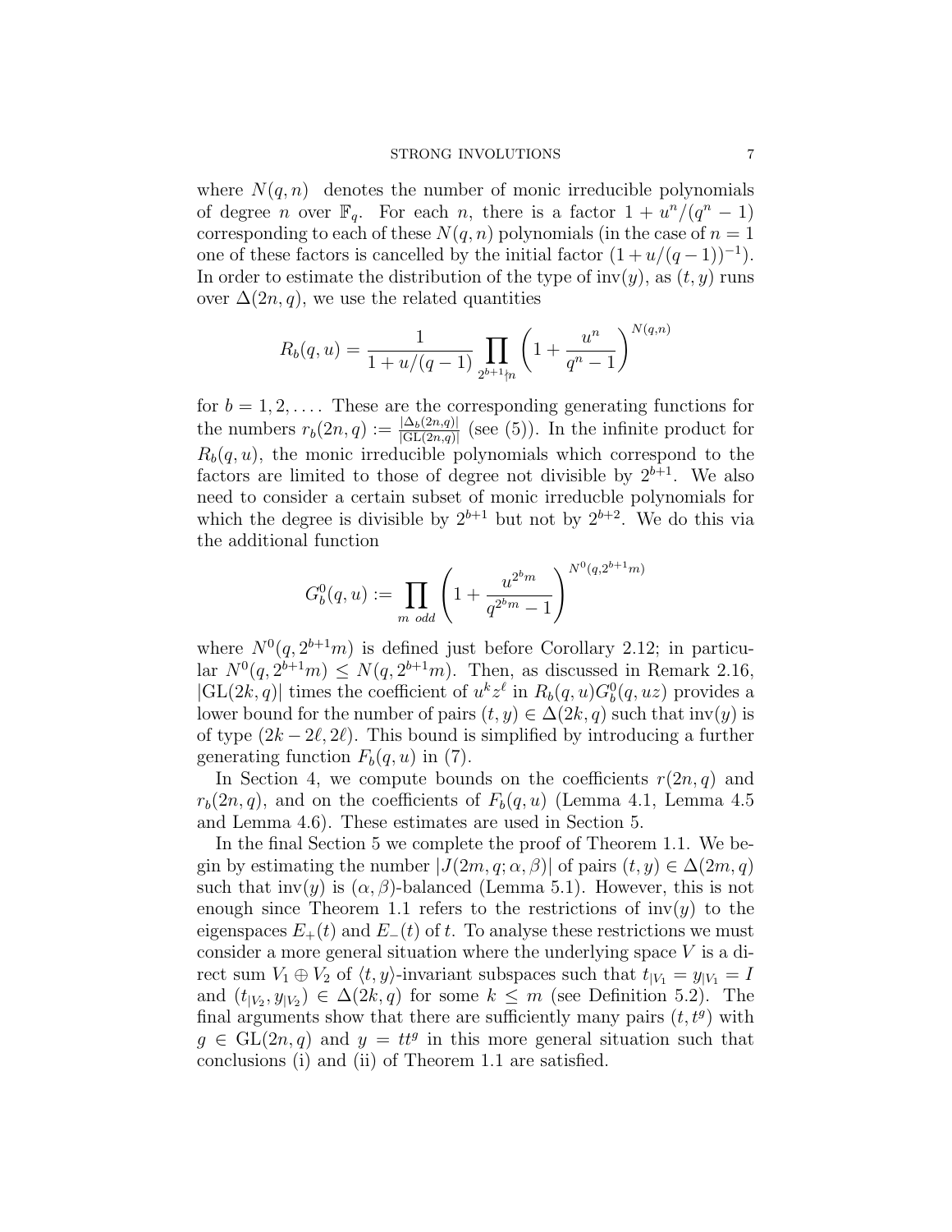where $N(q, n)$ denotes the number of monic irreducible polynomials of degree $n$ over $\mathbb{F}_q$. For each $n$, there is a factor $1 + u^n/(q^n - 1)$ corresponding to each of these $N(q, n)$ polynomials (in the case of $n = 1$ one of these factors is cancelled by the initial factor $(1 + u/(q - 1))^{-1}$). In order to estimate the distribution of the type of $\mathrm{inv}(y)$, as $(t, y)$ runs over $\Delta(2n, q)$, we use the related quantities

$$R_b(q, u) = \frac{1}{1 + u/(q-1)} \prod_{2^{b+1} \nmid n} \left(1 + \frac{u^n}{q^n - 1}\right)^{N(q,n)}$$

for $b = 1, 2, \ldots$. These are the corresponding generating functions for the numbers $r_b(2n, q) := \frac{|\Delta_b(2n,q)|}{|\mathrm{GL}(2n,q)|}$ (see (5)). In the infinite product for $R_b(q, u)$, the monic irreducible polynomials which correspond to the factors are limited to those of degree not divisible by $2^{b+1}$. We also need to consider a certain subset of monic irreducble polynomials for which the degree is divisible by $2^{b+1}$ but not by $2^{b+2}$. We do this via the additional function

$$G_b^0(q, u) := \prod_{m \text{ odd}} \left(1 + \frac{u^{2^b m}}{q^{2^b m} - 1}\right)^{N^0(q, 2^{b+1}m)}$$

where $N^0(q, 2^{b+1}m)$ is defined just before Corollary 2.12; in particular $N^0(q, 2^{b+1}m) \le N(q, 2^{b+1}m)$. Then, as discussed in Remark 2.16, $|\mathrm{GL}(2k, q)|$ times the coefficient of $u^k z^\ell$ in $R_b(q, u)G_b^0(q, uz)$ provides a lower bound for the number of pairs $(t, y) \in \Delta(2k, q)$ such that $\mathrm{inv}(y)$ is of type $(2k - 2\ell, 2\ell)$. This bound is simplified by introducing a further generating function $F_b(q, u)$ in (7).

In Section 4, we compute bounds on the coefficients $r(2n, q)$ and $r_b(2n, q)$, and on the coefficients of $F_b(q, u)$ (Lemma 4.1, Lemma 4.5 and Lemma 4.6). These estimates are used in Section 5.

In the final Section 5 we complete the proof of Theorem 1.1. We begin by estimating the number $|J(2m, q; \alpha, \beta)|$ of pairs $(t, y) \in \Delta(2m, q)$ such that $\mathrm{inv}(y)$ is $(\alpha, \beta)$-balanced (Lemma 5.1). However, this is not enough since Theorem 1.1 refers to the restrictions of $\mathrm{inv}(y)$ to the eigenspaces $E_+(t)$ and $E_-(t)$ of $t$. To analyse these restrictions we must consider a more general situation where the underlying space $V$ is a direct sum $V_1 \oplus V_2$ of $\langle t, y\rangle$-invariant subspaces such that $t_{|V_1} = y_{|V_1} = I$ and $(t_{|V_2}, y_{|V_2}) \in \Delta(2k, q)$ for some $k \le m$ (see Definition 5.2). The final arguments show that there are sufficiently many pairs $(t, t^g)$ with $g \in \mathrm{GL}(2n, q)$ and $y = tt^g$ in this more general situation such that conclusions (i) and (ii) of Theorem 1.1 are satisfied.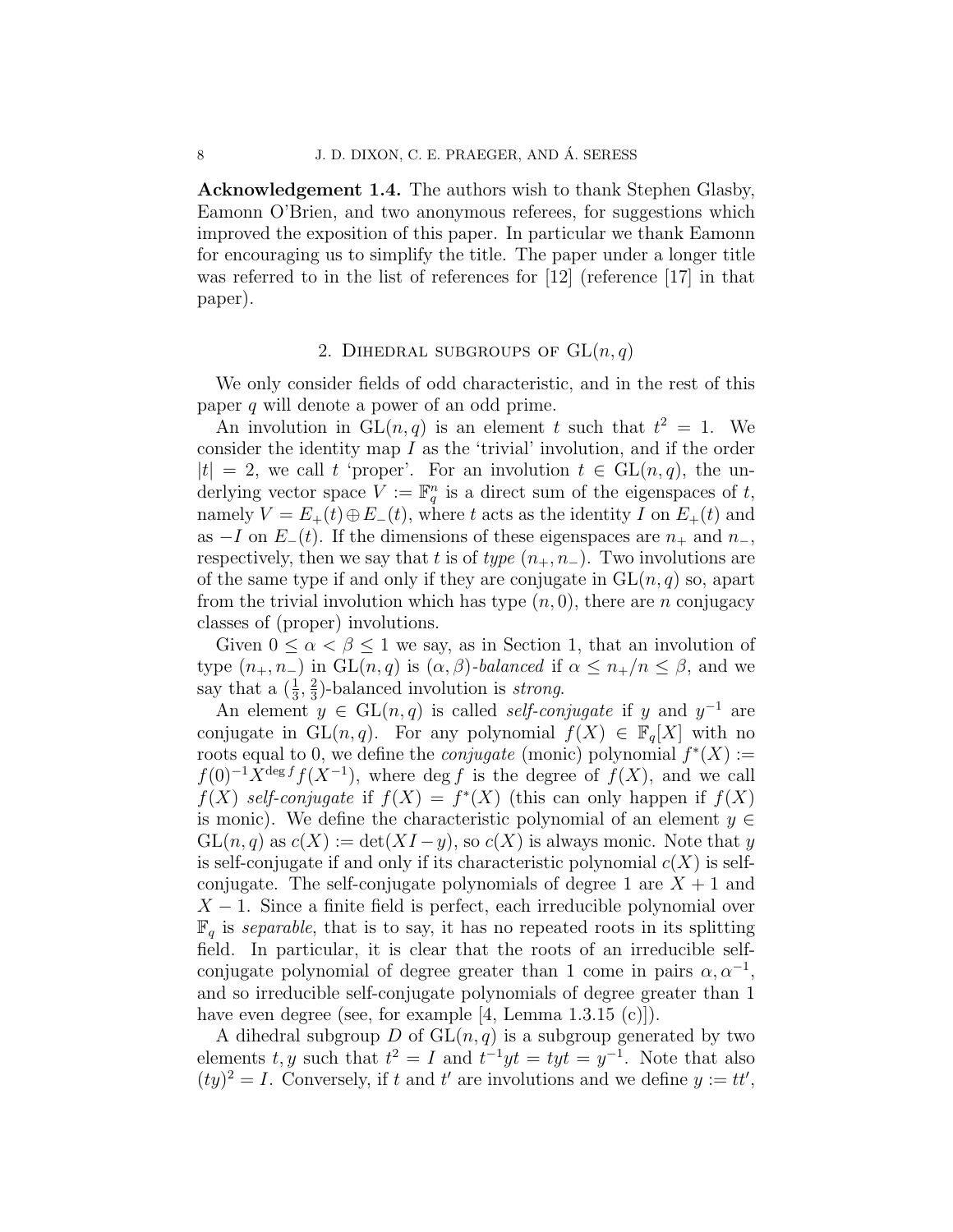**Acknowledgement 1.4.** The authors wish to thank Stephen Glasby, Eamonn O'Brien, and two anonymous referees, for suggestions which improved the exposition of this paper. In particular we thank Eamonn for encouraging us to simplify the title. The paper under a longer title was referred to in the list of references for [12] (reference [17] in that paper).

## 2. Dihedral subgroups of $\mathrm{GL}(n, q)$

We only consider fields of odd characteristic, and in the rest of this paper $q$ will denote a power of an odd prime.

An involution in $\mathrm{GL}(n, q)$ is an element $t$ such that $t^2 = 1$. We consider the identity map $I$ as the 'trivial' involution, and if the order $|t| = 2$, we call $t$ 'proper'. For an involution $t \in \mathrm{GL}(n, q)$, the underlying vector space $V := \mathbb{F}_q^n$ is a direct sum of the eigenspaces of $t$, namely $V = E_+(t) \oplus E_-(t)$, where $t$ acts as the identity $I$ on $E_+(t)$ and as $-I$ on $E_-(t)$. If the dimensions of these eigenspaces are $n_+$ and $n_-$, respectively, then we say that $t$ is of *type* $(n_+, n_-)$. Two involutions are of the same type if and only if they are conjugate in $\mathrm{GL}(n, q)$ so, apart from the trivial involution which has type $(n, 0)$, there are $n$ conjugacy classes of (proper) involutions.

Given $0 \leq \alpha < \beta \leq 1$ we say, as in Section 1, that an involution of type $(n_+, n_-)$ in $\mathrm{GL}(n, q)$ is *$(\alpha, \beta)$-balanced* if $\alpha \leq n_+/n \leq \beta$, and we say that a $(\frac{1}{3}, \frac{2}{3})$-balanced involution is *strong*.

An element $y \in \mathrm{GL}(n, q)$ is called *self-conjugate* if $y$ and $y^{-1}$ are conjugate in $\mathrm{GL}(n, q)$. For any polynomial $f(X) \in \mathbb{F}_q[X]$ with no roots equal to 0, we define the *conjugate* (monic) polynomial $f^*(X) := f(0)^{-1} X^{\deg f} f(X^{-1})$, where $\deg f$ is the degree of $f(X)$, and we call $f(X)$ *self-conjugate* if $f(X) = f^*(X)$ (this can only happen if $f(X)$ is monic). We define the characteristic polynomial of an element $y \in \mathrm{GL}(n, q)$ as $c(X) := \det(XI - y)$, so $c(X)$ is always monic. Note that $y$ is self-conjugate if and only if its characteristic polynomial $c(X)$ is self-conjugate. The self-conjugate polynomials of degree 1 are $X + 1$ and $X - 1$. Since a finite field is perfect, each irreducible polynomial over $\mathbb{F}_q$ is *separable*, that is to say, it has no repeated roots in its splitting field. In particular, it is clear that the roots of an irreducible self-conjugate polynomial of degree greater than 1 come in pairs $\alpha, \alpha^{-1}$, and so irreducible self-conjugate polynomials of degree greater than 1 have even degree (see, for example [4, Lemma 1.3.15 (c)]).

A dihedral subgroup $D$ of $\mathrm{GL}(n, q)$ is a subgroup generated by two elements $t, y$ such that $t^2 = I$ and $t^{-1}yt = tyt = y^{-1}$. Note that also $(ty)^2 = I$. Conversely, if $t$ and $t'$ are involutions and we define $y := tt'$,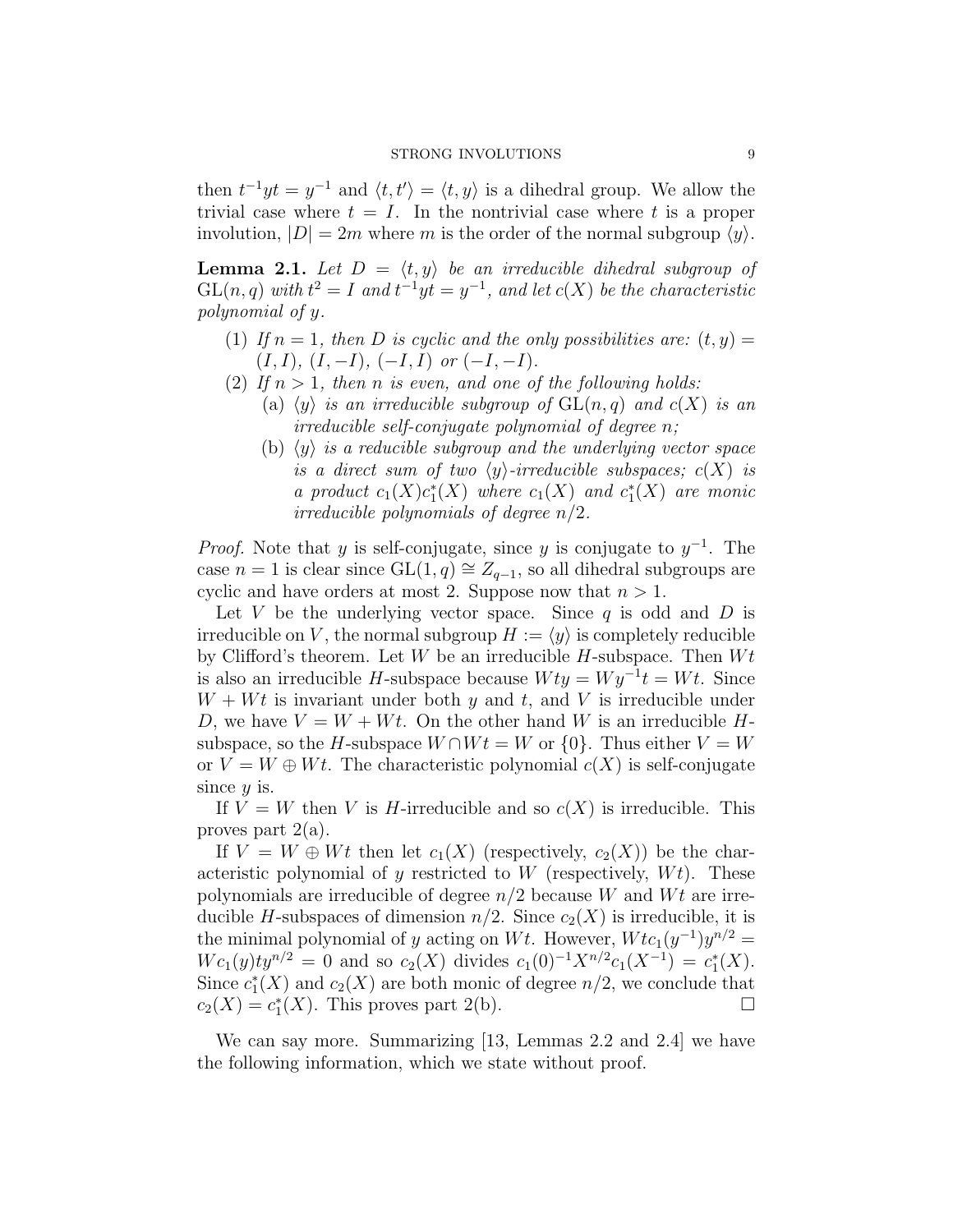then $t^{-1}yt = y^{-1}$ and $\langle t, t' \rangle = \langle t, y \rangle$ is a dihedral group. We allow the trivial case where $t = I$. In the nontrivial case where $t$ is a proper involution, $|D| = 2m$ where $m$ is the order of the normal subgroup $\langle y \rangle$.

**Lemma 2.1.** *Let $D = \langle t, y \rangle$ be an irreducible dihedral subgroup of $\mathrm{GL}(n, q)$ with $t^2 = I$ and $t^{-1}yt = y^{-1}$, and let $c(X)$ be the characteristic polynomial of $y$.*

1. *If $n = 1$, then $D$ is cyclic and the only possibilities are: $(t, y) = (I, I)$, $(I, -I)$, $(-I, I)$ or $(-I, -I)$.*
2. *If $n > 1$, then $n$ is even, and one of the following holds:*
   - (a) *$\langle y \rangle$ is an irreducible subgroup of $\mathrm{GL}(n, q)$ and $c(X)$ is an irreducible self-conjugate polynomial of degree $n$;*
   - (b) *$\langle y \rangle$ is a reducible subgroup and the underlying vector space is a direct sum of two $\langle y \rangle$-irreducible subspaces; $c(X)$ is a product $c_1(X)c_1^*(X)$ where $c_1(X)$ and $c_1^*(X)$ are monic irreducible polynomials of degree $n/2$.*

*Proof.* Note that $y$ is self-conjugate, since $y$ is conjugate to $y^{-1}$. The case $n = 1$ is clear since $\mathrm{GL}(1, q) \cong Z_{q-1}$, so all dihedral subgroups are cyclic and have orders at most 2. Suppose now that $n > 1$.

Let $V$ be the underlying vector space. Since $q$ is odd and $D$ is irreducible on $V$, the normal subgroup $H := \langle y \rangle$ is completely reducible by Clifford's theorem. Let $W$ be an irreducible $H$-subspace. Then $Wt$ is also an irreducible $H$-subspace because $Wty = Wy^{-1}t = Wt$. Since $W + Wt$ is invariant under both $y$ and $t$, and $V$ is irreducible under $D$, we have $V = W + Wt$. On the other hand $W$ is an irreducible $H$-subspace, so the $H$-subspace $W \cap Wt = W$ or $\{0\}$. Thus either $V = W$ or $V = W \oplus Wt$. The characteristic polynomial $c(X)$ is self-conjugate since $y$ is.

If $V = W$ then $V$ is $H$-irreducible and so $c(X)$ is irreducible. This proves part 2(a).

If $V = W \oplus Wt$ then let $c_1(X)$ (respectively, $c_2(X)$) be the characteristic polynomial of $y$ restricted to $W$ (respectively, $Wt$). These polynomials are irreducible of degree $n/2$ because $W$ and $Wt$ are irreducible $H$-subspaces of dimension $n/2$. Since $c_2(X)$ is irreducible, it is the minimal polynomial of $y$ acting on $Wt$. However, $Wtc_1(y^{-1})y^{n/2} = Wc_1(y)ty^{n/2} = 0$ and so $c_2(X)$ divides $c_1(0)^{-1}X^{n/2}c_1(X^{-1}) = c_1^*(X)$. Since $c_1^*(X)$ and $c_2(X)$ are both monic of degree $n/2$, we conclude that $c_2(X) = c_1^*(X)$. This proves part 2(b). $\square$

We can say more. Summarizing [13, Lemmas 2.2 and 2.4] we have the following information, which we state without proof.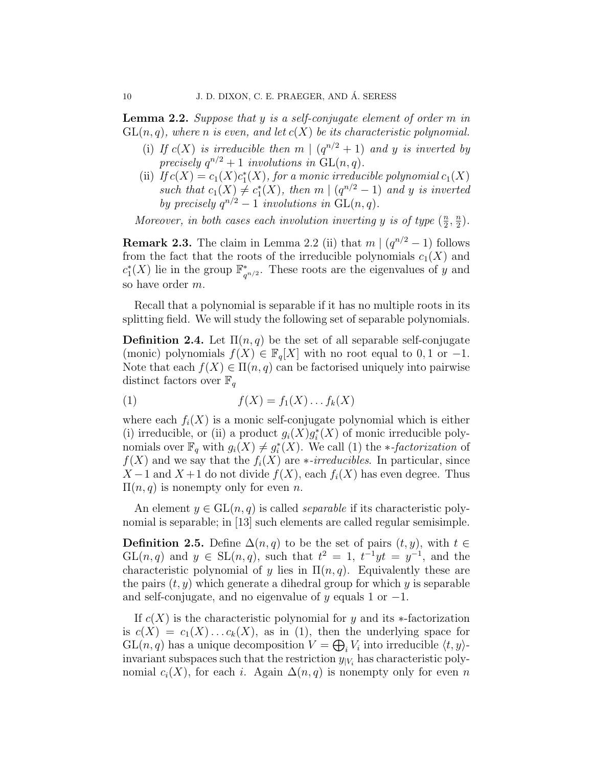**Lemma 2.2.** *Suppose that $y$ is a self-conjugate element of order $m$ in $\mathrm{GL}(n, q)$, where $n$ is even, and let $c(X)$ be its characteristic polynomial.*

- (i) *If $c(X)$ is irreducible then $m \mid (q^{n/2} + 1)$ and $y$ is inverted by precisely $q^{n/2} + 1$ involutions in $\mathrm{GL}(n, q)$.*
- (ii) *If $c(X) = c_1(X)c_1^*(X)$, for a monic irreducible polynomial $c_1(X)$ such that $c_1(X) \neq c_1^*(X)$, then $m \mid (q^{n/2} - 1)$ and $y$ is inverted by precisely $q^{n/2} - 1$ involutions in $\mathrm{GL}(n, q)$.*

*Moreover, in both cases each involution inverting $y$ is of type $(\frac{n}{2}, \frac{n}{2})$.*

**Remark 2.3.** The claim in Lemma 2.2 (ii) that $m \mid (q^{n/2} - 1)$ follows from the fact that the roots of the irreducible polynomials $c_1(X)$ and $c_1^*(X)$ lie in the group $\mathbb{F}_{q^{n/2}}^*$. These roots are the eigenvalues of $y$ and so have order $m$.

Recall that a polynomial is separable if it has no multiple roots in its splitting field. We will study the following set of separable polynomials.

**Definition 2.4.** Let $\Pi(n, q)$ be the set of all separable self-conjugate (monic) polynomials $f(X) \in \mathbb{F}_q[X]$ with no root equal to $0, 1$ or $-1$. Note that each $f(X) \in \Pi(n, q)$ can be factorised uniquely into pairwise distinct factors over $\mathbb{F}_q$

$$f(X) = f_1(X) \dots f_k(X) \tag{1}$$

where each $f_i(X)$ is a monic self-conjugate polynomial which is either (i) irreducible, or (ii) a product $g_i(X)g_i^*(X)$ of monic irreducible polynomials over $\mathbb{F}_q$ with $g_i(X) \neq g_i^*(X)$. We call (1) the *$*$-factorization* of $f(X)$ and we say that the $f_i(X)$ are *$*$-irreducibles*. In particular, since $X - 1$ and $X + 1$ do not divide $f(X)$, each $f_i(X)$ has even degree. Thus $\Pi(n, q)$ is nonempty only for even $n$.

An element $y \in \mathrm{GL}(n, q)$ is called *separable* if its characteristic polynomial is separable; in [13] such elements are called regular semisimple.

**Definition 2.5.** Define $\Delta(n, q)$ to be the set of pairs $(t, y)$, with $t \in \mathrm{GL}(n, q)$ and $y \in \mathrm{SL}(n, q)$, such that $t^2 = 1$, $t^{-1}yt = y^{-1}$, and the characteristic polynomial of $y$ lies in $\Pi(n, q)$. Equivalently these are the pairs $(t, y)$ which generate a dihedral group for which $y$ is separable and self-conjugate, and no eigenvalue of $y$ equals $1$ or $-1$.

If $c(X)$ is the characteristic polynomial for $y$ and its $*$-factorization is $c(X) = c_1(X) \dots c_k(X)$, as in (1), then the underlying space for $\mathrm{GL}(n, q)$ has a unique decomposition $V = \bigoplus_i V_i$ into irreducible $\langle t, y \rangle$-invariant subspaces such that the restriction $y_{|V_i}$ has characteristic polynomial $c_i(X)$, for each $i$. Again $\Delta(n, q)$ is nonempty only for even $n$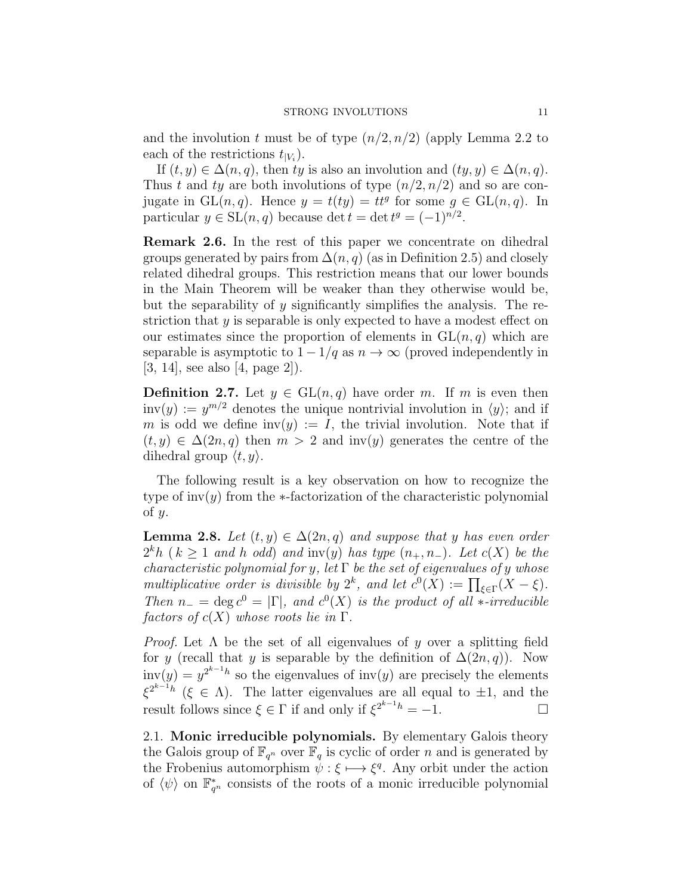and the involution $t$ must be of type $(n/2, n/2)$ (apply Lemma 2.2 to each of the restrictions $t_{|V_i}$).

If $(t, y) \in \Delta(n, q)$, then $ty$ is also an involution and $(ty, y) \in \Delta(n, q)$. Thus $t$ and $ty$ are both involutions of type $(n/2, n/2)$ and so are conjugate in $\mathrm{GL}(n, q)$. Hence $y = t(ty) = tt^g$ for some $g \in \mathrm{GL}(n, q)$. In particular $y \in \mathrm{SL}(n, q)$ because $\det t = \det t^g = (-1)^{n/2}$.

**Remark 2.6.** In the rest of this paper we concentrate on dihedral groups generated by pairs from $\Delta(n, q)$ (as in Definition 2.5) and closely related dihedral groups. This restriction means that our lower bounds in the Main Theorem will be weaker than they otherwise would be, but the separability of $y$ significantly simplifies the analysis. The restriction that $y$ is separable is only expected to have a modest effect on our estimates since the proportion of elements in $\mathrm{GL}(n, q)$ which are separable is asymptotic to $1 - 1/q$ as $n \to \infty$ (proved independently in [3, 14], see also [4, page 2]).

**Definition 2.7.** Let $y \in \mathrm{GL}(n, q)$ have order $m$. If $m$ is even then $\mathrm{inv}(y) := y^{m/2}$ denotes the unique nontrivial involution in $\langle y \rangle$; and if $m$ is odd we define $\mathrm{inv}(y) := I$, the trivial involution. Note that if $(t, y) \in \Delta(2n, q)$ then $m > 2$ and $\mathrm{inv}(y)$ generates the centre of the dihedral group $\langle t, y \rangle$.

The following result is a key observation on how to recognize the type of $\mathrm{inv}(y)$ from the $*$-factorization of the characteristic polynomial of $y$.

**Lemma 2.8.** *Let $(t, y) \in \Delta(2n, q)$ and suppose that $y$ has even order $2^k h$ ($k \geq 1$ and $h$ odd) and $\mathrm{inv}(y)$ has type $(n_+, n_-)$. Let $c(X)$ be the characteristic polynomial for $y$, let $\Gamma$ be the set of eigenvalues of $y$ whose multiplicative order is divisible by $2^k$, and let $c^0(X) := \prod_{\xi \in \Gamma}(X - \xi)$. Then $n_- = \deg c^0 = |\Gamma|$, and $c^0(X)$ is the product of all $*$-irreducible factors of $c(X)$ whose roots lie in $\Gamma$.*

*Proof.* Let $\Lambda$ be the set of all eigenvalues of $y$ over a splitting field for $y$ (recall that $y$ is separable by the definition of $\Delta(2n, q)$). Now $\mathrm{inv}(y) = y^{2^{k-1}h}$ so the eigenvalues of $\mathrm{inv}(y)$ are precisely the elements $\xi^{2^{k-1}h}$ ($\xi \in \Lambda$). The latter eigenvalues are all equal to $\pm 1$, and the result follows since $\xi \in \Gamma$ if and only if $\xi^{2^{k-1}h} = -1$. □

## 2.1. Monic irreducible polynomials.

By elementary Galois theory the Galois group of $\mathbb{F}_{q^n}$ over $\mathbb{F}_q$ is cyclic of order $n$ and is generated by the Frobenius automorphism $\psi : \xi \longmapsto \xi^q$. Any orbit under the action of $\langle \psi \rangle$ on $\mathbb{F}_{q^n}^*$ consists of the roots of a monic irreducible polynomial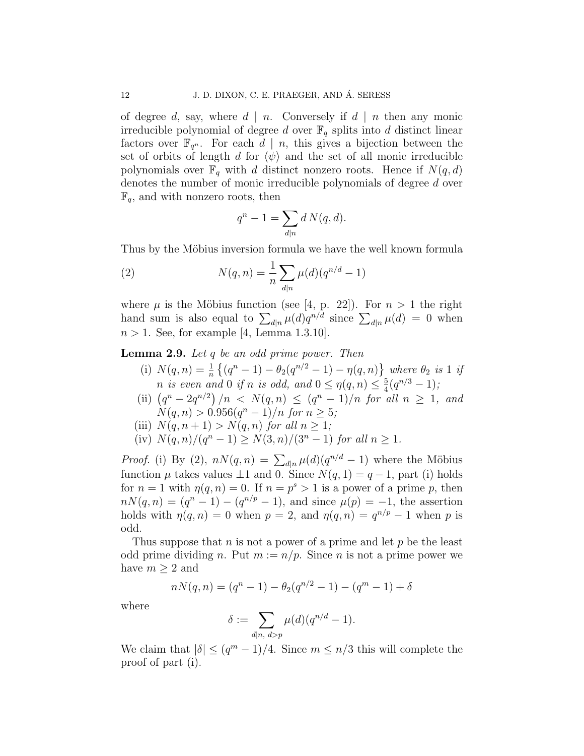of degree $d$, say, where $d \mid n$. Conversely if $d \mid n$ then any monic irreducible polynomial of degree $d$ over $\mathbb{F}_q$ splits into $d$ distinct linear factors over $\mathbb{F}_{q^n}$. For each $d \mid n$, this gives a bijection between the set of orbits of length $d$ for $\langle \psi \rangle$ and the set of all monic irreducible polynomials over $\mathbb{F}_q$ with $d$ distinct nonzero roots. Hence if $N(q, d)$ denotes the number of monic irreducible polynomials of degree $d$ over $\mathbb{F}_q$, and with nonzero roots, then

$$q^n - 1 = \sum_{d \mid n} d\, N(q, d).$$

Thus by the Möbius inversion formula we have the well known formula

$$N(q, n) = \frac{1}{n} \sum_{d \mid n} \mu(d)(q^{n/d} - 1) \tag{2}$$

where $\mu$ is the Möbius function (see [4, p. 22]). For $n > 1$ the right hand sum is also equal to $\sum_{d \mid n} \mu(d) q^{n/d}$ since $\sum_{d \mid n} \mu(d) = 0$ when $n > 1$. See, for example [4, Lemma 1.3.10].

**Lemma 2.9.** *Let $q$ be an odd prime power. Then*

- (i) *$N(q, n) = \frac{1}{n}\left\{(q^n - 1) - \theta_2(q^{n/2} - 1) - \eta(q, n)\right\}$ where $\theta_2$ is 1 if $n$ is even and 0 if $n$ is odd, and $0 \le \eta(q, n) \le \frac{5}{4}(q^{n/3} - 1)$;*
- (ii) *$\left(q^n - 2q^{n/2}\right)/n < N(q, n) \le (q^n - 1)/n$ for all $n \ge 1$, and $N(q, n) > 0.956(q^n - 1)/n$ for $n \ge 5$;*
- (iii) *$N(q, n + 1) > N(q, n)$ for all $n \ge 1$;*
- (iv) *$N(q, n)/(q^n - 1) \ge N(3, n)/(3^n - 1)$ for all $n \ge 1$.*

*Proof.* (i) By (2), $nN(q, n) = \sum_{d \mid n} \mu(d)(q^{n/d} - 1)$ where the Möbius function $\mu$ takes values $\pm 1$ and 0. Since $N(q, 1) = q - 1$, part (i) holds for $n = 1$ with $\eta(q, n) = 0$. If $n = p^s > 1$ is a power of a prime $p$, then $nN(q, n) = (q^n - 1) - (q^{n/p} - 1)$, and since $\mu(p) = -1$, the assertion holds with $\eta(q, n) = 0$ when $p = 2$, and $\eta(q, n) = q^{n/p} - 1$ when $p$ is odd.

Thus suppose that $n$ is not a power of a prime and let $p$ be the least odd prime dividing $n$. Put $m := n/p$. Since $n$ is not a prime power we have $m \ge 2$ and

$$nN(q, n) = (q^n - 1) - \theta_2(q^{n/2} - 1) - (q^m - 1) + \delta$$

where

$$\delta := \sum_{d \mid n,\ d > p} \mu(d)(q^{n/d} - 1).$$

We claim that $|\delta| \le (q^m - 1)/4$. Since $m \le n/3$ this will complete the proof of part (i).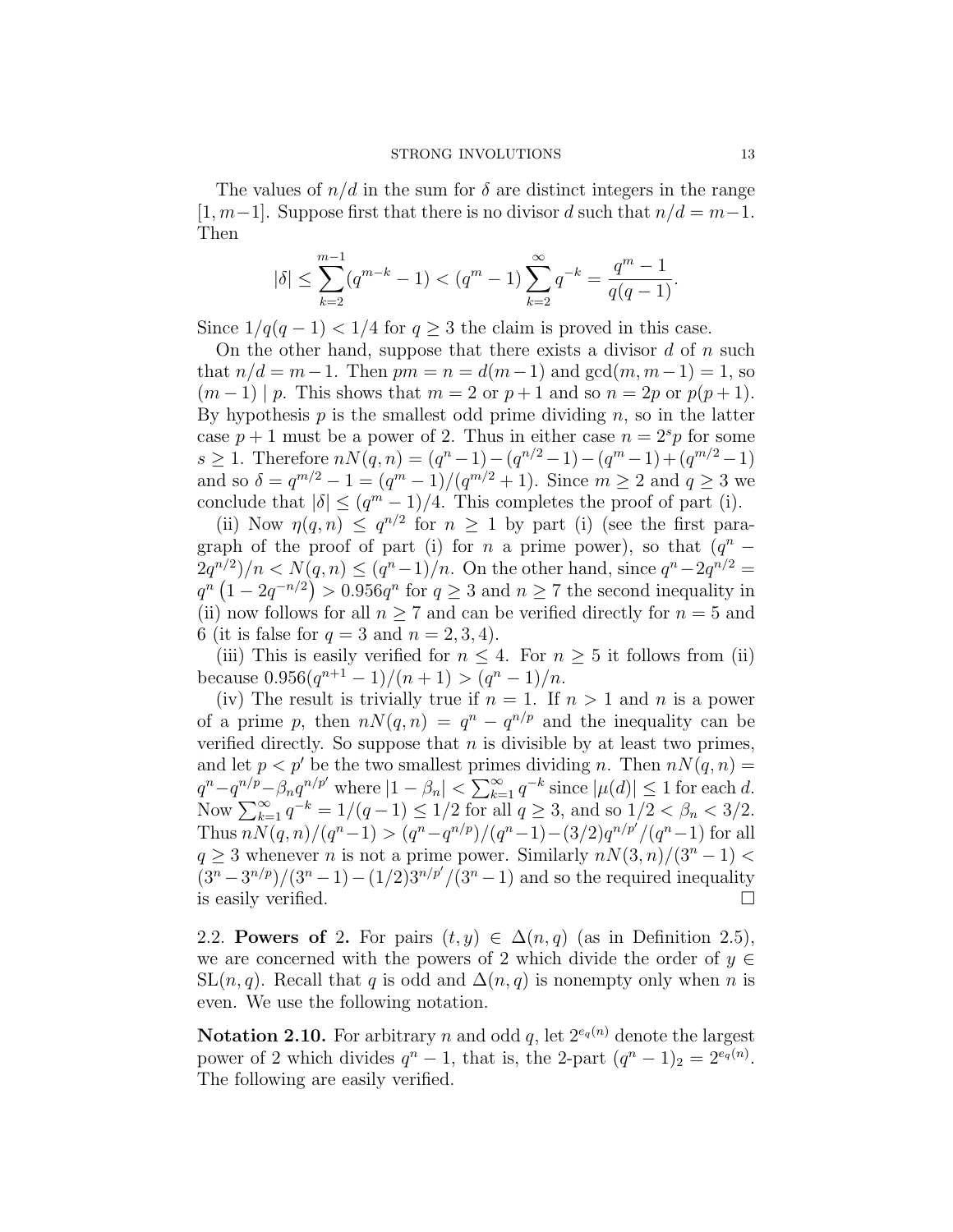The values of $n/d$ in the sum for $\delta$ are distinct integers in the range $[1, m-1]$. Suppose first that there is no divisor $d$ such that $n/d = m-1$. Then

$$|\delta| \leq \sum_{k=2}^{m-1}(q^{m-k}-1) < (q^m-1)\sum_{k=2}^{\infty} q^{-k} = \frac{q^m-1}{q(q-1)}.$$

Since $1/q(q-1) < 1/4$ for $q \geq 3$ the claim is proved in this case.

On the other hand, suppose that there exists a divisor $d$ of $n$ such that $n/d = m-1$. Then $pm = n = d(m-1)$ and $\gcd(m, m-1) = 1$, so $(m-1) \mid p$. This shows that $m = 2$ or $p+1$ and so $n = 2p$ or $p(p+1)$. By hypothesis $p$ is the smallest odd prime dividing $n$, so in the latter case $p+1$ must be a power of 2. Thus in either case $n = 2^s p$ for some $s \geq 1$. Therefore $nN(q,n) = (q^n-1) - (q^{n/2}-1) - (q^m-1) + (q^{m/2}-1)$ and so $\delta = q^{m/2} - 1 = (q^m-1)/(q^{m/2}+1)$. Since $m \geq 2$ and $q \geq 3$ we conclude that $|\delta| \leq (q^m-1)/4$. This completes the proof of part (i).

(ii) Now $\eta(q,n) \leq q^{n/2}$ for $n \geq 1$ by part (i) (see the first paragraph of the proof of part (i) for $n$ a prime power), so that $(q^n - 2q^{n/2})/n < N(q,n) \leq (q^n-1)/n$. On the other hand, since $q^n - 2q^{n/2} = q^n\left(1 - 2q^{-n/2}\right) > 0.956q^n$ for $q \geq 3$ and $n \geq 7$ the second inequality in (ii) now follows for all $n \geq 7$ and can be verified directly for $n = 5$ and 6 (it is false for $q = 3$ and $n = 2, 3, 4$).

(iii) This is easily verified for $n \leq 4$. For $n \geq 5$ it follows from (ii) because $0.956(q^{n+1}-1)/(n+1) > (q^n-1)/n$.

(iv) The result is trivially true if $n = 1$. If $n > 1$ and $n$ is a power of a prime $p$, then $nN(q,n) = q^n - q^{n/p}$ and the inequality can be verified directly. So suppose that $n$ is divisible by at least two primes, and let $p < p'$ be the two smallest primes dividing $n$. Then $nN(q,n) = q^n - q^{n/p} - \beta_n q^{n/p'}$ where $|1 - \beta_n| < \sum_{k=1}^{\infty} q^{-k}$ since $|\mu(d)| \leq 1$ for each $d$. Now $\sum_{k=1}^{\infty} q^{-k} = 1/(q-1) \leq 1/2$ for all $q \geq 3$, and so $1/2 < \beta_n < 3/2$. Thus $nN(q,n)/(q^n-1) > (q^n - q^{n/p})/(q^n-1) - (3/2)q^{n/p'}/(q^n-1)$ for all $q \geq 3$ whenever $n$ is not a prime power. Similarly $nN(3,n)/(3^n-1) < (3^n - 3^{n/p})/(3^n-1) - (1/2)3^{n/p'}/(3^n-1)$ and so the required inequality is easily verified. $\square$

2.2. **Powers of 2.** For pairs $(t, y) \in \Delta(n, q)$ (as in Definition 2.5), we are concerned with the powers of 2 which divide the order of $y \in \mathrm{SL}(n, q)$. Recall that $q$ is odd and $\Delta(n, q)$ is nonempty only when $n$ is even. We use the following notation.

**Notation 2.10.** For arbitrary $n$ and odd $q$, let $2^{e_q(n)}$ denote the largest power of 2 which divides $q^n - 1$, that is, the 2-part $(q^n-1)_2 = 2^{e_q(n)}$. The following are easily verified.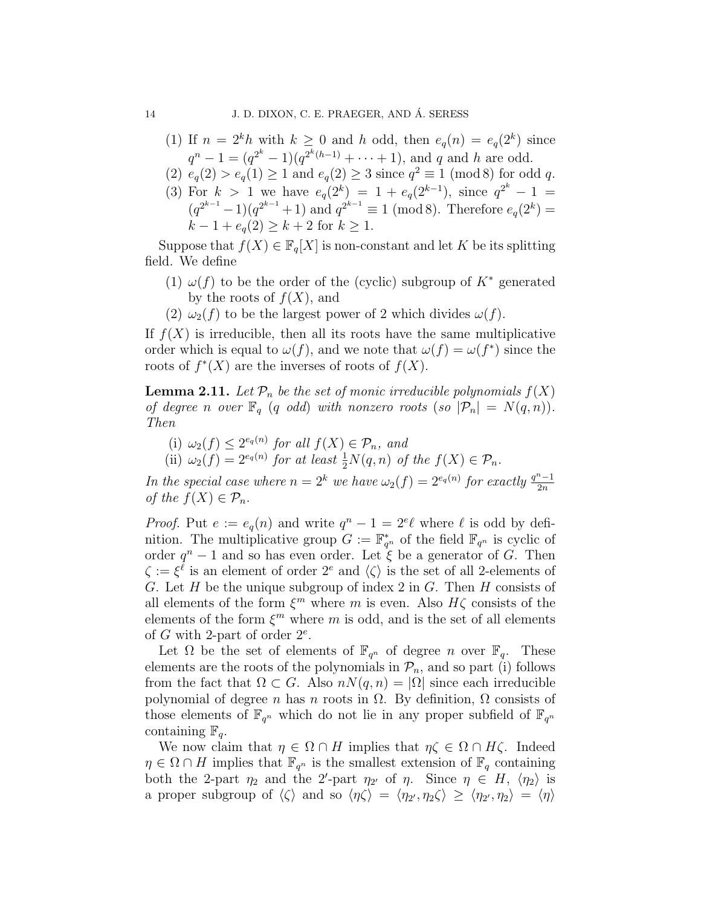(1) If $n = 2^k h$ with $k \geq 0$ and $h$ odd, then $e_q(n) = e_q(2^k)$ since $q^n - 1 = (q^{2^k} - 1)(q^{2^k(h-1)} + \cdots + 1)$, and $q$ and $h$ are odd.
(2) $e_q(2) > e_q(1) \geq 1$ and $e_q(2) \geq 3$ since $q^2 \equiv 1 \pmod 8$ for odd $q$.
(3) For $k > 1$ we have $e_q(2^k) = 1 + e_q(2^{k-1})$, since $q^{2^k} - 1 = (q^{2^{k-1}} - 1)(q^{2^{k-1}} + 1)$ and $q^{2^{k-1}} \equiv 1 \pmod 8$. Therefore $e_q(2^k) = k - 1 + e_q(2) \geq k + 2$ for $k \geq 1$.

Suppose that $f(X) \in \mathbb{F}_q[X]$ is non-constant and let $K$ be its splitting field. We define

(1) $\omega(f)$ to be the order of the (cyclic) subgroup of $K^*$ generated by the roots of $f(X)$, and
(2) $\omega_2(f)$ to be the largest power of 2 which divides $\omega(f)$.

If $f(X)$ is irreducible, then all its roots have the same multiplicative order which is equal to $\omega(f)$, and we note that $\omega(f) = \omega(f^*)$ since the roots of $f^*(X)$ are the inverses of roots of $f(X)$.

**Lemma 2.11.** *Let $\mathcal{P}_n$ be the set of monic irreducible polynomials $f(X)$ of degree $n$ over $\mathbb{F}_q$ ($q$ odd) with nonzero roots (so $|\mathcal{P}_n| = N(q,n)$). Then*

(i) *$\omega_2(f) \leq 2^{e_q(n)}$ for all $f(X) \in \mathcal{P}_n$, and*
(ii) *$\omega_2(f) = 2^{e_q(n)}$ for at least $\frac{1}{2}N(q,n)$ of the $f(X) \in \mathcal{P}_n$.*

*In the special case where $n = 2^k$ we have $\omega_2(f) = 2^{e_q(n)}$ for exactly $\frac{q^n-1}{2n}$ of the $f(X) \in \mathcal{P}_n$.*

*Proof.* Put $e := e_q(n)$ and write $q^n - 1 = 2^e \ell$ where $\ell$ is odd by definition. The multiplicative group $G := \mathbb{F}_{q^n}^*$ of the field $\mathbb{F}_{q^n}$ is cyclic of order $q^n - 1$ and so has even order. Let $\xi$ be a generator of $G$. Then $\zeta := \xi^\ell$ is an element of order $2^e$ and $\langle \zeta \rangle$ is the set of all 2-elements of $G$. Let $H$ be the unique subgroup of index 2 in $G$. Then $H$ consists of all elements of the form $\xi^m$ where $m$ is even. Also $H\zeta$ consists of the elements of the form $\xi^m$ where $m$ is odd, and is the set of all elements of $G$ with 2-part of order $2^e$.

Let $\Omega$ be the set of elements of $\mathbb{F}_{q^n}$ of degree $n$ over $\mathbb{F}_q$. These elements are the roots of the polynomials in $\mathcal{P}_n$, and so part (i) follows from the fact that $\Omega \subset G$. Also $nN(q,n) = |\Omega|$ since each irreducible polynomial of degree $n$ has $n$ roots in $\Omega$. By definition, $\Omega$ consists of those elements of $\mathbb{F}_{q^n}$ which do not lie in any proper subfield of $\mathbb{F}_{q^n}$ containing $\mathbb{F}_q$.

We now claim that $\eta \in \Omega \cap H$ implies that $\eta\zeta \in \Omega \cap H\zeta$. Indeed $\eta \in \Omega \cap H$ implies that $\mathbb{F}_{q^n}$ is the smallest extension of $\mathbb{F}_q$ containing both the 2-part $\eta_2$ and the $2'$-part $\eta_{2'}$ of $\eta$. Since $\eta \in H$, $\langle \eta_2 \rangle$ is a proper subgroup of $\langle \zeta \rangle$ and so $\langle \eta\zeta \rangle = \langle \eta_{2'}, \eta_2\zeta \rangle \geq \langle \eta_{2'}, \eta_2 \rangle = \langle \eta \rangle$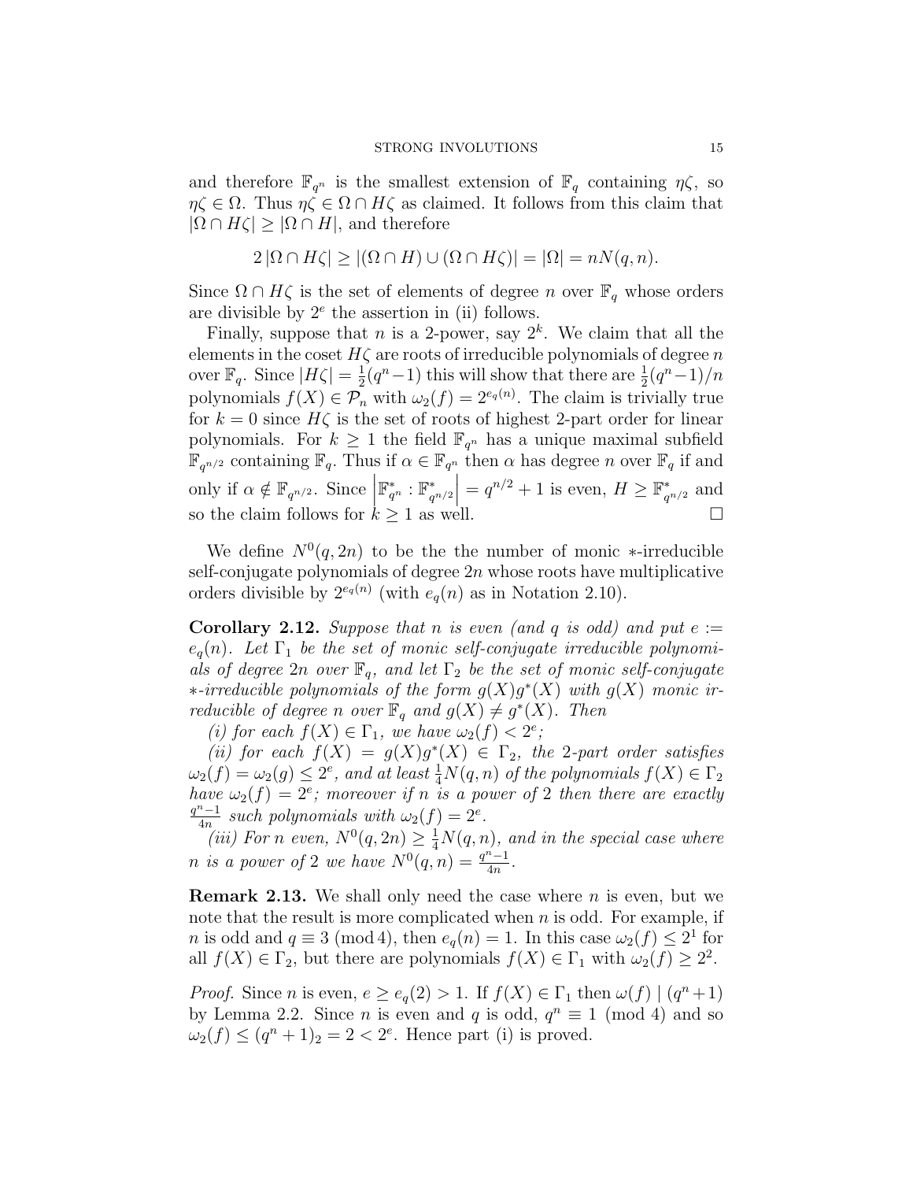and therefore $\mathbb{F}_{q^n}$ is the smallest extension of $\mathbb{F}_q$ containing $\eta\zeta$, so $\eta\zeta \in \Omega$. Thus $\eta\zeta \in \Omega \cap H\zeta$ as claimed. It follows from this claim that $|\Omega \cap H\zeta| \geq |\Omega \cap H|$, and therefore

$$2\,|\Omega \cap H\zeta| \geq |(\Omega \cap H) \cup (\Omega \cap H\zeta)| = |\Omega| = nN(q,n).$$

Since $\Omega \cap H\zeta$ is the set of elements of degree $n$ over $\mathbb{F}_q$ whose orders are divisible by $2^e$ the assertion in (ii) follows.

Finally, suppose that $n$ is a 2-power, say $2^k$. We claim that all the elements in the coset $H\zeta$ are roots of irreducible polynomials of degree $n$ over $\mathbb{F}_q$. Since $|H\zeta| = \frac{1}{2}(q^n - 1)$ this will show that there are $\frac{1}{2}(q^n-1)/n$ polynomials $f(X) \in \mathcal{P}_n$ with $\omega_2(f) = 2^{e_q(n)}$. The claim is trivially true for $k = 0$ since $H\zeta$ is the set of roots of highest 2-part order for linear polynomials. For $k \geq 1$ the field $\mathbb{F}_{q^n}$ has a unique maximal subfield $\mathbb{F}_{q^{n/2}}$ containing $\mathbb{F}_q$. Thus if $\alpha \in \mathbb{F}_{q^n}$ then $\alpha$ has degree $n$ over $\mathbb{F}_q$ if and only if $\alpha \notin \mathbb{F}_{q^{n/2}}$. Since $\left|\mathbb{F}_{q^n}^* : \mathbb{F}_{q^{n/2}}^*\right| = q^{n/2} + 1$ is even, $H \geq \mathbb{F}_{q^{n/2}}^*$ and so the claim follows for $k \geq 1$ as well. $\square$

We define $N^0(q, 2n)$ to be the the number of monic $*$-irreducible self-conjugate polynomials of degree $2n$ whose roots have multiplicative orders divisible by $2^{e_q(n)}$ (with $e_q(n)$ as in Notation 2.10).

**Corollary 2.12.** *Suppose that $n$ is even (and $q$ is odd) and put $e := e_q(n)$. Let $\Gamma_1$ be the set of monic self-conjugate irreducible polynomials of degree $2n$ over $\mathbb{F}_q$, and let $\Gamma_2$ be the set of monic self-conjugate $*$-irreducible polynomials of the form $g(X)g^*(X)$ with $g(X)$ monic irreducible of degree $n$ over $\mathbb{F}_q$ and $g(X) \neq g^*(X)$. Then*

*(i) for each $f(X) \in \Gamma_1$, we have $\omega_2(f) < 2^e$;*

*(ii) for each $f(X) = g(X)g^*(X) \in \Gamma_2$, the 2-part order satisfies $\omega_2(f) = \omega_2(g) \leq 2^e$, and at least $\frac{1}{4}N(q,n)$ of the polynomials $f(X) \in \Gamma_2$ have $\omega_2(f) = 2^e$; moreover if $n$ is a power of 2 then there are exactly $\frac{q^n-1}{4n}$ such polynomials with $\omega_2(f) = 2^e$.*

*(iii) For $n$ even, $N^0(q, 2n) \geq \frac{1}{4}N(q,n)$, and in the special case where $n$ is a power of 2 we have $N^0(q,n) = \frac{q^n-1}{4n}$.*

**Remark 2.13.** We shall only need the case where $n$ is even, but we note that the result is more complicated when $n$ is odd. For example, if $n$ is odd and $q \equiv 3 \pmod 4$, then $e_q(n) = 1$. In this case $\omega_2(f) \leq 2^1$ for all $f(X) \in \Gamma_2$, but there are polynomials $f(X) \in \Gamma_1$ with $\omega_2(f) \geq 2^2$.

*Proof.* Since $n$ is even, $e \geq e_q(2) > 1$. If $f(X) \in \Gamma_1$ then $\omega(f) \mid (q^n+1)$ by Lemma 2.2. Since $n$ is even and $q$ is odd, $q^n \equiv 1 \pmod 4$ and so $\omega_2(f) \leq (q^n + 1)_2 = 2 < 2^e$. Hence part (i) is proved.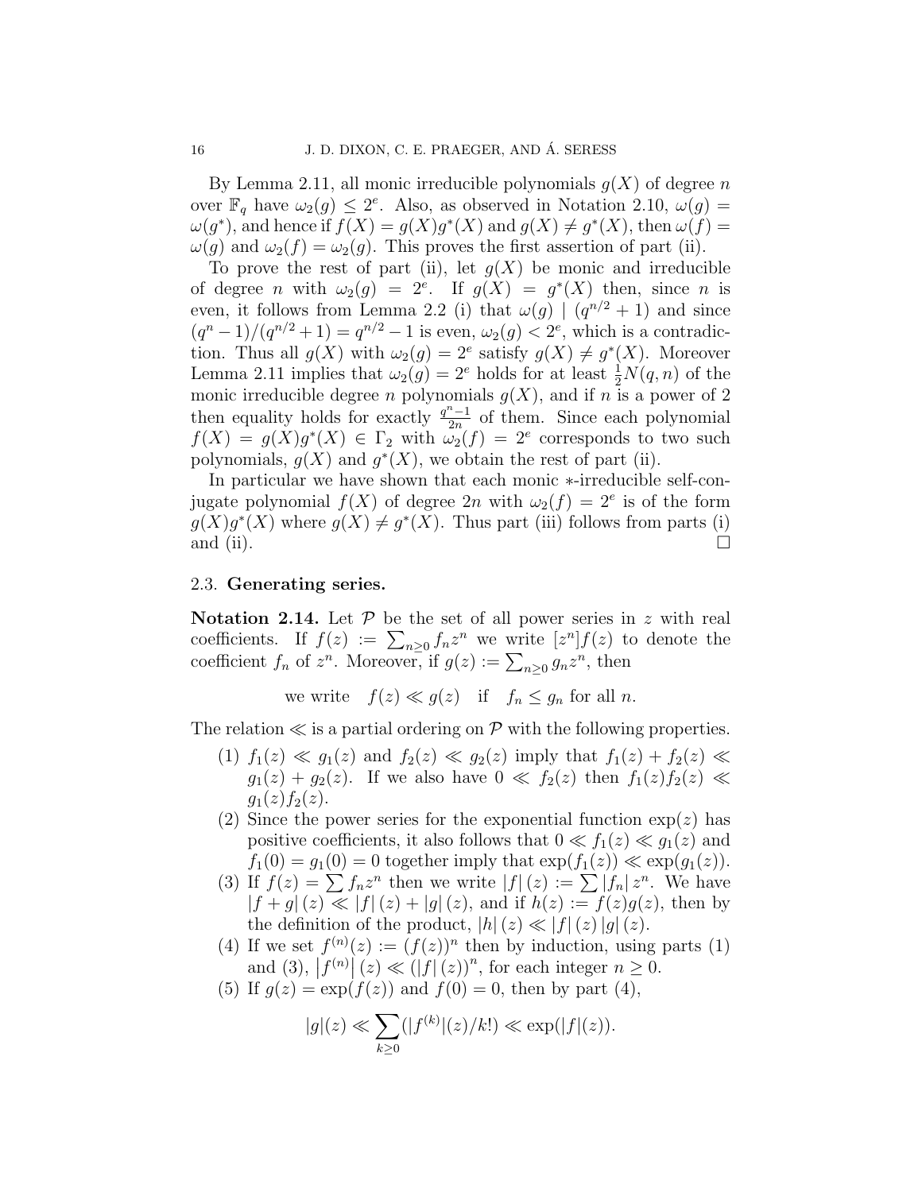By Lemma 2.11, all monic irreducible polynomials $g(X)$ of degree $n$ over $\mathbb{F}_q$ have $\omega_2(g) \leq 2^e$. Also, as observed in Notation 2.10, $\omega(g) = \omega(g^*)$, and hence if $f(X) = g(X)g^*(X)$ and $g(X) \neq g^*(X)$, then $\omega(f) = \omega(g)$ and $\omega_2(f) = \omega_2(g)$. This proves the first assertion of part (ii).

To prove the rest of part (ii), let $g(X)$ be monic and irreducible of degree $n$ with $\omega_2(g) = 2^e$. If $g(X) = g^*(X)$ then, since $n$ is even, it follows from Lemma 2.2 (i) that $\omega(g) \mid (q^{n/2}+1)$ and since $(q^n-1)/(q^{n/2}+1) = q^{n/2}-1$ is even, $\omega_2(g) < 2^e$, which is a contradiction. Thus all $g(X)$ with $\omega_2(g) = 2^e$ satisfy $g(X) \neq g^*(X)$. Moreover Lemma 2.11 implies that $\omega_2(g) = 2^e$ holds for at least $\frac{1}{2}N(q,n)$ of the monic irreducible degree $n$ polynomials $g(X)$, and if $n$ is a power of 2 then equality holds for exactly $\frac{q^n-1}{2n}$ of them. Since each polynomial $f(X) = g(X)g^*(X) \in \Gamma_2$ with $\omega_2(f) = 2^e$ corresponds to two such polynomials, $g(X)$ and $g^*(X)$, we obtain the rest of part (ii).

In particular we have shown that each monic $*$-irreducible self-conjugate polynomial $f(X)$ of degree $2n$ with $\omega_2(f) = 2^e$ is of the form $g(X)g^*(X)$ where $g(X) \neq g^*(X)$. Thus part (iii) follows from parts (i) and (ii). $\square$

### 2.3. Generating series.

**Notation 2.14.** Let $\mathcal{P}$ be the set of all power series in $z$ with real coefficients. If $f(z) := \sum_{n\geq 0} f_n z^n$ we write $[z^n]f(z)$ to denote the coefficient $f_n$ of $z^n$. Moreover, if $g(z) := \sum_{n\geq 0} g_n z^n$, then

$$\text{we write} \quad f(z) \ll g(z) \quad \text{if} \quad f_n \leq g_n \text{ for all } n.$$

The relation $\ll$ is a partial ordering on $\mathcal{P}$ with the following properties.

1. $f_1(z) \ll g_1(z)$ and $f_2(z) \ll g_2(z)$ imply that $f_1(z) + f_2(z) \ll g_1(z) + g_2(z)$. If we also have $0 \ll f_2(z)$ then $f_1(z)f_2(z) \ll g_1(z)f_2(z)$.
2. Since the power series for the exponential function $\exp(z)$ has positive coefficients, it also follows that $0 \ll f_1(z) \ll g_1(z)$ and $f_1(0) = g_1(0) = 0$ together imply that $\exp(f_1(z)) \ll \exp(g_1(z))$.
3. If $f(z) = \sum f_n z^n$ then we write $|f|(z) := \sum |f_n| z^n$. We have $|f+g|(z) \ll |f|(z) + |g|(z)$, and if $h(z) := f(z)g(z)$, then by the definition of the product, $|h|(z) \ll |f|(z)\,|g|(z)$.
4. If we set $f^{(n)}(z) := (f(z))^n$ then by induction, using parts (1) and (3), $\left|f^{(n)}\right|(z) \ll (|f|(z))^n$, for each integer $n \geq 0$.
5. If $g(z) = \exp(f(z))$ and $f(0) = 0$, then by part (4),

$$|g|(z) \ll \sum_{k\geq 0}(|f^{(k)}|(z)/k!) \ll \exp(|f|(z)).$$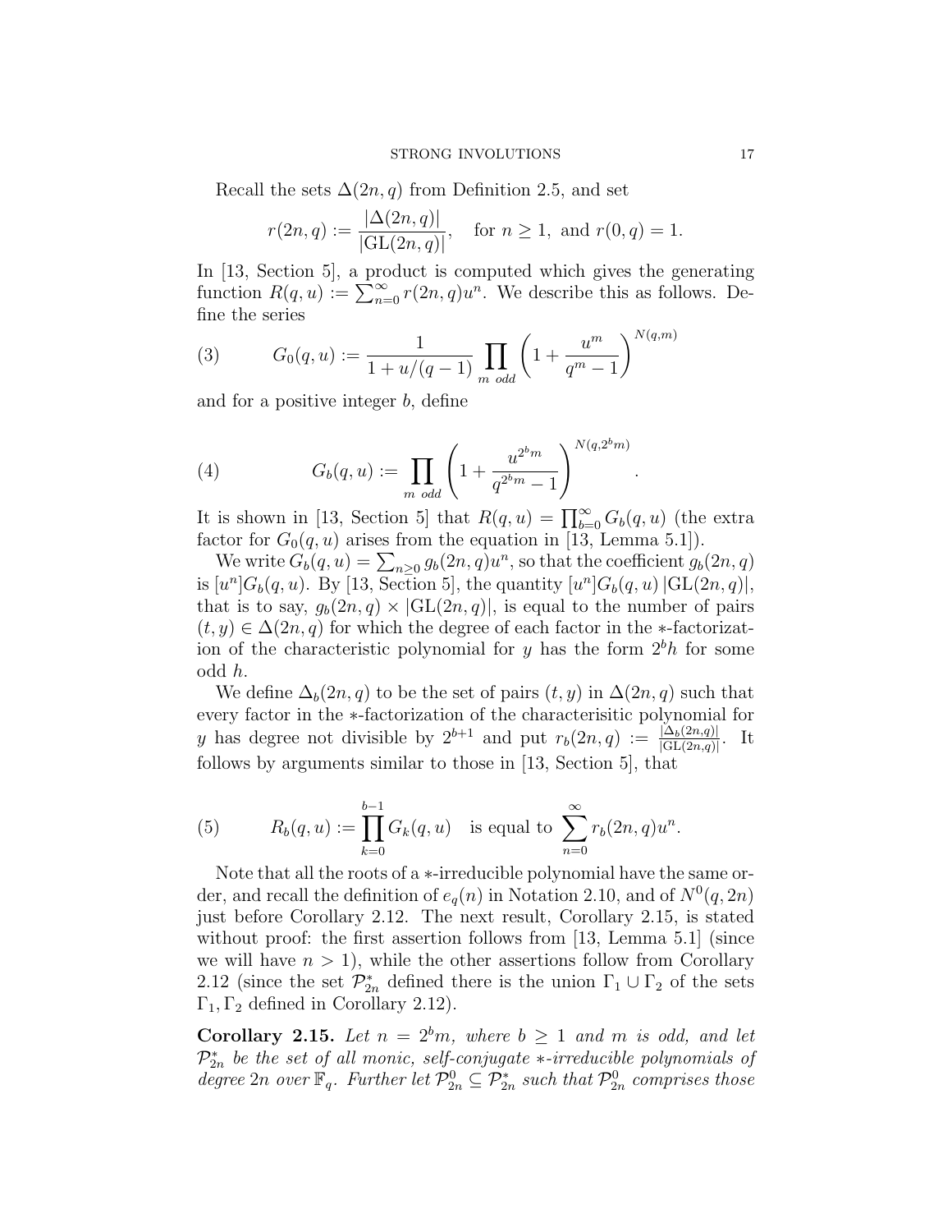Recall the sets $\Delta(2n, q)$ from Definition 2.5, and set

$$r(2n, q) := \frac{|\Delta(2n, q)|}{|\mathrm{GL}(2n, q)|}, \quad \text{for } n \geq 1, \text{ and } r(0, q) = 1.$$

In [13, Section 5], a product is computed which gives the generating function $R(q, u) := \sum_{n=0}^{\infty} r(2n, q)u^n$. We describe this as follows. Define the series

$$G_0(q, u) := \frac{1}{1 + u/(q-1)} \prod_{m \text{ odd}} \left(1 + \frac{u^m}{q^m - 1}\right)^{N(q,m)} \tag{3}$$

and for a positive integer $b$, define

$$G_b(q, u) := \prod_{m \text{ odd}} \left(1 + \frac{u^{2^b m}}{q^{2^b m} - 1}\right)^{N(q, 2^b m)}. \tag{4}$$

It is shown in [13, Section 5] that $R(q, u) = \prod_{b=0}^{\infty} G_b(q, u)$ (the extra factor for $G_0(q, u)$ arises from the equation in [13, Lemma 5.1]).

We write $G_b(q, u) = \sum_{n \geq 0} g_b(2n, q)u^n$, so that the coefficient $g_b(2n, q)$ is $[u^n]G_b(q, u)$. By [13, Section 5], the quantity $[u^n]G_b(q, u)\,|\mathrm{GL}(2n, q)|$, that is to say, $g_b(2n, q) \times |\mathrm{GL}(2n, q)|$, is equal to the number of pairs $(t, y) \in \Delta(2n, q)$ for which the degree of each factor in the $*$-factorization of the characteristic polynomial for $y$ has the form $2^b h$ for some odd $h$.

We define $\Delta_b(2n, q)$ to be the set of pairs $(t, y)$ in $\Delta(2n, q)$ such that every factor in the $*$-factorization of the characterisitic polynomial for $y$ has degree not divisible by $2^{b+1}$ and put $r_b(2n, q) := \frac{|\Delta_b(2n,q)|}{|\mathrm{GL}(2n,q)|}$. It follows by arguments similar to those in [13, Section 5], that

$$R_b(q, u) := \prod_{k=0}^{b-1} G_k(q, u) \quad \text{is equal to } \sum_{n=0}^{\infty} r_b(2n, q)u^n. \tag{5}$$

Note that all the roots of a $*$-irreducible polynomial have the same order, and recall the definition of $e_q(n)$ in Notation 2.10, and of $N^0(q, 2n)$ just before Corollary 2.12. The next result, Corollary 2.15, is stated without proof: the first assertion follows from [13, Lemma 5.1] (since we will have $n > 1$), while the other assertions follow from Corollary 2.12 (since the set $\mathcal{P}^*_{2n}$ defined there is the union $\Gamma_1 \cup \Gamma_2$ of the sets $\Gamma_1, \Gamma_2$ defined in Corollary 2.12).

**Corollary 2.15.** *Let $n = 2^b m$, where $b \geq 1$ and $m$ is odd, and let $\mathcal{P}^*_{2n}$ be the set of all monic, self-conjugate $*$-irreducible polynomials of degree $2n$ over $\mathbb{F}_q$. Further let $\mathcal{P}^0_{2n} \subseteq \mathcal{P}^*_{2n}$ such that $\mathcal{P}^0_{2n}$ comprises those*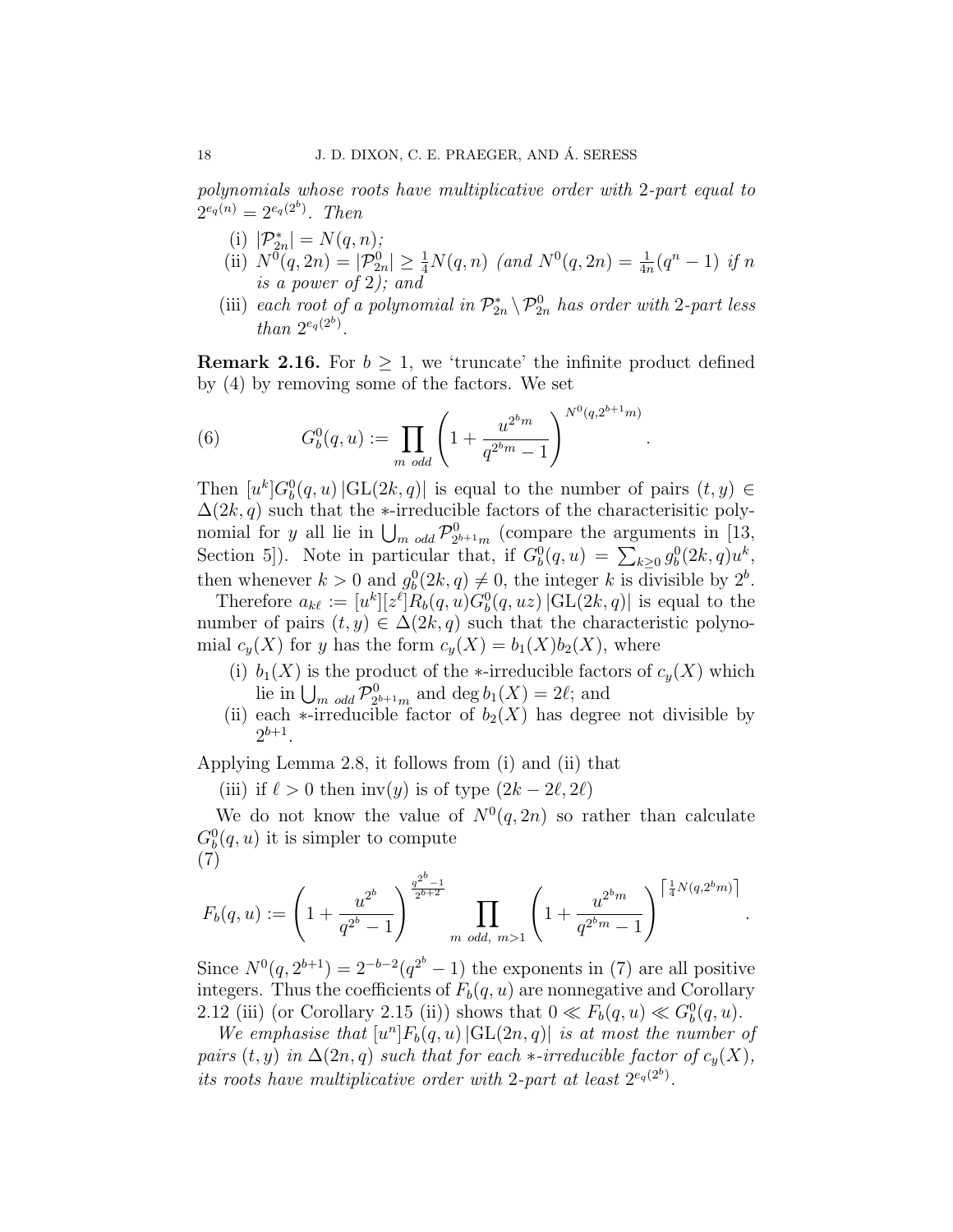*polynomials whose roots have multiplicative order with 2-part equal to $2^{e_q(n)} = 2^{e_q(2^b)}$. Then*

(i) $|\mathcal{P}_{2n}^*| = N(q, n)$;
(ii) $N^0(q, 2n) = |\mathcal{P}_{2n}^0| \geq \frac{1}{4}N(q, n)$ *(and* $N^0(q, 2n) = \frac{1}{4n}(q^n - 1)$ *if* $n$ *is a power of* 2*); and*
(iii) *each root of a polynomial in* $\mathcal{P}_{2n}^* \setminus \mathcal{P}_{2n}^0$ *has order with* 2*-part less than* $2^{e_q(2^b)}$.

**Remark 2.16.** For $b \geq 1$, we 'truncate' the infinite product defined by (4) by removing some of the factors. We set

$$G_b^0(q, u) := \prod_{m \text{ odd}} \left(1 + \frac{u^{2^b m}}{q^{2^b m} - 1}\right)^{N^0(q, 2^{b+1}m)}. \tag{6}$$

Then $[u^k]G_b^0(q, u)\,|\mathrm{GL}(2k, q)|$ is equal to the number of pairs $(t, y) \in \Delta(2k, q)$ such that the $*$-irreducible factors of the characterisitic polynomial for $y$ all lie in $\bigcup_{m \text{ odd}} \mathcal{P}_{2^{b+1}m}^0$ (compare the arguments in [13, Section 5]). Note in particular that, if $G_b^0(q, u) = \sum_{k \geq 0} g_b^0(2k, q)u^k$, then whenever $k > 0$ and $g_b^0(2k, q) \neq 0$, the integer $k$ is divisible by $2^b$.

Therefore $a_{k\ell} := [u^k][z^\ell]R_b(q, u)G_b^0(q, uz)\,|\mathrm{GL}(2k, q)|$ is equal to the number of pairs $(t, y) \in \Delta(2k, q)$ such that the characteristic polynomial $c_y(X)$ for $y$ has the form $c_y(X) = b_1(X)b_2(X)$, where

(i) $b_1(X)$ is the product of the $*$-irreducible factors of $c_y(X)$ which lie in $\bigcup_{m \text{ odd}} \mathcal{P}_{2^{b+1}m}^0$ and $\deg b_1(X) = 2\ell$; and
(ii) each $*$-irreducible factor of $b_2(X)$ has degree not divisible by $2^{b+1}$.

Applying Lemma 2.8, it follows from (i) and (ii) that

(iii) if $\ell > 0$ then $\mathrm{inv}(y)$ is of type $(2k - 2\ell, 2\ell)$

We do not know the value of $N^0(q, 2n)$ so rather than calculate $G_b^0(q, u)$ it is simpler to compute

$$F_b(q, u) := \left(1 + \frac{u^{2^b}}{q^{2^b} - 1}\right)^{\frac{q^{2^b} - 1}{2^{b+2}}} \prod_{m \text{ odd},\ m > 1} \left(1 + \frac{u^{2^b m}}{q^{2^b m} - 1}\right)^{\left\lceil \frac{1}{4}N(q, 2^b m)\right\rceil}. \tag{7}$$

Since $N^0(q, 2^{b+1}) = 2^{-b-2}(q^{2^b} - 1)$ the exponents in (7) are all positive integers. Thus the coefficients of $F_b(q, u)$ are nonnegative and Corollary 2.12 (iii) (or Corollary 2.15 (ii)) shows that $0 \ll F_b(q, u) \ll G_b^0(q, u)$.

*We emphasise that* $[u^n]F_b(q, u)\,|\mathrm{GL}(2n, q)|$ *is at most the number of pairs* $(t, y)$ *in* $\Delta(2n, q)$ *such that for each* $*$*-irreducible factor of* $c_y(X)$*, its roots have multiplicative order with* 2*-part at least* $2^{e_q(2^b)}$.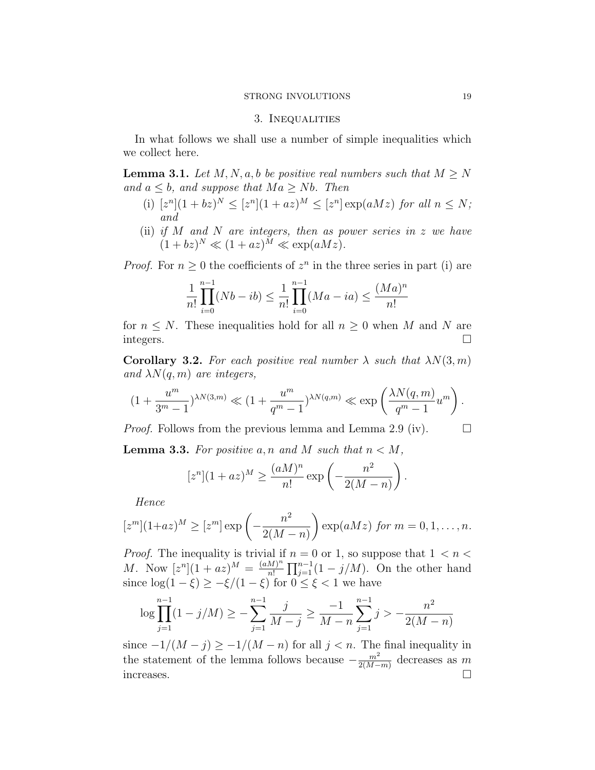## 3. Inequalities

In what follows we shall use a number of simple inequalities which we collect here.

**Lemma 3.1.** *Let $M, N, a, b$ be positive real numbers such that $M \geq N$ and $a \leq b$, and suppose that $Ma \geq Nb$. Then*

(i) $[z^n](1+bz)^N \leq [z^n](1+az)^M \leq [z^n]\exp(aMz)$ *for all $n \leq N$; and*

(ii) *if $M$ and $N$ are integers, then as power series in $z$ we have $(1+bz)^N \ll (1+az)^M \ll \exp(aMz)$.*

*Proof.* For $n \geq 0$ the coefficients of $z^n$ in the three series in part (i) are

$$\frac{1}{n!}\prod_{i=0}^{n-1}(Nb - ib) \leq \frac{1}{n!}\prod_{i=0}^{n-1}(Ma - ia) \leq \frac{(Ma)^n}{n!}$$

for $n \leq N$. These inequalities hold for all $n \geq 0$ when $M$ and $N$ are integers. $\square$

**Corollary 3.2.** *For each positive real number $\lambda$ such that $\lambda N(3,m)$ and $\lambda N(q,m)$ are integers,*

$$(1 + \frac{u^m}{3^m - 1})^{\lambda N(3,m)} \ll (1 + \frac{u^m}{q^m - 1})^{\lambda N(q,m)} \ll \exp\left(\frac{\lambda N(q,m)}{q^m - 1}u^m\right).$$

*Proof.* Follows from the previous lemma and Lemma 2.9 (iv). $\square$

**Lemma 3.3.** *For positive $a, n$ and $M$ such that $n < M$,*

$$[z^n](1+az)^M \geq \frac{(aM)^n}{n!}\exp\left(-\frac{n^2}{2(M-n)}\right).$$

*Hence*

$$[z^m](1+az)^M \geq [z^m]\exp\left(-\frac{n^2}{2(M-n)}\right)\exp(aMz) \text{ for } m = 0, 1, \ldots, n.$$

*Proof.* The inequality is trivial if $n = 0$ or 1, so suppose that $1 < n < M$. Now $[z^n](1+az)^M = \frac{(aM)^n}{n!}\prod_{j=1}^{n-1}(1 - j/M)$. On the other hand since $\log(1-\xi) \geq -\xi/(1-\xi)$ for $0 \leq \xi < 1$ we have

$$\log\prod_{j=1}^{n-1}(1 - j/M) \geq -\sum_{j=1}^{n-1}\frac{j}{M-j} \geq \frac{-1}{M-n}\sum_{j=1}^{n-1} j > -\frac{n^2}{2(M-n)}$$

since $-1/(M-j) \geq -1/(M-n)$ for all $j < n$. The final inequality in the statement of the lemma follows because $-\frac{m^2}{2(M-m)}$ decreases as $m$ increases. $\square$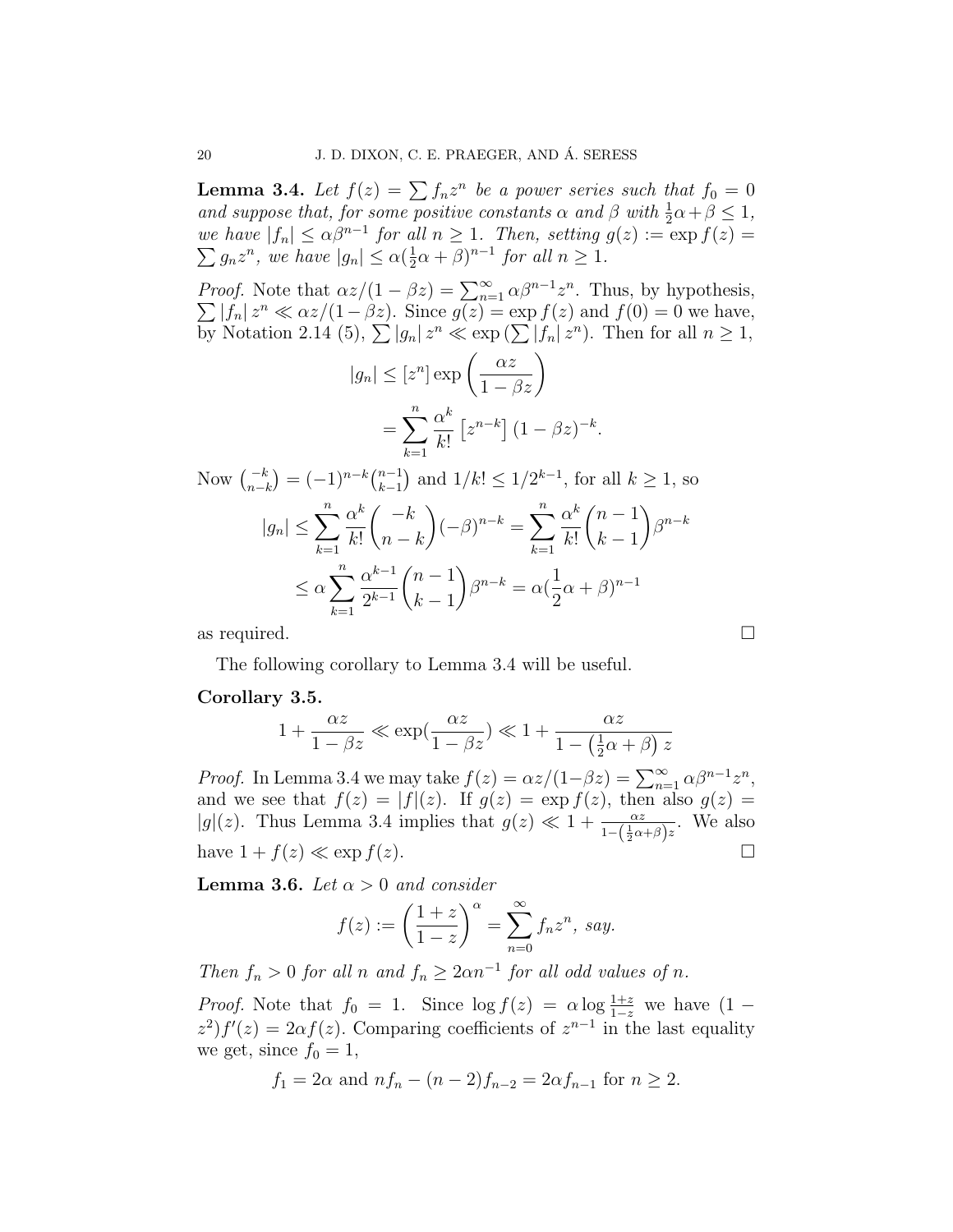**Lemma 3.4.** *Let $f(z) = \sum f_n z^n$ be a power series such that $f_0 = 0$ and suppose that, for some positive constants $\alpha$ and $\beta$ with $\frac{1}{2}\alpha + \beta \leq 1$, we have $|f_n| \leq \alpha\beta^{n-1}$ for all $n \geq 1$. Then, setting $g(z) := \exp f(z) = \sum g_n z^n$, we have $|g_n| \leq \alpha(\frac{1}{2}\alpha + \beta)^{n-1}$ for all $n \geq 1$.*

*Proof.* Note that $\alpha z/(1-\beta z) = \sum_{n=1}^{\infty} \alpha\beta^{n-1}z^n$. Thus, by hypothesis, $\sum |f_n| z^n \ll \alpha z/(1-\beta z)$. Since $g(z) = \exp f(z)$ and $f(0) = 0$ we have, by Notation 2.14 (5), $\sum |g_n| z^n \ll \exp\left(\sum |f_n| z^n\right)$. Then for all $n \geq 1$,

$$|g_n| \leq [z^n] \exp\left(\frac{\alpha z}{1-\beta z}\right)$$
$$= \sum_{k=1}^{n} \frac{\alpha^k}{k!} \left[z^{n-k}\right] (1-\beta z)^{-k}.$$

Now $\binom{-k}{n-k} = (-1)^{n-k}\binom{n-1}{k-1}$ and $1/k! \leq 1/2^{k-1}$, for all $k \geq 1$, so

$$|g_n| \leq \sum_{k=1}^{n} \frac{\alpha^k}{k!}\binom{-k}{n-k}(-\beta)^{n-k} = \sum_{k=1}^{n} \frac{\alpha^k}{k!}\binom{n-1}{k-1}\beta^{n-k}$$
$$\leq \alpha \sum_{k=1}^{n} \frac{\alpha^{k-1}}{2^{k-1}}\binom{n-1}{k-1}\beta^{n-k} = \alpha(\frac{1}{2}\alpha + \beta)^{n-1}$$

as required. □

The following corollary to Lemma 3.4 will be useful.

**Corollary 3.5.**

$$1 + \frac{\alpha z}{1-\beta z} \ll \exp(\frac{\alpha z}{1-\beta z}) \ll 1 + \frac{\alpha z}{1-\left(\frac{1}{2}\alpha + \beta\right)z}$$

*Proof.* In Lemma 3.4 we may take $f(z) = \alpha z/(1-\beta z) = \sum_{n=1}^{\infty} \alpha\beta^{n-1}z^n$, and we see that $f(z) = |f|(z)$. If $g(z) = \exp f(z)$, then also $g(z) = |g|(z)$. Thus Lemma 3.4 implies that $g(z) \ll 1 + \frac{\alpha z}{1-\left(\frac{1}{2}\alpha+\beta\right)z}$. We also have $1 + f(z) \ll \exp f(z)$. □

**Lemma 3.6.** *Let $\alpha > 0$ and consider*

$$f(z) := \left(\frac{1+z}{1-z}\right)^{\alpha} = \sum_{n=0}^{\infty} f_n z^n, \textit{ say.}$$

*Then $f_n > 0$ for all $n$ and $f_n \geq 2\alpha n^{-1}$ for all odd values of $n$.*

*Proof.* Note that $f_0 = 1$. Since $\log f(z) = \alpha \log \frac{1+z}{1-z}$ we have $(1 - z^2)f'(z) = 2\alpha f(z)$. Comparing coefficients of $z^{n-1}$ in the last equality we get, since $f_0 = 1$,

$$f_1 = 2\alpha \text{ and } nf_n - (n-2)f_{n-2} = 2\alpha f_{n-1} \text{ for } n \geq 2.$$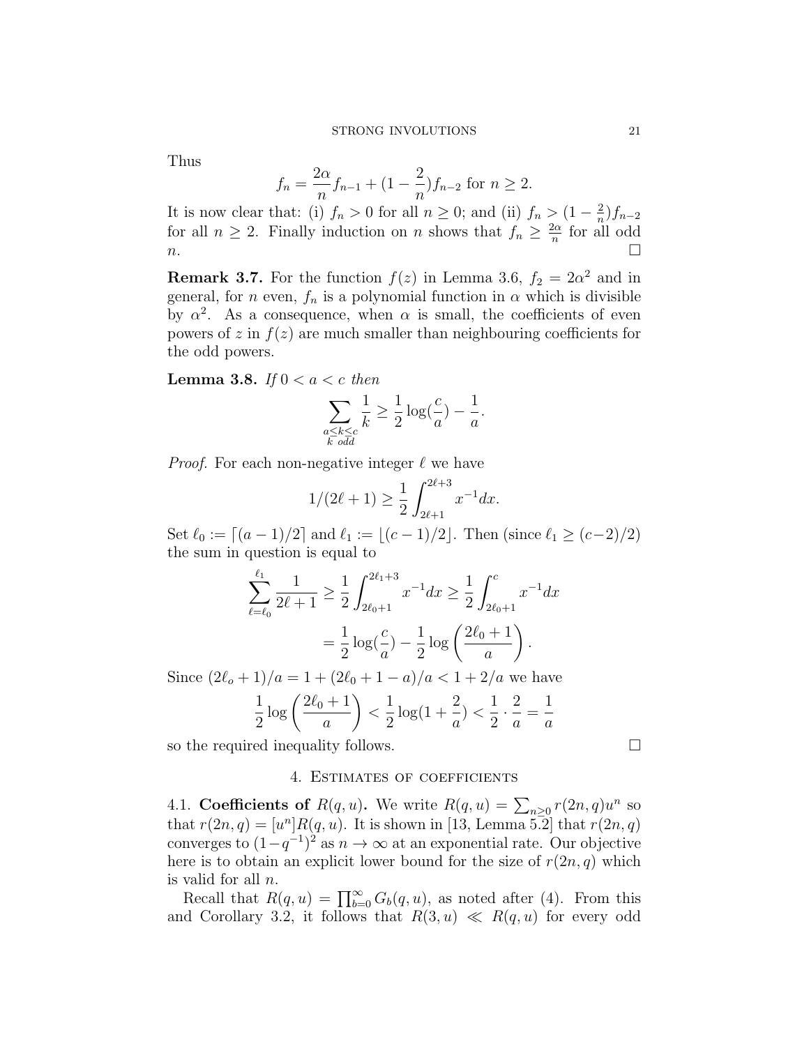Thus

$$f_n = \frac{2\alpha}{n} f_{n-1} + (1 - \frac{2}{n}) f_{n-2} \text{ for } n \geq 2.$$

It is now clear that: (i) $f_n > 0$ for all $n \geq 0$; and (ii) $f_n > (1 - \frac{2}{n}) f_{n-2}$ for all $n \geq 2$. Finally induction on $n$ shows that $f_n \geq \frac{2\alpha}{n}$ for all odd $n$. $\square$

**Remark 3.7.** For the function $f(z)$ in Lemma 3.6, $f_2 = 2\alpha^2$ and in general, for $n$ even, $f_n$ is a polynomial function in $\alpha$ which is divisible by $\alpha^2$. As a consequence, when $\alpha$ is small, the coefficients of even powers of $z$ in $f(z)$ are much smaller than neighbouring coefficients for the odd powers.

**Lemma 3.8.** *If $0 < a < c$ then*

$$\sum_{\substack{a \leq k \leq c \\ k \text{ odd}}} \frac{1}{k} \geq \frac{1}{2} \log(\frac{c}{a}) - \frac{1}{a}.$$

*Proof.* For each non-negative integer $\ell$ we have

$$1/(2\ell + 1) \geq \frac{1}{2} \int_{2\ell+1}^{2\ell+3} x^{-1} dx.$$

Set $\ell_0 := \lceil (a-1)/2 \rceil$ and $\ell_1 := \lfloor (c-1)/2 \rfloor$. Then (since $\ell_1 \geq (c-2)/2$) the sum in question is equal to

$$\sum_{\ell=\ell_0}^{\ell_1} \frac{1}{2\ell + 1} \geq \frac{1}{2} \int_{2\ell_0+1}^{2\ell_1+3} x^{-1} dx \geq \frac{1}{2} \int_{2\ell_0+1}^{c} x^{-1} dx$$
$$= \frac{1}{2} \log(\frac{c}{a}) - \frac{1}{2} \log\left(\frac{2\ell_0 + 1}{a}\right).$$

Since $(2\ell_o + 1)/a = 1 + (2\ell_0 + 1 - a)/a < 1 + 2/a$ we have

$$\frac{1}{2} \log\left(\frac{2\ell_0 + 1}{a}\right) < \frac{1}{2} \log(1 + \frac{2}{a}) < \frac{1}{2} \cdot \frac{2}{a} = \frac{1}{a}$$

so the required inequality follows. $\square$

## 4. Estimates of coefficients

4.1. **Coefficients of $R(q, u)$.** We write $R(q, u) = \sum_{n \geq 0} r(2n, q) u^n$ so that $r(2n, q) = [u^n] R(q, u)$. It is shown in [13, Lemma 5.2] that $r(2n, q)$ converges to $(1 - q^{-1})^2$ as $n \to \infty$ at an exponential rate. Our objective here is to obtain an explicit lower bound for the size of $r(2n, q)$ which is valid for all $n$.

Recall that $R(q, u) = \prod_{b=0}^{\infty} G_b(q, u)$, as noted after (4). From this and Corollary 3.2, it follows that $R(3, u) \ll R(q, u)$ for every odd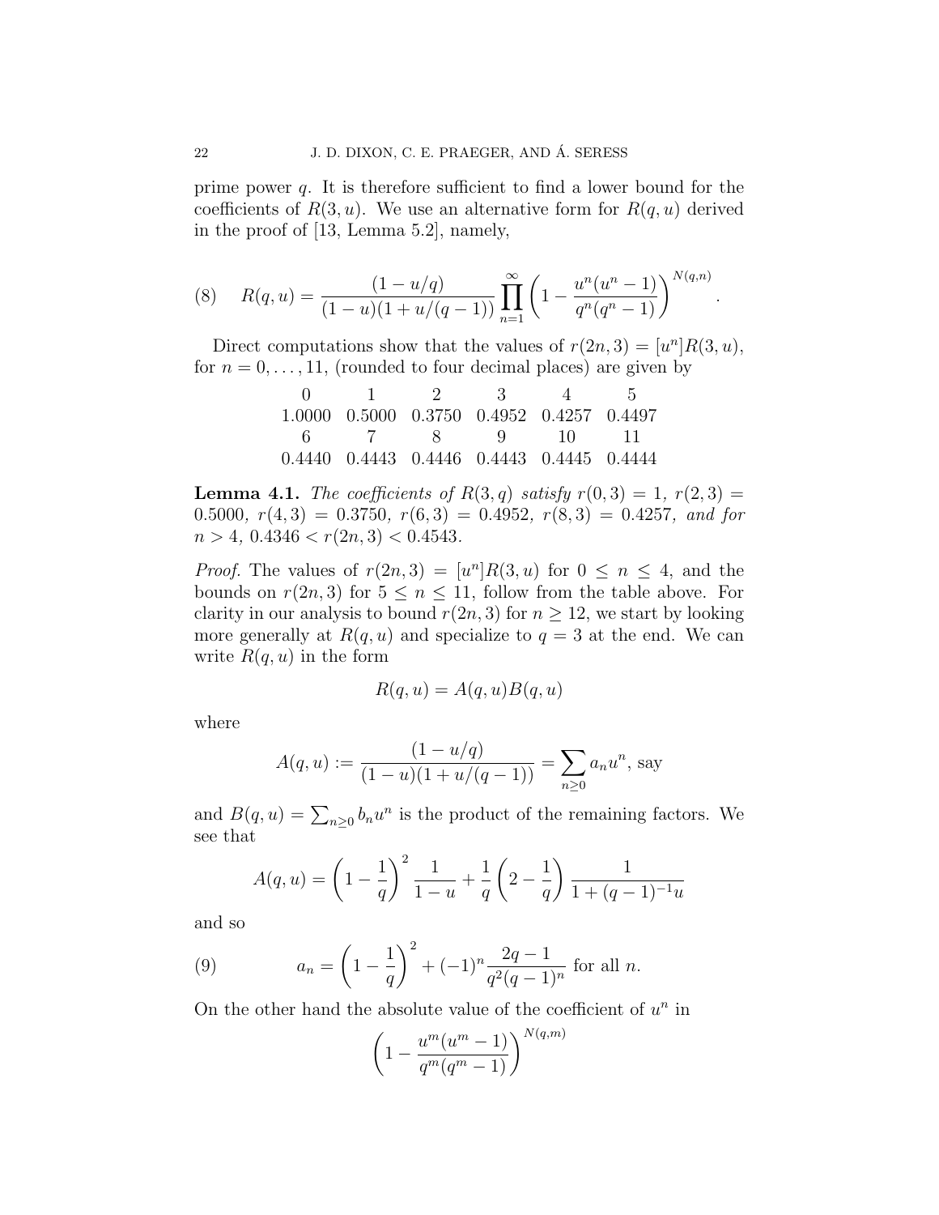prime power $q$. It is therefore sufficient to find a lower bound for the coefficients of $R(3,u)$. We use an alternative form for $R(q,u)$ derived in the proof of [13, Lemma 5.2], namely,

$$(8) \qquad R(q,u) = \frac{(1-u/q)}{(1-u)(1+u/(q-1))}\prod_{n=1}^{\infty}\left(1-\frac{u^n(u^n-1)}{q^n(q^n-1)}\right)^{N(q,n)}.$$

Direct computations show that the values of $r(2n,3)=[u^n]R(3,u)$, for $n=0,\ldots,11$, (rounded to four decimal places) are given by

| 0 | 1 | 2 | 3 | 4 | 5 |
|---|---|---|---|---|---|
| 1.0000 | 0.5000 | 0.3750 | 0.4952 | 0.4257 | 0.4497 |
| 6 | 7 | 8 | 9 | 10 | 11 |
| 0.4440 | 0.4443 | 0.4446 | 0.4443 | 0.4445 | 0.4444 |

**Lemma 4.1.** *The coefficients of $R(3,q)$ satisfy $r(0,3)=1$, $r(2,3)=0.5000$, $r(4,3)=0.3750$, $r(6,3)=0.4952$, $r(8,3)=0.4257$, and for $n>4$, $0.4346<r(2n,3)<0.4543$.*

*Proof.* The values of $r(2n,3)=[u^n]R(3,u)$ for $0\le n\le 4$, and the bounds on $r(2n,3)$ for $5\le n\le 11$, follow from the table above. For clarity in our analysis to bound $r(2n,3)$ for $n\ge 12$, we start by looking more generally at $R(q,u)$ and specialize to $q=3$ at the end. We can write $R(q,u)$ in the form

$$R(q,u)=A(q,u)B(q,u)$$

where

$$A(q,u):=\frac{(1-u/q)}{(1-u)(1+u/(q-1))}=\sum_{n\ge 0}a_nu^n, \text{ say}$$

and $B(q,u)=\sum_{n\ge 0}b_nu^n$ is the product of the remaining factors. We see that

$$A(q,u)=\left(1-\frac{1}{q}\right)^2\frac{1}{1-u}+\frac{1}{q}\left(2-\frac{1}{q}\right)\frac{1}{1+(q-1)^{-1}u}$$

and so

$$(9) \qquad a_n=\left(1-\frac{1}{q}\right)^2+(-1)^n\frac{2q-1}{q^2(q-1)^n} \text{ for all } n.$$

On the other hand the absolute value of the coefficient of $u^n$ in

$$\left(1-\frac{u^m(u^m-1)}{q^m(q^m-1)}\right)^{N(q,m)}$$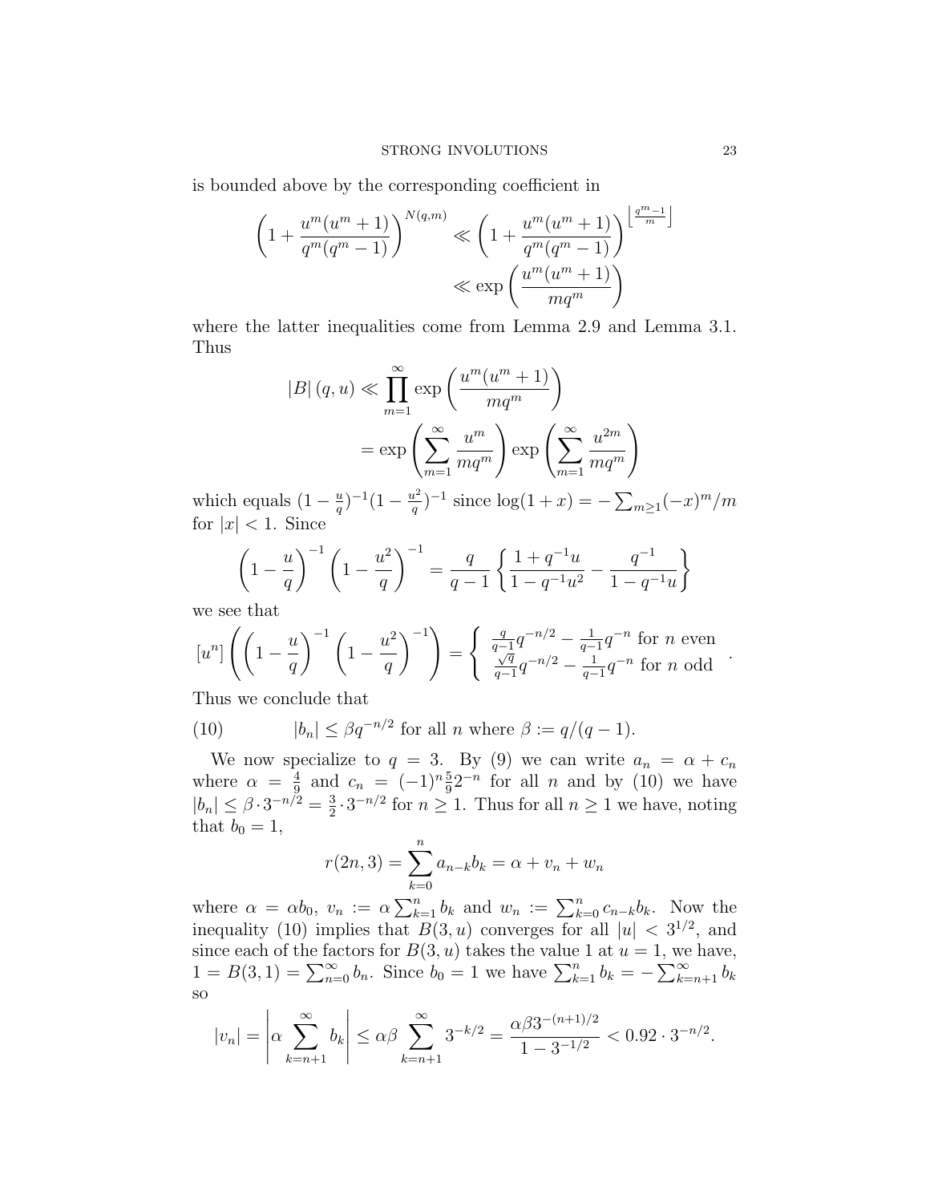is bounded above by the corresponding coefficient in

$$\left(1+\frac{u^m(u^m+1)}{q^m(q^m-1)}\right)^{N(q,m)} \ll \left(1+\frac{u^m(u^m+1)}{q^m(q^m-1)}\right)^{\left\lfloor\frac{q^m-1}{m}\right\rfloor}$$
$$\ll \exp\left(\frac{u^m(u^m+1)}{mq^m}\right)$$

where the latter inequalities come from Lemma 2.9 and Lemma 3.1. Thus

$$|B|\,(q,u) \ll \prod_{m=1}^{\infty} \exp\left(\frac{u^m(u^m+1)}{mq^m}\right)$$
$$= \exp\left(\sum_{m=1}^{\infty}\frac{u^m}{mq^m}\right)\exp\left(\sum_{m=1}^{\infty}\frac{u^{2m}}{mq^m}\right)$$

which equals $(1-\frac{u}{q})^{-1}(1-\frac{u^2}{q})^{-1}$ since $\log(1+x) = -\sum_{m\geq 1}(-x)^m/m$ for $|x|<1$. Since

$$\left(1-\frac{u}{q}\right)^{-1}\left(1-\frac{u^2}{q}\right)^{-1} = \frac{q}{q-1}\left\{\frac{1+q^{-1}u}{1-q^{-1}u^2} - \frac{q^{-1}}{1-q^{-1}u}\right\}$$

we see that

$$[u^n]\left(\left(1-\frac{u}{q}\right)^{-1}\left(1-\frac{u^2}{q}\right)^{-1}\right) = \begin{cases} \frac{q}{q-1}q^{-n/2} - \frac{1}{q-1}q^{-n} \text{ for } n \text{ even} \\ \frac{\sqrt{q}}{q-1}q^{-n/2} - \frac{1}{q-1}q^{-n} \text{ for } n \text{ odd} \end{cases}.$$

Thus we conclude that

$$|b_n| \leq \beta q^{-n/2} \text{ for all } n \text{ where } \beta := q/(q-1). \tag{10}$$

We now specialize to $q=3$. By (9) we can write $a_n = \alpha + c_n$ where $\alpha = \frac{4}{9}$ and $c_n = (-1)^n\frac{5}{9}2^{-n}$ for all $n$ and by (10) we have $|b_n| \leq \beta\cdot 3^{-n/2} = \frac{3}{2}\cdot 3^{-n/2}$ for $n \geq 1$. Thus for all $n\geq 1$ we have, noting that $b_0 = 1$,

$$r(2n,3) = \sum_{k=0}^{n} a_{n-k}b_k = \alpha + v_n + w_n$$

where $\alpha = \alpha b_0$, $v_n := \alpha\sum_{k=1}^{n} b_k$ and $w_n := \sum_{k=0}^{n} c_{n-k}b_k$. Now the inequality (10) implies that $B(3,u)$ converges for all $|u| < 3^{1/2}$, and since each of the factors for $B(3,u)$ takes the value 1 at $u=1$, we have, $1 = B(3,1) = \sum_{n=0}^{\infty} b_n$. Since $b_0 = 1$ we have $\sum_{k=1}^{n} b_k = -\sum_{k=n+1}^{\infty} b_k$ so

$$|v_n| = \left|\alpha\sum_{k=n+1}^{\infty} b_k\right| \leq \alpha\beta\sum_{k=n+1}^{\infty} 3^{-k/2} = \frac{\alpha\beta 3^{-(n+1)/2}}{1-3^{-1/2}} < 0.92\cdot 3^{-n/2}.$$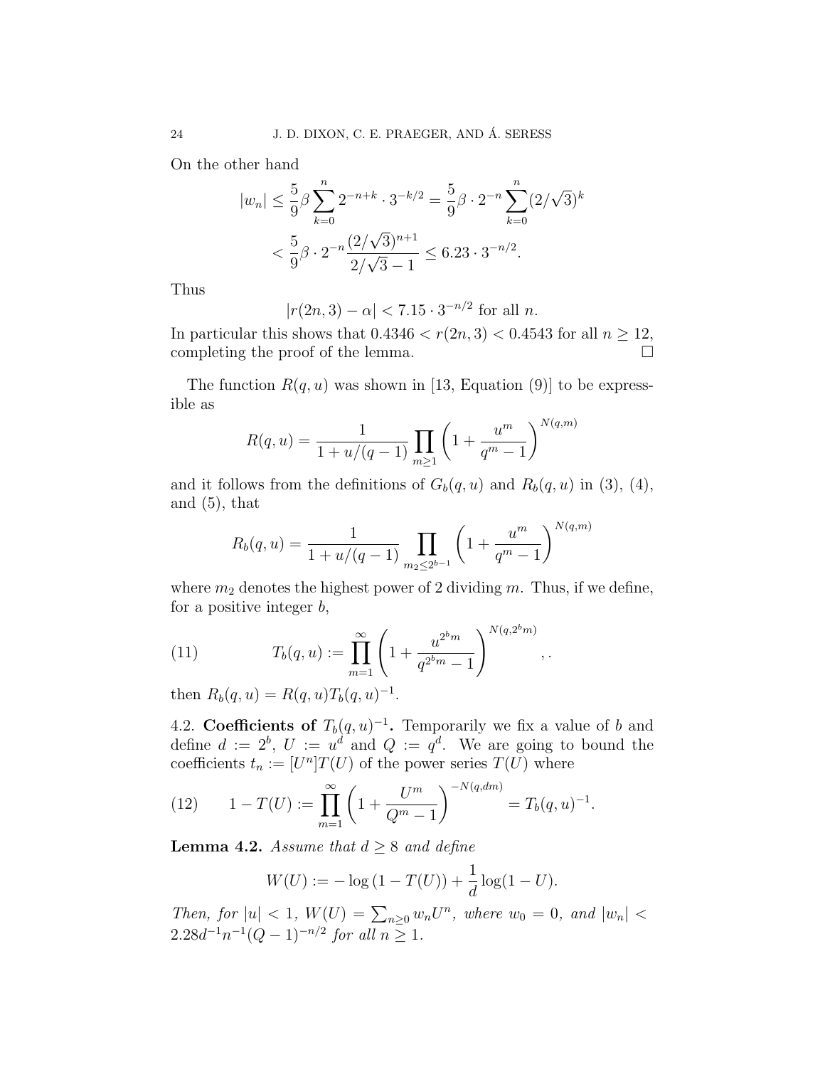On the other hand

$$|w_n| \le \frac{5}{9}\beta \sum_{k=0}^{n} 2^{-n+k} \cdot 3^{-k/2} = \frac{5}{9}\beta \cdot 2^{-n} \sum_{k=0}^{n} (2/\sqrt{3})^k$$

$$< \frac{5}{9}\beta \cdot 2^{-n} \frac{(2/\sqrt{3})^{n+1}}{2/\sqrt{3}-1} \le 6.23 \cdot 3^{-n/2}.$$

Thus

$$|r(2n,3) - \alpha| < 7.15 \cdot 3^{-n/2} \text{ for all } n.$$

In particular this shows that $0.4346 < r(2n,3) < 0.4543$ for all $n \ge 12$, completing the proof of the lemma. □

The function $R(q,u)$ was shown in [13, Equation (9)] to be expressible as

$$R(q,u) = \frac{1}{1 + u/(q-1)} \prod_{m \ge 1} \left(1 + \frac{u^m}{q^m - 1}\right)^{N(q,m)}$$

and it follows from the definitions of $G_b(q,u)$ and $R_b(q,u)$ in (3), (4), and (5), that

$$R_b(q,u) = \frac{1}{1 + u/(q-1)} \prod_{m_2 \le 2^{b-1}} \left(1 + \frac{u^m}{q^m - 1}\right)^{N(q,m)}$$

where $m_2$ denotes the highest power of 2 dividing $m$. Thus, if we define, for a positive integer $b$,

$$T_b(q,u) := \prod_{m=1}^{\infty} \left(1 + \frac{u^{2^b m}}{q^{2^b m} - 1}\right)^{N(q,2^b m)}, . \tag{11}$$

then $R_b(q,u) = R(q,u) T_b(q,u)^{-1}$.

4.2. **Coefficients of $T_b(q,u)^{-1}$.** Temporarily we fix a value of $b$ and define $d := 2^b$, $U := u^d$ and $Q := q^d$. We are going to bound the coefficients $t_n := [U^n]T(U)$ of the power series $T(U)$ where

$$1 - T(U) := \prod_{m=1}^{\infty} \left(1 + \frac{U^m}{Q^m - 1}\right)^{-N(q,dm)} = T_b(q,u)^{-1}. \tag{12}$$

**Lemma 4.2.** *Assume that $d \ge 8$ and define*

$$W(U) := -\log(1 - T(U)) + \frac{1}{d}\log(1 - U).$$

*Then, for $|u| < 1$, $W(U) = \sum_{n \ge 0} w_n U^n$, where $w_0 = 0$, and $|w_n| < 2.28 d^{-1} n^{-1} (Q-1)^{-n/2}$ for all $n \ge 1$.*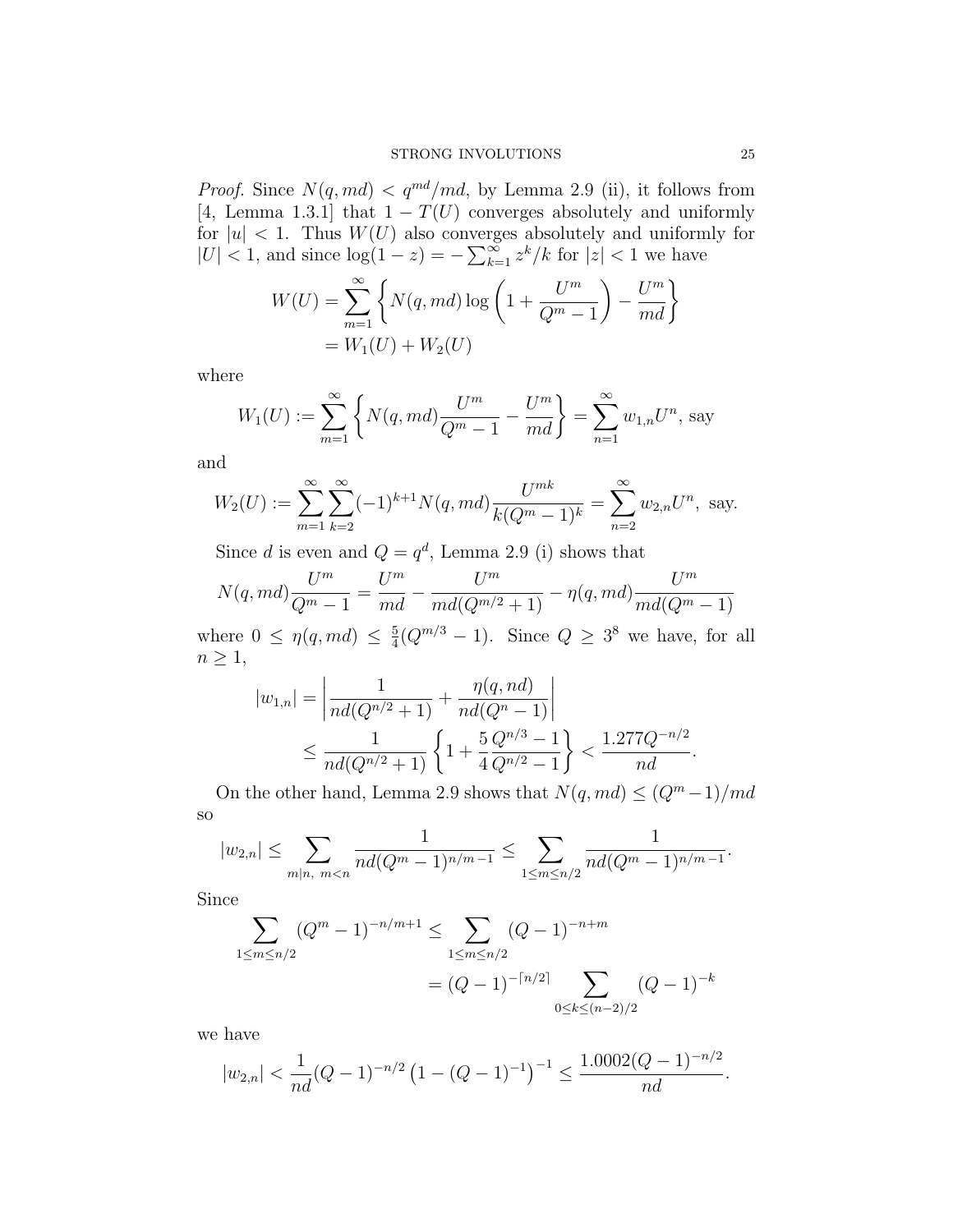*Proof.* Since $N(q, md) < q^{md}/md$, by Lemma 2.9 (ii), it follows from [4, Lemma 1.3.1] that $1 - T(U)$ converges absolutely and uniformly for $|u| < 1$. Thus $W(U)$ also converges absolutely and uniformly for $|U| < 1$, and since $\log(1-z) = -\sum_{k=1}^{\infty} z^k/k$ for $|z| < 1$ we have

$$
\begin{aligned}
W(U) &= \sum_{m=1}^{\infty} \left\{ N(q, md) \log\left(1 + \frac{U^m}{Q^m - 1}\right) - \frac{U^m}{md} \right\} \\
&= W_1(U) + W_2(U)
\end{aligned}
$$

where

$$
W_1(U) := \sum_{m=1}^{\infty} \left\{ N(q, md) \frac{U^m}{Q^m - 1} - \frac{U^m}{md} \right\} = \sum_{n=1}^{\infty} w_{1,n} U^n, \text{ say}
$$

and

$$
W_2(U) := \sum_{m=1}^{\infty} \sum_{k=2}^{\infty} (-1)^{k+1} N(q, md) \frac{U^{mk}}{k(Q^m - 1)^k} = \sum_{n=2}^{\infty} w_{2,n} U^n, \text{ say.}
$$

Since $d$ is even and $Q = q^d$, Lemma 2.9 (i) shows that

$$
N(q, md) \frac{U^m}{Q^m - 1} = \frac{U^m}{md} - \frac{U^m}{md(Q^{m/2} + 1)} - \eta(q, md) \frac{U^m}{md(Q^m - 1)}
$$

where $0 \leq \eta(q, md) \leq \frac{5}{4}(Q^{m/3} - 1)$. Since $Q \geq 3^8$ we have, for all $n \geq 1$,

$$
\begin{aligned}
|w_{1,n}| &= \left| \frac{1}{nd(Q^{n/2} + 1)} + \frac{\eta(q, nd)}{nd(Q^n - 1)} \right| \\
&\leq \frac{1}{nd(Q^{n/2} + 1)} \left\{ 1 + \frac{5}{4} \frac{Q^{n/3} - 1}{Q^{n/2} - 1} \right\} < \frac{1.277 Q^{-n/2}}{nd}.
\end{aligned}
$$

On the other hand, Lemma 2.9 shows that $N(q, md) \leq (Q^m - 1)/md$ so

$$
|w_{2,n}| \leq \sum_{m|n,\ m<n} \frac{1}{nd(Q^m - 1)^{n/m - 1}} \leq \sum_{1 \leq m \leq n/2} \frac{1}{nd(Q^m - 1)^{n/m - 1}}.
$$

Since

$$
\begin{aligned}
\sum_{1 \leq m \leq n/2} (Q^m - 1)^{-n/m + 1} &\leq \sum_{1 \leq m \leq n/2} (Q - 1)^{-n + m} \\
&= (Q - 1)^{-\lceil n/2 \rceil} \sum_{0 \leq k \leq (n-2)/2} (Q - 1)^{-k}
\end{aligned}
$$

we have

$$
|w_{2,n}| < \frac{1}{nd} (Q - 1)^{-n/2} \left(1 - (Q - 1)^{-1}\right)^{-1} \leq \frac{1.0002 (Q - 1)^{-n/2}}{nd}.
$$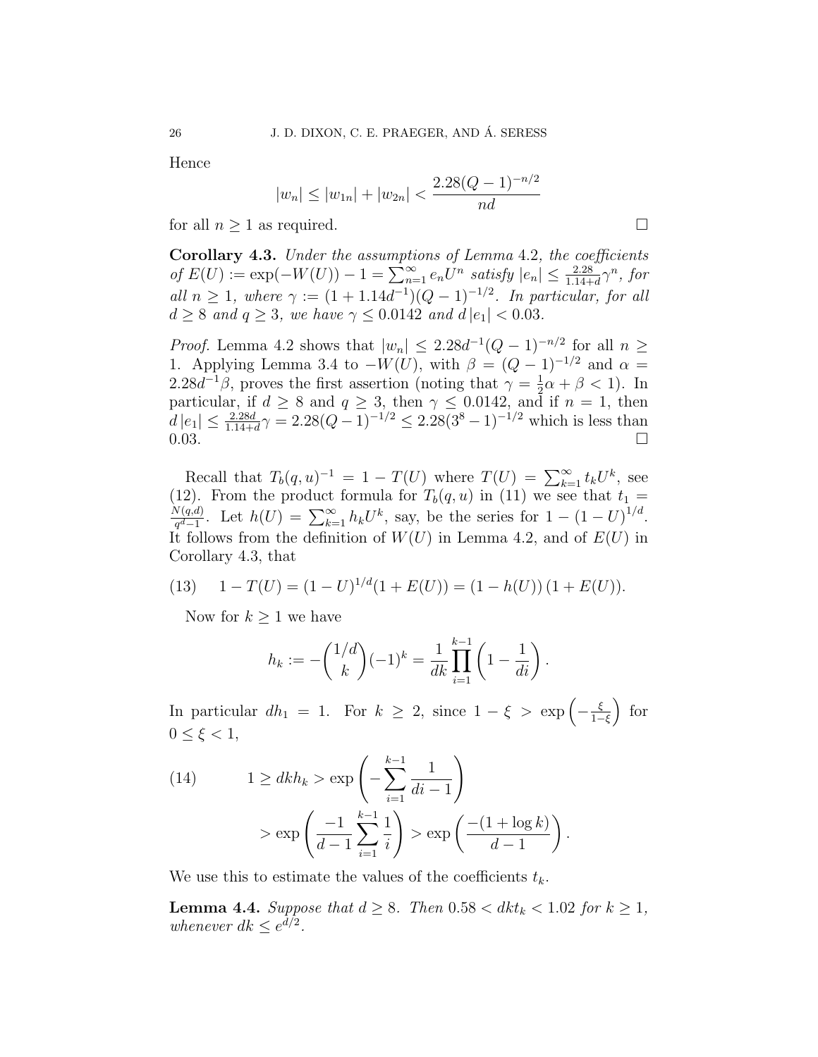Hence

$$|w_n| \le |w_{1n}| + |w_{2n}| < \frac{2.28(Q-1)^{-n/2}}{nd}$$

for all $n \ge 1$ as required. $\square$

**Corollary 4.3.** *Under the assumptions of Lemma* 4.2*, the coefficients of* $E(U) := \exp(-W(U)) - 1 = \sum_{n=1}^{\infty} e_n U^n$ *satisfy* $|e_n| \le \frac{2.28}{1.14+d}\gamma^n$*, for all* $n \ge 1$*, where* $\gamma := (1 + 1.14d^{-1})(Q-1)^{-1/2}$*. In particular, for all* $d \ge 8$ *and* $q \ge 3$*, we have* $\gamma \le 0.0142$ *and* $d\,|e_1| < 0.03$*.*

*Proof.* Lemma 4.2 shows that $|w_n| \le 2.28d^{-1}(Q-1)^{-n/2}$ for all $n \ge 1$. Applying Lemma 3.4 to $-W(U)$, with $\beta = (Q-1)^{-1/2}$ and $\alpha = 2.28d^{-1}\beta$, proves the first assertion (noting that $\gamma = \frac{1}{2}\alpha + \beta < 1$). In particular, if $d \ge 8$ and $q \ge 3$, then $\gamma \le 0.0142$, and if $n = 1$, then $d\,|e_1| \le \frac{2.28d}{1.14+d}\gamma = 2.28(Q-1)^{-1/2} \le 2.28(3^8-1)^{-1/2}$ which is less than 0.03. $\square$

Recall that $T_b(q,u)^{-1} = 1 - T(U)$ where $T(U) = \sum_{k=1}^{\infty} t_k U^k$, see (12). From the product formula for $T_b(q,u)$ in (11) we see that $t_1 = \frac{N(q,d)}{q^d-1}$. Let $h(U) = \sum_{k=1}^{\infty} h_k U^k$, say, be the series for $1 - (1-U)^{1/d}$. It follows from the definition of $W(U)$ in Lemma 4.2, and of $E(U)$ in Corollary 4.3, that

$$1 - T(U) = (1-U)^{1/d}(1 + E(U)) = (1 - h(U))\,(1 + E(U)). \tag{13}$$

Now for $k \ge 1$ we have

$$h_k := -\binom{1/d}{k}(-1)^k = \frac{1}{dk}\prod_{i=1}^{k-1}\left(1 - \frac{1}{di}\right).$$

In particular $dh_1 = 1$. For $k \ge 2$, since $1 - \xi > \exp\left(-\frac{\xi}{1-\xi}\right)$ for $0 \le \xi < 1$,

$$\begin{aligned} 1 \ge dkh_k &> \exp\left(-\sum_{i=1}^{k-1}\frac{1}{di-1}\right) \\ &> \exp\left(\frac{-1}{d-1}\sum_{i=1}^{k-1}\frac{1}{i}\right) > \exp\left(\frac{-(1+\log k)}{d-1}\right). \end{aligned} \tag{14}$$

We use this to estimate the values of the coefficients $t_k$.

**Lemma 4.4.** *Suppose that* $d \ge 8$*. Then* $0.58 < dkt_k < 1.02$ *for* $k \ge 1$*, whenever* $dk \le e^{d/2}$*.*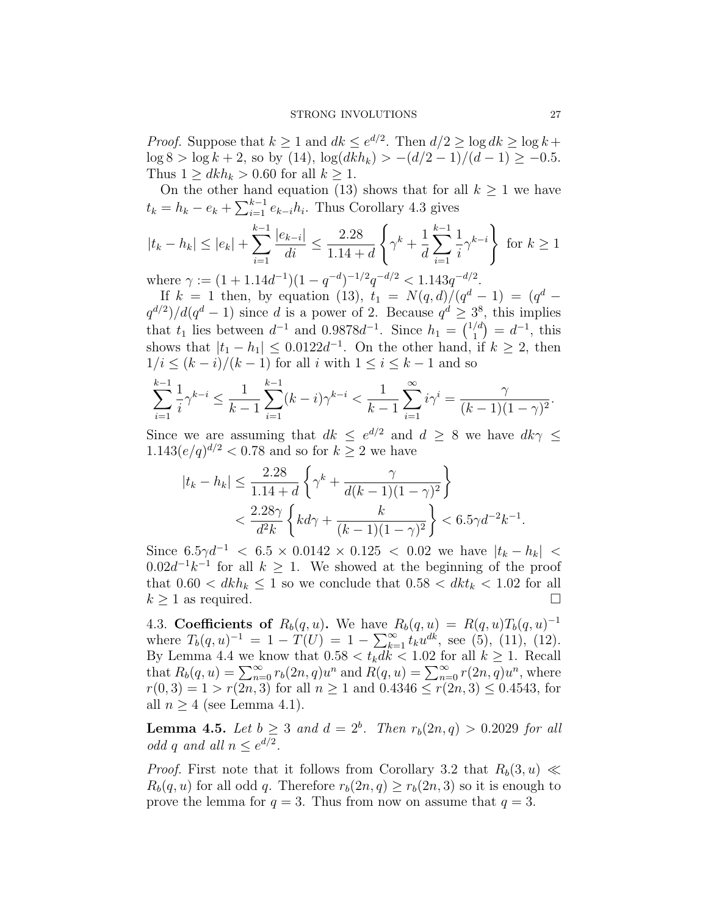*Proof.* Suppose that $k \geq 1$ and $dk \leq e^{d/2}$. Then $d/2 \geq \log dk \geq \log k + \log 8 > \log k + 2$, so by (14), $\log(dkh_k) > -(d/2-1)/(d-1) \geq -0.5$. Thus $1 \geq dkh_k > 0.60$ for all $k \geq 1$.

On the other hand equation (13) shows that for all $k \geq 1$ we have $t_k = h_k - e_k + \sum_{i=1}^{k-1} e_{k-i}h_i$. Thus Corollary 4.3 gives

$$|t_k - h_k| \leq |e_k| + \sum_{i=1}^{k-1} \frac{|e_{k-i}|}{di} \leq \frac{2.28}{1.14+d}\left\{\gamma^k + \frac{1}{d}\sum_{i=1}^{k-1}\frac{1}{i}\gamma^{k-i}\right\} \text{ for } k \geq 1$$

where $\gamma := (1+1.14d^{-1})(1-q^{-d})^{-1/2}q^{-d/2} < 1.143q^{-d/2}$.

If $k = 1$ then, by equation (13), $t_1 = N(q,d)/(q^d-1) = (q^d - q^{d/2})/d(q^d-1)$ since $d$ is a power of 2. Because $q^d \geq 3^8$, this implies that $t_1$ lies between $d^{-1}$ and $0.9878d^{-1}$. Since $h_1 = \binom{1/d}{1} = d^{-1}$, this shows that $|t_1 - h_1| \leq 0.0122d^{-1}$. On the other hand, if $k \geq 2$, then $1/i \leq (k-i)/(k-1)$ for all $i$ with $1 \leq i \leq k-1$ and so

$$\sum_{i=1}^{k-1}\frac{1}{i}\gamma^{k-i} \leq \frac{1}{k-1}\sum_{i=1}^{k-1}(k-i)\gamma^{k-i} < \frac{1}{k-1}\sum_{i=1}^{\infty} i\gamma^i = \frac{\gamma}{(k-1)(1-\gamma)^2}.$$

Since we are assuming that $dk \leq e^{d/2}$ and $d \geq 8$ we have $dk\gamma \leq 1.143(e/q)^{d/2} < 0.78$ and so for $k \geq 2$ we have

$$\begin{aligned}
|t_k - h_k| &\leq \frac{2.28}{1.14+d}\left\{\gamma^k + \frac{\gamma}{d(k-1)(1-\gamma)^2}\right\} \\
&< \frac{2.28\gamma}{d^2k}\left\{kd\gamma + \frac{k}{(k-1)(1-\gamma)^2}\right\} < 6.5\gamma d^{-2}k^{-1}.
\end{aligned}$$

Since $6.5\gamma d^{-1} < 6.5 \times 0.0142 \times 0.125 < 0.02$ we have $|t_k - h_k| < 0.02d^{-1}k^{-1}$ for all $k \geq 1$. We showed at the beginning of the proof that $0.60 < dkh_k \leq 1$ so we conclude that $0.58 < dkt_k < 1.02$ for all $k \geq 1$ as required. $\square$

4.3. **Coefficients of** $R_b(q,u)$**.** We have $R_b(q,u) = R(q,u)T_b(q,u)^{-1}$ where $T_b(q,u)^{-1} = 1 - T(U) = 1 - \sum_{k=1}^{\infty} t_k u^{dk}$, see (5), (11), (12). By Lemma 4.4 we know that $0.58 < t_k dk < 1.02$ for all $k \geq 1$. Recall that $R_b(q,u) = \sum_{n=0}^{\infty} r_b(2n,q)u^n$ and $R(q,u) = \sum_{n=0}^{\infty} r(2n,q)u^n$, where $r(0,3) = 1 > r(2n,3)$ for all $n \geq 1$ and $0.4346 \leq r(2n,3) \leq 0.4543$, for all $n \geq 4$ (see Lemma 4.1).

**Lemma 4.5.** *Let $b \geq 3$ and $d = 2^b$. Then $r_b(2n,q) > 0.2029$ for all odd $q$ and all $n \leq e^{d/2}$.*

*Proof.* First note that it follows from Corollary 3.2 that $R_b(3,u) \ll R_b(q,u)$ for all odd $q$. Therefore $r_b(2n,q) \geq r_b(2n,3)$ so it is enough to prove the lemma for $q = 3$. Thus from now on assume that $q = 3$.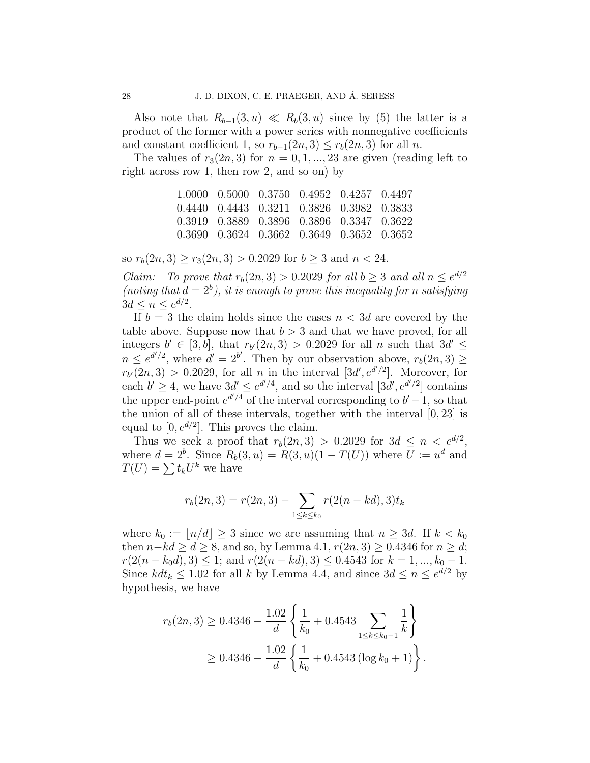Also note that $R_{b-1}(3,u) \ll R_b(3,u)$ since by (5) the latter is a product of the former with a power series with nonnegative coefficients and constant coefficient 1, so $r_{b-1}(2n,3) \le r_b(2n,3)$ for all $n$.

The values of $r_3(2n,3)$ for $n = 0, 1, ..., 23$ are given (reading left to right across row 1, then row 2, and so on) by

| | | | | | |
|---|---|---|---|---|---|
| 1.0000 | 0.5000 | 0.3750 | 0.4952 | 0.4257 | 0.4497 |
| 0.4440 | 0.4443 | 0.3211 | 0.3826 | 0.3982 | 0.3833 |
| 0.3919 | 0.3889 | 0.3896 | 0.3896 | 0.3347 | 0.3622 |
| 0.3690 | 0.3624 | 0.3662 | 0.3649 | 0.3652 | 0.3652 |

so $r_b(2n,3) \ge r_3(2n,3) > 0.2029$ for $b \ge 3$ and $n < 24$.

*Claim: To prove that $r_b(2n,3) > 0.2029$ for all $b \ge 3$ and all $n \le e^{d/2}$ (noting that $d = 2^b$), it is enough to prove this inequality for $n$ satisfying $3d \le n \le e^{d/2}$.*

If $b = 3$ the claim holds since the cases $n < 3d$ are covered by the table above. Suppose now that $b > 3$ and that we have proved, for all integers $b' \in [3, b]$, that $r_{b'}(2n,3) > 0.2029$ for all $n$ such that $3d' \le n \le e^{d'/2}$, where $d' = 2^{b'}$. Then by our observation above, $r_b(2n,3) \ge r_{b'}(2n,3) > 0.2029$, for all $n$ in the interval $[3d', e^{d'/2}]$. Moreover, for each $b' \ge 4$, we have $3d' \le e^{d'/4}$, and so the interval $[3d', e^{d'/2}]$ contains the upper end-point $e^{d'/4}$ of the interval corresponding to $b'-1$, so that the union of all of these intervals, together with the interval $[0, 23]$ is equal to $[0, e^{d/2}]$. This proves the claim.

Thus we seek a proof that $r_b(2n,3) > 0.2029$ for $3d \le n < e^{d/2}$, where $d = 2^b$. Since $R_b(3,u) = R(3,u)(1 - T(U))$ where $U := u^d$ and $T(U) = \sum t_k U^k$ we have

$$r_b(2n,3) = r(2n,3) - \sum_{1 \le k \le k_0} r(2(n-kd),3) t_k$$

where $k_0 := \lfloor n/d \rfloor \ge 3$ since we are assuming that $n \ge 3d$. If $k < k_0$ then $n - kd \ge d \ge 8$, and so, by Lemma 4.1, $r(2n,3) \ge 0.4346$ for $n \ge d$; $r(2(n-k_0d),3) \le 1$; and $r(2(n-kd),3) \le 0.4543$ for $k = 1, ..., k_0 - 1$. Since $kdt_k \le 1.02$ for all $k$ by Lemma 4.4, and since $3d \le n \le e^{d/2}$ by hypothesis, we have

$$\begin{aligned} r_b(2n,3) &\ge 0.4346 - \frac{1.02}{d}\left\{\frac{1}{k_0} + 0.4543 \sum_{1 \le k \le k_0 - 1} \frac{1}{k}\right\} \\ &\ge 0.4346 - \frac{1.02}{d}\left\{\frac{1}{k_0} + 0.4543\left(\log k_0 + 1\right)\right\}. \end{aligned}$$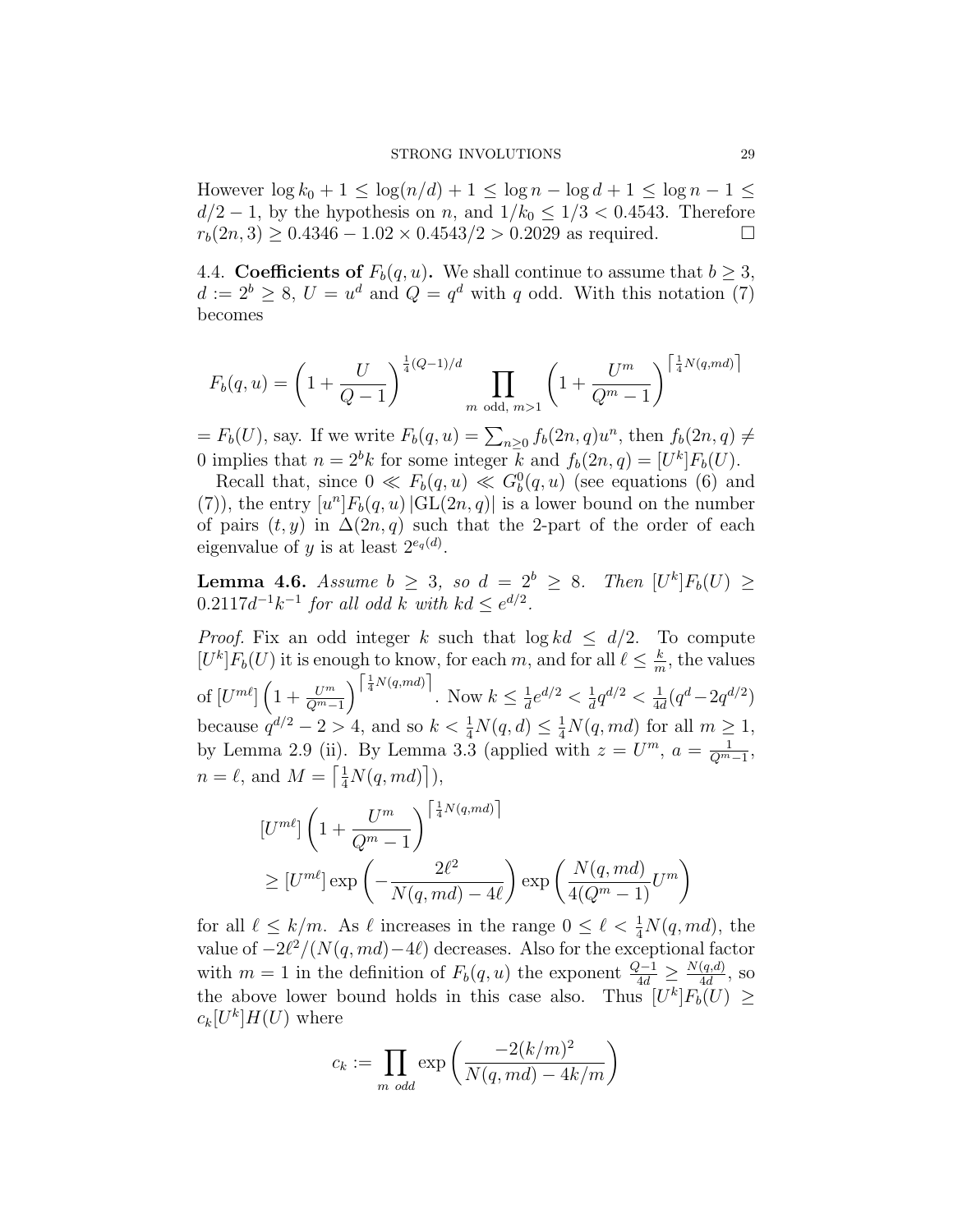However $\log k_0 + 1 \le \log(n/d) + 1 \le \log n - \log d + 1 \le \log n - 1 \le d/2 - 1$, by the hypothesis on $n$, and $1/k_0 \le 1/3 < 0.4543$. Therefore $r_b(2n, 3) \ge 0.4346 - 1.02 \times 0.4543/2 > 0.2029$ as required. $\square$

4.4. **Coefficients of $F_b(q, u)$.** We shall continue to assume that $b \ge 3$, $d := 2^b \ge 8$, $U = u^d$ and $Q = q^d$ with $q$ odd. With this notation (7) becomes

$$F_b(q, u) = \left(1 + \frac{U}{Q-1}\right)^{\frac{1}{4}(Q-1)/d} \prod_{m \text{ odd},\, m>1} \left(1 + \frac{U^m}{Q^m - 1}\right)^{\left\lceil \frac{1}{4}N(q,md)\right\rceil}$$

$= F_b(U)$, say. If we write $F_b(q, u) = \sum_{n\ge 0} f_b(2n, q)u^n$, then $f_b(2n, q) \ne 0$ implies that $n = 2^b k$ for some integer $k$ and $f_b(2n, q) = [U^k]F_b(U)$.

Recall that, since $0 \ll F_b(q, u) \ll G^0_b(q, u)$ (see equations (6) and (7)), the entry $[u^n]F_b(q, u)\,|\mathrm{GL}(2n, q)|$ is a lower bound on the number of pairs $(t, y)$ in $\Delta(2n, q)$ such that the 2-part of the order of each eigenvalue of $y$ is at least $2^{e_q(d)}$.

**Lemma 4.6.** *Assume $b \ge 3$, so $d = 2^b \ge 8$. Then $[U^k]F_b(U) \ge 0.2117d^{-1}k^{-1}$ for all odd $k$ with $kd \le e^{d/2}$.*

*Proof.* Fix an odd integer $k$ such that $\log kd \le d/2$. To compute $[U^k]F_b(U)$ it is enough to know, for each $m$, and for all $\ell \le \frac{k}{m}$, the values of $[U^{m\ell}]\left(1 + \frac{U^m}{Q^m-1}\right)^{\left\lceil \frac{1}{4}N(q,md)\right\rceil}$. Now $k \le \frac{1}{d}e^{d/2} < \frac{1}{d}q^{d/2} < \frac{1}{4d}(q^d - 2q^{d/2})$ because $q^{d/2} - 2 > 4$, and so $k < \frac{1}{4}N(q, d) \le \frac{1}{4}N(q, md)$ for all $m \ge 1$, by Lemma 2.9 (ii). By Lemma 3.3 (applied with $z = U^m$, $a = \frac{1}{Q^m-1}$, $n = \ell$, and $M = \left\lceil \frac{1}{4}N(q, md)\right\rceil$),

$$\begin{aligned}
&[U^{m\ell}]\left(1 + \frac{U^m}{Q^m - 1}\right)^{\left\lceil \frac{1}{4}N(q,md)\right\rceil} \\
&\ge [U^{m\ell}] \exp\left(-\frac{2\ell^2}{N(q, md) - 4\ell}\right) \exp\left(\frac{N(q, md)}{4(Q^m - 1)}U^m\right)
\end{aligned}$$

for all $\ell \le k/m$. As $\ell$ increases in the range $0 \le \ell < \frac{1}{4}N(q, md)$, the value of $-2\ell^2/(N(q, md)-4\ell)$ decreases. Also for the exceptional factor with $m = 1$ in the definition of $F_b(q, u)$ the exponent $\frac{Q-1}{4d} \ge \frac{N(q,d)}{4d}$, so the above lower bound holds in this case also. Thus $[U^k]F_b(U) \ge c_k[U^k]H(U)$ where

$$c_k := \prod_{m \text{ odd}} \exp\left(\frac{-2(k/m)^2}{N(q, md) - 4k/m}\right)$$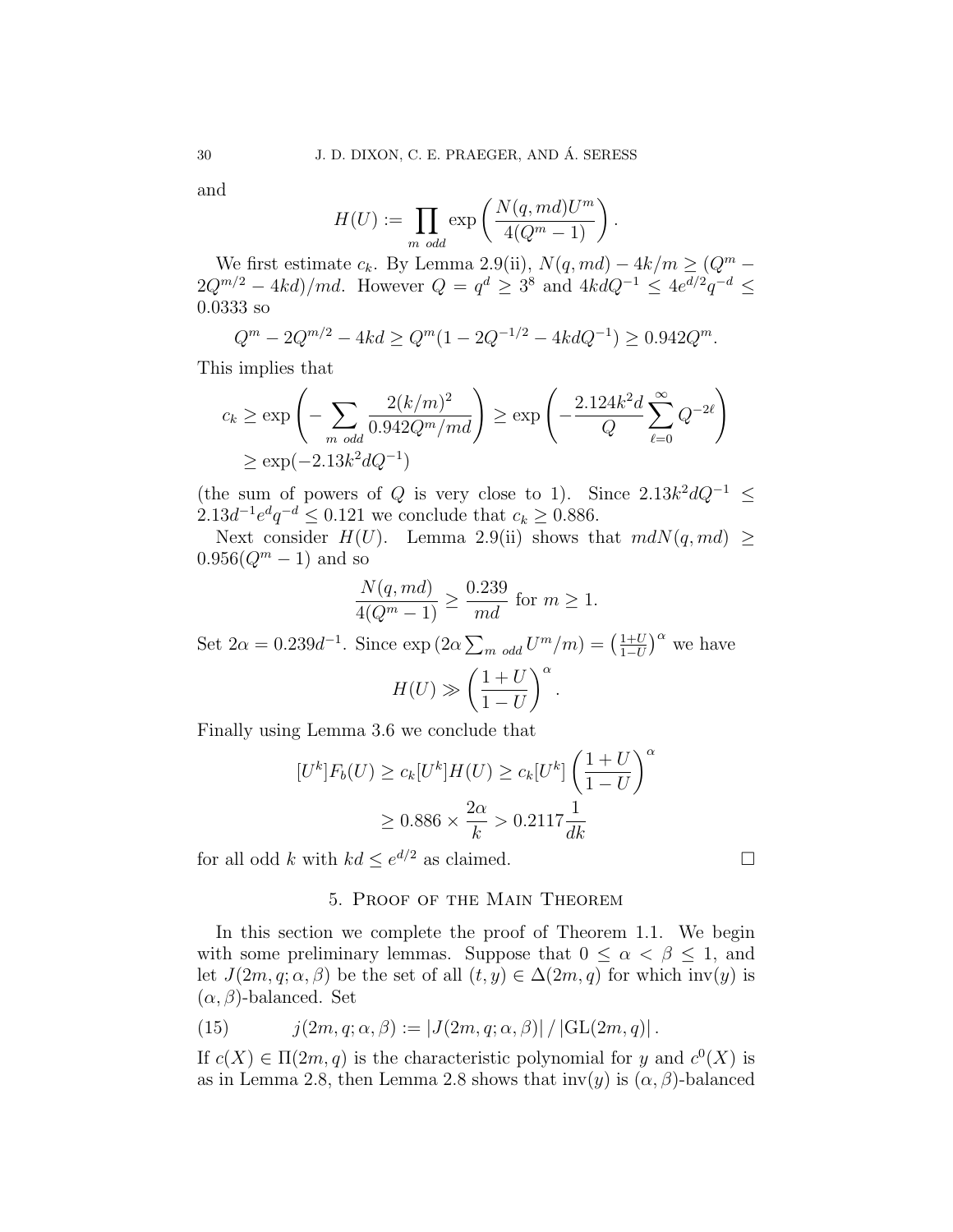and

$$H(U) := \prod_{m \text{ odd}} \exp\left(\frac{N(q,md)U^m}{4(Q^m-1)}\right).$$

We first estimate $c_k$. By Lemma 2.9(ii), $N(q,md) - 4k/m \geq (Q^m - 2Q^{m/2} - 4kd)/md$. However $Q = q^d \geq 3^8$ and $4kdQ^{-1} \leq 4e^{d/2}q^{-d} \leq 0.0333$ so

$$Q^m - 2Q^{m/2} - 4kd \geq Q^m(1 - 2Q^{-1/2} - 4kdQ^{-1}) \geq 0.942Q^m.$$

This implies that

$$\begin{aligned} c_k &\geq \exp\left(-\sum_{m \text{ odd}} \frac{2(k/m)^2}{0.942Q^m/md}\right) \geq \exp\left(-\frac{2.124k^2d}{Q}\sum_{\ell=0}^{\infty} Q^{-2\ell}\right) \\ &\geq \exp(-2.13k^2dQ^{-1}) \end{aligned}$$

(the sum of powers of $Q$ is very close to 1). Since $2.13k^2dQ^{-1} \leq 2.13d^{-1}e^dq^{-d} \leq 0.121$ we conclude that $c_k \geq 0.886$.

Next consider $H(U)$. Lemma 2.9(ii) shows that $mdN(q,md) \geq 0.956(Q^m - 1)$ and so

$$\frac{N(q,md)}{4(Q^m-1)} \geq \frac{0.239}{md} \text{ for } m \geq 1.$$

Set $2\alpha = 0.239d^{-1}$. Since $\exp\left(2\alpha\sum_{m \text{ odd}} U^m/m\right) = \left(\frac{1+U}{1-U}\right)^{\alpha}$ we have

$$H(U) \gg \left(\frac{1+U}{1-U}\right)^{\alpha}.$$

Finally using Lemma 3.6 we conclude that

$$\begin{aligned} [U^k]F_b(U) \geq c_k[U^k]H(U) &\geq c_k[U^k]\left(\frac{1+U}{1-U}\right)^{\alpha} \\ &\geq 0.886 \times \frac{2\alpha}{k} > 0.2117\frac{1}{dk} \end{aligned}$$

for all odd $k$ with $kd \leq e^{d/2}$ as claimed. □

## 5. Proof of the Main Theorem

In this section we complete the proof of Theorem 1.1. We begin with some preliminary lemmas. Suppose that $0 \leq \alpha < \beta \leq 1$, and let $J(2m,q;\alpha,\beta)$ be the set of all $(t,y) \in \Delta(2m,q)$ for which $\text{inv}(y)$ is $(\alpha,\beta)$-balanced. Set

$$j(2m,q;\alpha,\beta) := |J(2m,q;\alpha,\beta)| \,/\, |\text{GL}(2m,q)|\,. \tag{15}$$

If $c(X) \in \Pi(2m,q)$ is the characteristic polynomial for $y$ and $c^0(X)$ is as in Lemma 2.8, then Lemma 2.8 shows that $\text{inv}(y)$ is $(\alpha,\beta)$-balanced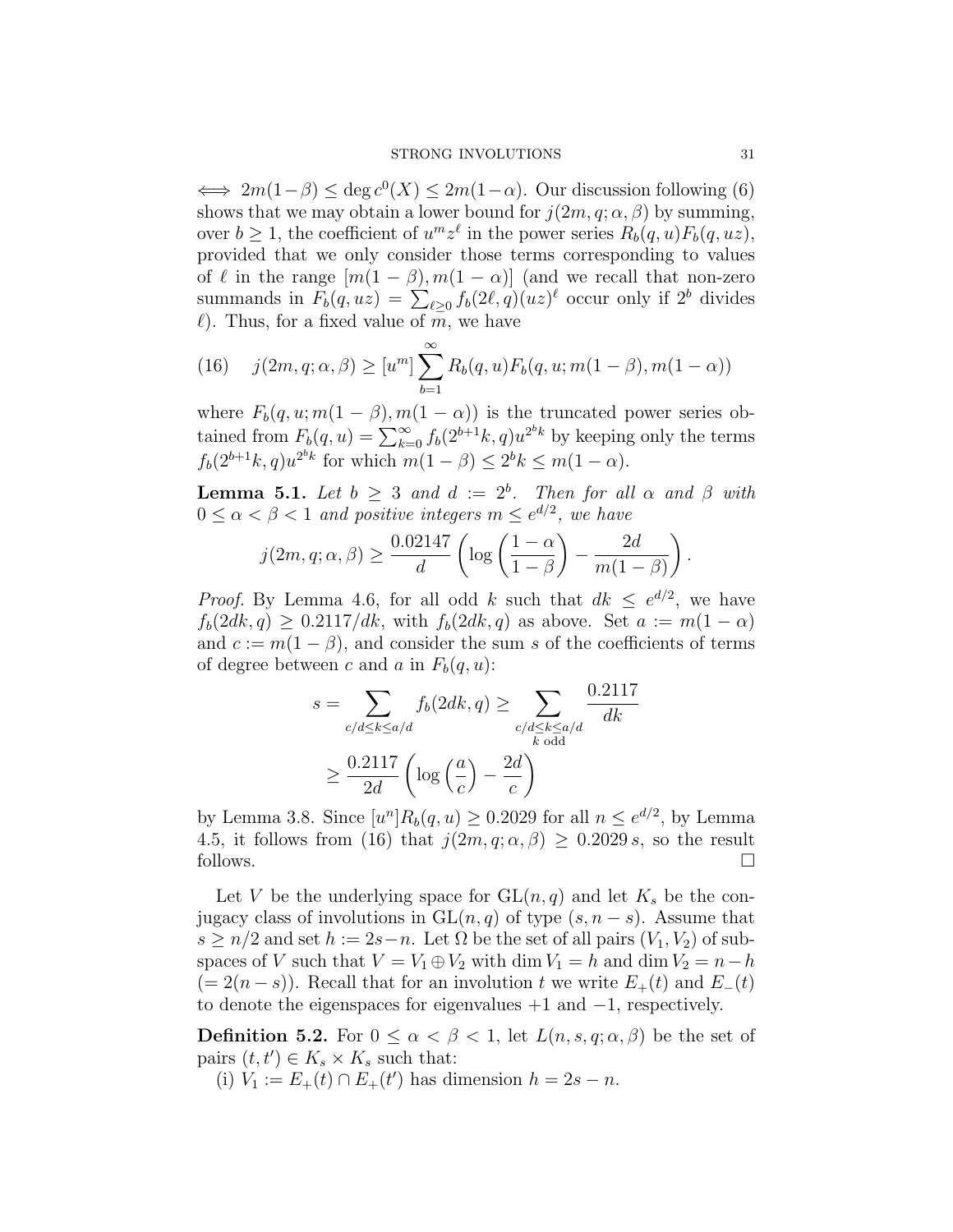$\iff 2m(1-\beta) \le \deg c^0(X) \le 2m(1-\alpha)$. Our discussion following (6) shows that we may obtain a lower bound for $j(2m, q; \alpha, \beta)$ by summing, over $b \ge 1$, the coefficient of $u^m z^\ell$ in the power series $R_b(q,u)F_b(q,uz)$, provided that we only consider those terms corresponding to values of $\ell$ in the range $[m(1-\beta), m(1-\alpha)]$ (and we recall that non-zero summands in $F_b(q,uz) = \sum_{\ell \ge 0} f_b(2\ell, q)(uz)^\ell$ occur only if $2^b$ divides $\ell$). Thus, for a fixed value of $m$, we have

$$
(16) \qquad j(2m, q; \alpha, \beta) \ge [u^m] \sum_{b=1}^{\infty} R_b(q,u) F_b(q, u; m(1-\beta), m(1-\alpha))
$$

where $F_b(q, u; m(1-\beta), m(1-\alpha))$ is the truncated power series obtained from $F_b(q,u) = \sum_{k=0}^{\infty} f_b(2^{b+1}k, q) u^{2^b k}$ by keeping only the terms $f_b(2^{b+1}k, q)u^{2^b k}$ for which $m(1-\beta) \le 2^b k \le m(1-\alpha)$.

**Lemma 5.1.** *Let $b \ge 3$ and $d := 2^b$. Then for all $\alpha$ and $\beta$ with $0 \le \alpha < \beta < 1$ and positive integers $m \le e^{d/2}$, we have*

$$
j(2m, q; \alpha, \beta) \ge \frac{0.02147}{d}\left(\log\left(\frac{1-\alpha}{1-\beta}\right) - \frac{2d}{m(1-\beta)}\right).
$$

*Proof.* By Lemma 4.6, for all odd $k$ such that $dk \le e^{d/2}$, we have $f_b(2dk, q) \ge 0.2117/dk$, with $f_b(2dk, q)$ as above. Set $a := m(1-\alpha)$ and $c := m(1-\beta)$, and consider the sum $s$ of the coefficients of terms of degree between $c$ and $a$ in $F_b(q,u)$:

$$
\begin{aligned}
s = \sum_{c/d \le k \le a/d} f_b(2dk, q) &\ge \sum_{\substack{c/d \le k \le a/d \\ k \text{ odd}}} \frac{0.2117}{dk} \\
&\ge \frac{0.2117}{2d}\left(\log\left(\frac{a}{c}\right) - \frac{2d}{c}\right)
\end{aligned}
$$

by Lemma 3.8. Since $[u^n]R_b(q,u) \ge 0.2029$ for all $n \le e^{d/2}$, by Lemma 4.5, it follows from (16) that $j(2m, q; \alpha, \beta) \ge 0.2029\, s$, so the result follows. $\square$

Let $V$ be the underlying space for $\mathrm{GL}(n,q)$ and let $K_s$ be the conjugacy class of involutions in $\mathrm{GL}(n,q)$ of type $(s, n-s)$. Assume that $s \ge n/2$ and set $h := 2s-n$. Let $\Omega$ be the set of all pairs $(V_1, V_2)$ of subspaces of $V$ such that $V = V_1 \oplus V_2$ with $\dim V_1 = h$ and $\dim V_2 = n-h$ $(= 2(n-s))$. Recall that for an involution $t$ we write $E_+(t)$ and $E_-(t)$ to denote the eigenspaces for eigenvalues $+1$ and $-1$, respectively.

**Definition 5.2.** For $0 \le \alpha < \beta < 1$, let $L(n, s, q; \alpha, \beta)$ be the set of pairs $(t, t') \in K_s \times K_s$ such that:

(i) $V_1 := E_+(t) \cap E_+(t')$ has dimension $h = 2s - n$.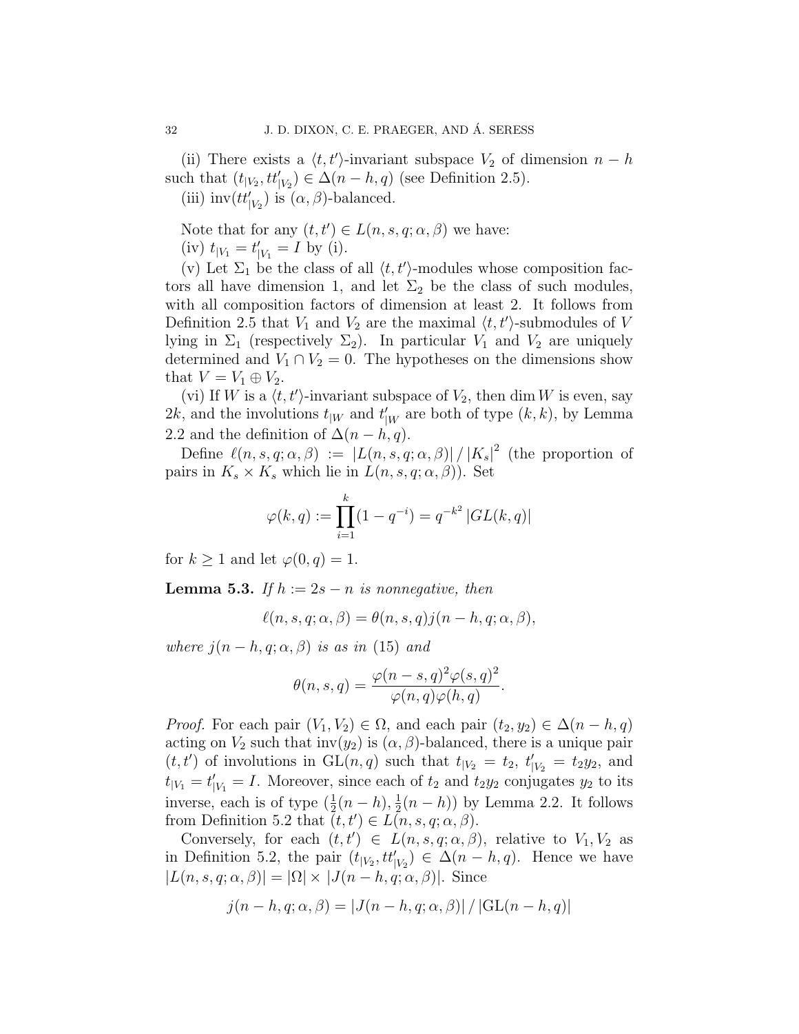(ii) There exists a $\langle t, t' \rangle$-invariant subspace $V_2$ of dimension $n-h$ such that $(t_{|V_2}, tt'_{|V_2}) \in \Delta(n-h, q)$ (see Definition 2.5).

(iii) $\mathrm{inv}(tt'_{|V_2})$ is $(\alpha, \beta)$-balanced.

Note that for any $(t, t') \in L(n, s, q; \alpha, \beta)$ we have:

(iv) $t_{|V_1} = t'_{|V_1} = I$ by (i).

(v) Let $\Sigma_1$ be the class of all $\langle t, t' \rangle$-modules whose composition factors all have dimension 1, and let $\Sigma_2$ be the class of such modules, with all composition factors of dimension at least 2. It follows from Definition 2.5 that $V_1$ and $V_2$ are the maximal $\langle t, t' \rangle$-submodules of $V$ lying in $\Sigma_1$ (respectively $\Sigma_2$). In particular $V_1$ and $V_2$ are uniquely determined and $V_1 \cap V_2 = 0$. The hypotheses on the dimensions show that $V = V_1 \oplus V_2$.

(vi) If $W$ is a $\langle t, t' \rangle$-invariant subspace of $V_2$, then $\dim W$ is even, say $2k$, and the involutions $t_{|W}$ and $t'_{|W}$ are both of type $(k, k)$, by Lemma 2.2 and the definition of $\Delta(n-h, q)$.

Define $\ell(n, s, q; \alpha, \beta) := |L(n, s, q; \alpha, \beta)| \, / \, |K_s|^2$ (the proportion of pairs in $K_s \times K_s$ which lie in $L(n, s, q; \alpha, \beta)$). Set

$$\varphi(k, q) := \prod_{i=1}^{k} (1 - q^{-i}) = q^{-k^2} \, |GL(k, q)|$$

for $k \geq 1$ and let $\varphi(0, q) = 1$.

**Lemma 5.3.** *If $h := 2s - n$ is nonnegative, then*

$$\ell(n, s, q; \alpha, \beta) = \theta(n, s, q) j(n-h, q; \alpha, \beta),$$

*where $j(n-h, q; \alpha, \beta)$ is as in* (15) *and*

$$\theta(n, s, q) = \frac{\varphi(n-s, q)^2 \varphi(s, q)^2}{\varphi(n, q) \varphi(h, q)}.$$

*Proof.* For each pair $(V_1, V_2) \in \Omega$, and each pair $(t_2, y_2) \in \Delta(n-h, q)$ acting on $V_2$ such that $\mathrm{inv}(y_2)$ is $(\alpha, \beta)$-balanced, there is a unique pair $(t, t')$ of involutions in $\mathrm{GL}(n, q)$ such that $t_{|V_2} = t_2$, $t'_{|V_2} = t_2 y_2$, and $t_{|V_1} = t'_{|V_1} = I$. Moreover, since each of $t_2$ and $t_2 y_2$ conjugates $y_2$ to its inverse, each is of type $(\frac{1}{2}(n-h), \frac{1}{2}(n-h))$ by Lemma 2.2. It follows from Definition 5.2 that $(t, t') \in L(n, s, q; \alpha, \beta)$.

Conversely, for each $(t, t') \in L(n, s, q; \alpha, \beta)$, relative to $V_1, V_2$ as in Definition 5.2, the pair $(t_{|V_2}, tt'_{|V_2}) \in \Delta(n-h, q)$. Hence we have $|L(n, s, q; \alpha, \beta)| = |\Omega| \times |J(n-h, q; \alpha, \beta)|$. Since

$$j(n-h, q; \alpha, \beta) = |J(n-h, q; \alpha, \beta)| \, / \, |\mathrm{GL}(n-h, q)|$$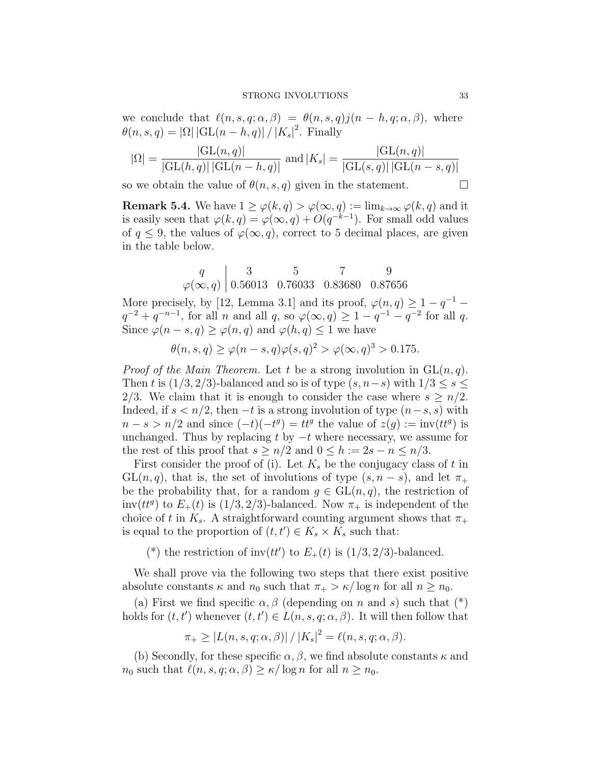we conclude that $\ell(n, s, q; \alpha, \beta) = \theta(n, s, q) j(n-h, q; \alpha, \beta)$, where $\theta(n, s, q) = |\Omega| \, |\mathrm{GL}(n-h, q)| \, / \, |K_s|^2$. Finally

$$|\Omega| = \frac{|\mathrm{GL}(n, q)|}{|\mathrm{GL}(h, q)| \, |\mathrm{GL}(n-h, q)|} \text{ and } |K_s| = \frac{|\mathrm{GL}(n, q)|}{|\mathrm{GL}(s, q)| \, |\mathrm{GL}(n-s, q)|}$$

so we obtain the value of $\theta(n, s, q)$ given in the statement. $\square$

**Remark 5.4.** We have $1 \geq \varphi(k, q) > \varphi(\infty, q) := \lim_{k \to \infty} \varphi(k, q)$ and it is easily seen that $\varphi(k, q) = \varphi(\infty, q) + O(q^{-k-1})$. For small odd values of $q \leq 9$, the values of $\varphi(\infty, q)$, correct to 5 decimal places, are given in the table below.

| $q$ | 3 | 5 | 7 | 9 |
|---|---|---|---|---|
| $\varphi(\infty, q)$ | 0.56013 | 0.76033 | 0.83680 | 0.87656 |

More precisely, by [12, Lemma 3.1] and its proof, $\varphi(n, q) \geq 1 - q^{-1} - q^{-2} + q^{-n-1}$, for all $n$ and all $q$, so $\varphi(\infty, q) \geq 1 - q^{-1} - q^{-2}$ for all $q$. Since $\varphi(n-s, q) \geq \varphi(n, q)$ and $\varphi(h, q) \leq 1$ we have

$$\theta(n, s, q) \geq \varphi(n-s, q) \varphi(s, q)^2 > \varphi(\infty, q)^3 > 0.175.$$

*Proof of the Main Theorem.* Let $t$ be a strong involution in $\mathrm{GL}(n, q)$. Then $t$ is $(1/3, 2/3)$-balanced and so is of type $(s, n-s)$ with $1/3 \leq s \leq 2/3$. We claim that it is enough to consider the case where $s \geq n/2$. Indeed, if $s < n/2$, then $-t$ is a strong involution of type $(n-s, s)$ with $n - s > n/2$ and since $(-t)(-t^g) = tt^g$ the value of $z(g) := \mathrm{inv}(tt^g)$ is unchanged. Thus by replacing $t$ by $-t$ where necessary, we assume for the rest of this proof that $s \geq n/2$ and $0 \leq h := 2s - n \leq n/3$.

First consider the proof of (i). Let $K_s$ be the conjugacy class of $t$ in $\mathrm{GL}(n, q)$, that is, the set of involutions of type $(s, n-s)$, and let $\pi_+$ be the probability that, for a random $g \in \mathrm{GL}(n, q)$, the restriction of $\mathrm{inv}(tt^g)$ to $E_+(t)$ is $(1/3, 2/3)$-balanced. Now $\pi_+$ is independent of the choice of $t$ in $K_s$. A straightforward counting argument shows that $\pi_+$ is equal to the proportion of $(t, t') \in K_s \times K_s$ such that:

(*) the restriction of $\mathrm{inv}(tt')$ to $E_+(t)$ is $(1/3, 2/3)$-balanced.

We shall prove via the following two steps that there exist positive absolute constants $\kappa$ and $n_0$ such that $\pi_+ > \kappa / \log n$ for all $n \geq n_0$.

(a) First we find specific $\alpha, \beta$ (depending on $n$ and $s$) such that (*) holds for $(t, t')$ whenever $(t, t') \in L(n, s, q; \alpha, \beta)$. It will then follow that

$$\pi_+ \geq |L(n, s, q; \alpha, \beta)| \, / \, |K_s|^2 = \ell(n, s, q; \alpha, \beta).$$

(b) Secondly, for these specific $\alpha, \beta$, we find absolute constants $\kappa$ and $n_0$ such that $\ell(n, s, q; \alpha, \beta) \geq \kappa / \log n$ for all $n \geq n_0$.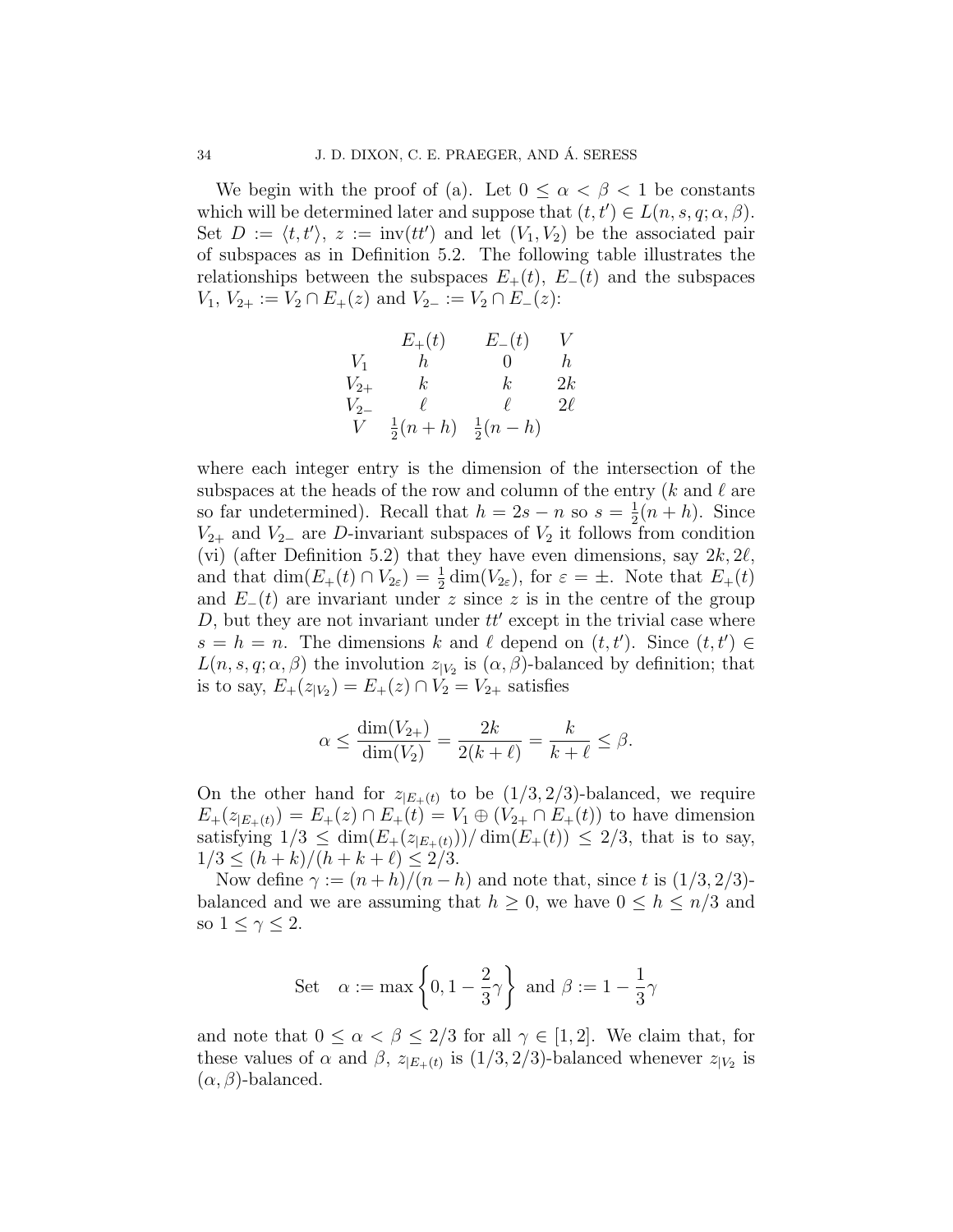We begin with the proof of (a). Let $0 \le \alpha < \beta < 1$ be constants which will be determined later and suppose that $(t, t') \in L(n, s, q; \alpha, \beta)$. Set $D := \langle t, t' \rangle$, $z := \mathrm{inv}(tt')$ and let $(V_1, V_2)$ be the associated pair of subspaces as in Definition 5.2. The following table illustrates the relationships between the subspaces $E_+(t)$, $E_-(t)$ and the subspaces $V_1$, $V_{2+} := V_2 \cap E_+(z)$ and $V_{2-} := V_2 \cap E_-(z)$:

| | $E_+(t)$ | $E_-(t)$ | $V$ |
|---|---|---|---|
| $V_1$ | $h$ | $0$ | $h$ |
| $V_{2+}$ | $k$ | $k$ | $2k$ |
| $V_{2-}$ | $\ell$ | $\ell$ | $2\ell$ |
| $V$ | $\frac{1}{2}(n+h)$ | $\frac{1}{2}(n-h)$ | |

where each integer entry is the dimension of the intersection of the subspaces at the heads of the row and column of the entry ($k$ and $\ell$ are so far undetermined). Recall that $h = 2s - n$ so $s = \frac{1}{2}(n+h)$. Since $V_{2+}$ and $V_{2-}$ are $D$-invariant subspaces of $V_2$ it follows from condition (vi) (after Definition 5.2) that they have even dimensions, say $2k, 2\ell$, and that $\dim(E_+(t) \cap V_{2\varepsilon}) = \frac{1}{2}\dim(V_{2\varepsilon})$, for $\varepsilon = \pm$. Note that $E_+(t)$ and $E_-(t)$ are invariant under $z$ since $z$ is in the centre of the group $D$, but they are not invariant under $tt'$ except in the trivial case where $s = h = n$. The dimensions $k$ and $\ell$ depend on $(t, t')$. Since $(t, t') \in L(n, s, q; \alpha, \beta)$ the involution $z_{|V_2}$ is $(\alpha, \beta)$-balanced by definition; that is to say, $E_+(z_{|V_2}) = E_+(z) \cap V_2 = V_{2+}$ satisfies

$$\alpha \le \frac{\dim(V_{2+})}{\dim(V_2)} = \frac{2k}{2(k+\ell)} = \frac{k}{k+\ell} \le \beta.$$

On the other hand for $z_{|E_+(t)}$ to be $(1/3, 2/3)$-balanced, we require $E_+(z_{|E_+(t)}) = E_+(z) \cap E_+(t) = V_1 \oplus (V_{2+} \cap E_+(t))$ to have dimension satisfying $1/3 \le \dim(E_+(z_{|E_+(t)}))/\dim(E_+(t)) \le 2/3$, that is to say, $1/3 \le (h+k)/(h+k+\ell) \le 2/3$.

Now define $\gamma := (n+h)/(n-h)$ and note that, since $t$ is $(1/3, 2/3)$-balanced and we are assuming that $h \ge 0$, we have $0 \le h \le n/3$ and so $1 \le \gamma \le 2$.

$$\text{Set} \quad \alpha := \max\left\{0, 1 - \frac{2}{3}\gamma\right\} \text{ and } \beta := 1 - \frac{1}{3}\gamma$$

and note that $0 \le \alpha < \beta \le 2/3$ for all $\gamma \in [1, 2]$. We claim that, for these values of $\alpha$ and $\beta$, $z_{|E_+(t)}$ is $(1/3, 2/3)$-balanced whenever $z_{|V_2}$ is $(\alpha, \beta)$-balanced.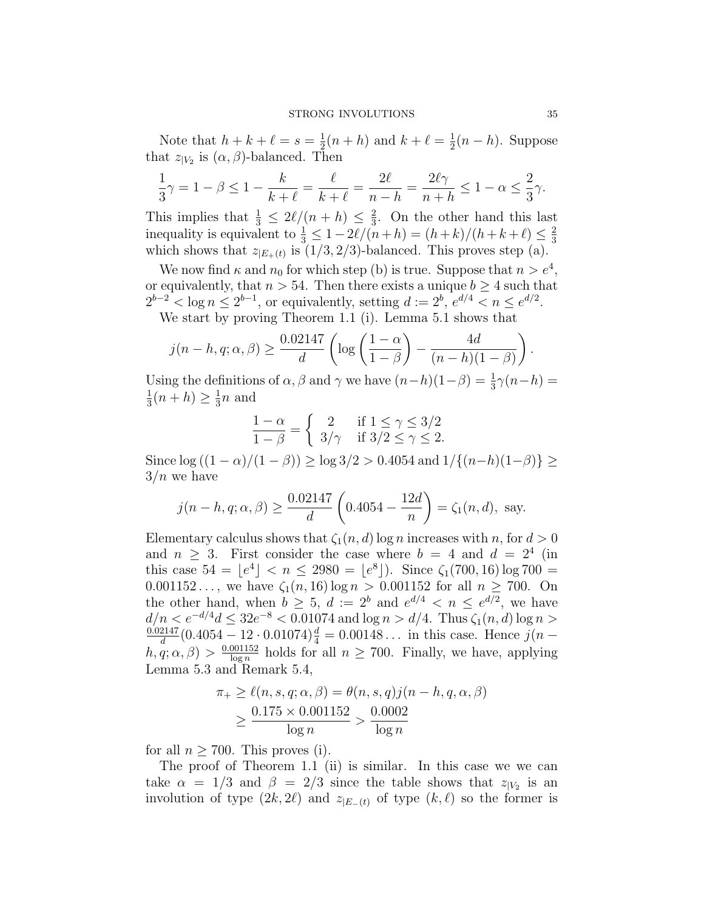Note that $h + k + \ell = s = \frac{1}{2}(n+h)$ and $k + \ell = \frac{1}{2}(n-h)$. Suppose that $z_{|V_2}$ is $(\alpha, \beta)$-balanced. Then

$$\frac{1}{3}\gamma = 1 - \beta \leq 1 - \frac{k}{k+\ell} = \frac{\ell}{k+\ell} = \frac{2\ell}{n-h} = \frac{2\ell\gamma}{n+h} \leq 1 - \alpha \leq \frac{2}{3}\gamma.$$

This implies that $\frac{1}{3} \leq 2\ell/(n+h) \leq \frac{2}{3}$. On the other hand this last inequality is equivalent to $\frac{1}{3} \leq 1 - 2\ell/(n+h) = (h+k)/(h+k+\ell) \leq \frac{2}{3}$ which shows that $z_{|E_+(t)}$ is $(1/3, 2/3)$-balanced. This proves step (a).

We now find $\kappa$ and $n_0$ for which step (b) is true. Suppose that $n > e^4$, or equivalently, that $n > 54$. Then there exists a unique $b \geq 4$ such that $2^{b-2} < \log n \leq 2^{b-1}$, or equivalently, setting $d := 2^b$, $e^{d/4} < n \leq e^{d/2}$.

We start by proving Theorem 1.1 (i). Lemma 5.1 shows that

$$j(n-h, q; \alpha, \beta) \geq \frac{0.02147}{d}\left(\log\left(\frac{1-\alpha}{1-\beta}\right) - \frac{4d}{(n-h)(1-\beta)}\right).$$

Using the definitions of $\alpha, \beta$ and $\gamma$ we have $(n-h)(1-\beta) = \frac{1}{3}\gamma(n-h) = \frac{1}{3}(n+h) \geq \frac{1}{3}n$ and

$$\frac{1-\alpha}{1-\beta} = \begin{cases} 2 & \text{if } 1 \leq \gamma \leq 3/2 \\ 3/\gamma & \text{if } 3/2 \leq \gamma \leq 2. \end{cases}$$

Since $\log\left((1-\alpha)/(1-\beta)\right) \geq \log 3/2 > 0.4054$ and $1/\{(n-h)(1-\beta)\} \geq 3/n$ we have

$$j(n-h, q; \alpha, \beta) \geq \frac{0.02147}{d}\left(0.4054 - \frac{12d}{n}\right) = \zeta_1(n, d), \text{ say.}$$

Elementary calculus shows that $\zeta_1(n,d)\log n$ increases with $n$, for $d > 0$ and $n \geq 3$. First consider the case where $b = 4$ and $d = 2^4$ (in this case $54 = \lfloor e^4 \rfloor < n \leq 2980 = \lfloor e^8 \rfloor$). Since $\zeta_1(700, 16)\log 700 = 0.001152\ldots$, we have $\zeta_1(n, 16)\log n > 0.001152$ for all $n \geq 700$. On the other hand, when $b \geq 5$, $d := 2^b$ and $e^{d/4} < n \leq e^{d/2}$, we have $d/n < e^{-d/4}d \leq 32e^{-8} < 0.01074$ and $\log n > d/4$. Thus $\zeta_1(n,d)\log n > \frac{0.02147}{d}(0.4054 - 12 \cdot 0.01074)\frac{d}{4} = 0.00148\ldots$ in this case. Hence $j(n-h, q; \alpha, \beta) > \frac{0.001152}{\log n}$ holds for all $n \geq 700$. Finally, we have, applying Lemma 5.3 and Remark 5.4,

$$\begin{aligned} \pi_+ \geq \ell(n, s, q; \alpha, \beta) &= \theta(n, s, q) j(n-h, q, \alpha, \beta) \\ &\geq \frac{0.175 \times 0.001152}{\log n} > \frac{0.0002}{\log n} \end{aligned}$$

for all $n \geq 700$. This proves (i).

The proof of Theorem 1.1 (ii) is similar. In this case we we can take $\alpha = 1/3$ and $\beta = 2/3$ since the table shows that $z_{|V_2}$ is an involution of type $(2k, 2\ell)$ and $z_{|E_-(t)}$ of type $(k, \ell)$ so the former is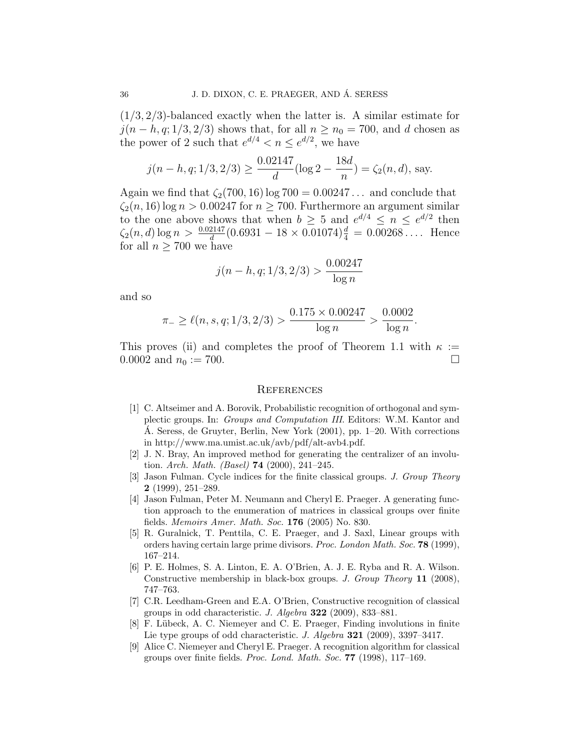$(1/3, 2/3)$-balanced exactly when the latter is. A similar estimate for $j(n-h, q; 1/3, 2/3)$ shows that, for all $n \geq n_0 = 700$, and $d$ chosen as the power of 2 such that $e^{d/4} < n \leq e^{d/2}$, we have

$$j(n-h, q; 1/3, 2/3) \geq \frac{0.02147}{d}(\log 2 - \frac{18d}{n}) = \zeta_2(n, d), \text{ say.}$$

Again we find that $\zeta_2(700, 16) \log 700 = 0.00247\ldots$ and conclude that $\zeta_2(n, 16) \log n > 0.00247$ for $n \geq 700$. Furthermore an argument similar to the one above shows that when $b \geq 5$ and $e^{d/4} \leq n \leq e^{d/2}$ then $\zeta_2(n, d) \log n > \frac{0.02147}{d}(0.6931 - 18 \times 0.01074)\frac{d}{4} = 0.00268\ldots$. Hence for all $n \geq 700$ we have

$$j(n-h, q; 1/3, 2/3) > \frac{0.00247}{\log n}$$

and so

$$\pi_- \geq \ell(n, s, q; 1/3, 2/3) > \frac{0.175 \times 0.00247}{\log n} > \frac{0.0002}{\log n}.$$

This proves (ii) and completes the proof of Theorem 1.1 with $\kappa := 0.0002$ and $n_0 := 700$. $\square$

## References

[1] C. Altseimer and A. Borovik, Probabilistic recognition of orthogonal and symplectic groups. In: *Groups and Computation III.* Editors: W.M. Kantor and Á. Seress, de Gruyter, Berlin, New York (2001), pp. 1–20. With corrections in http://www.ma.umist.ac.uk/avb/pdf/alt-avb4.pdf.

[2] J. N. Bray, An improved method for generating the centralizer of an involution. *Arch. Math. (Basel)* **74** (2000), 241–245.

[3] Jason Fulman. Cycle indices for the finite classical groups. *J. Group Theory* **2** (1999), 251–289.

[4] Jason Fulman, Peter M. Neumann and Cheryl E. Praeger. A generating function approach to the enumeration of matrices in classical groups over finite fields. *Memoirs Amer. Math. Soc.* **176** (2005) No. 830.

[5] R. Guralnick, T. Penttila, C. E. Praeger, and J. Saxl, Linear groups with orders having certain large prime divisors. *Proc. London Math. Soc.* **78** (1999), 167–214.

[6] P. E. Holmes, S. A. Linton, E. A. O'Brien, A. J. E. Ryba and R. A. Wilson. Constructive membership in black-box groups. *J. Group Theory* **11** (2008), 747–763.

[7] C.R. Leedham-Green and E.A. O'Brien, Constructive recognition of classical groups in odd characteristic. *J. Algebra* **322** (2009), 833–881.

[8] F. Lübeck, A. C. Niemeyer and C. E. Praeger, Finding involutions in finite Lie type groups of odd characteristic. *J. Algebra* **321** (2009), 3397–3417.

[9] Alice C. Niemeyer and Cheryl E. Praeger. A recognition algorithm for classical groups over finite fields. *Proc. Lond. Math. Soc.* **77** (1998), 117–169.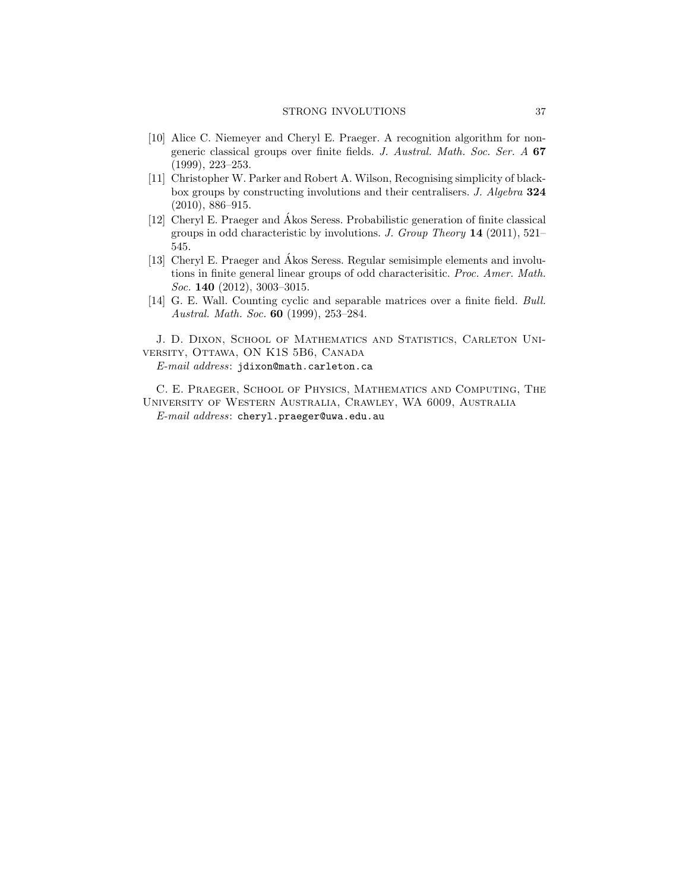[10] Alice C. Niemeyer and Cheryl E. Praeger. A recognition algorithm for non-generic classical groups over finite fields. *J. Austral. Math. Soc. Ser. A* **67** (1999), 223–253.

[11] Christopher W. Parker and Robert A. Wilson, Recognising simplicity of black-box groups by constructing involutions and their centralisers. *J. Algebra* **324** (2010), 886–915.

[12] Cheryl E. Praeger and Ákos Seress. Probabilistic generation of finite classical groups in odd characteristic by involutions. *J. Group Theory* **14** (2011), 521–545.

[13] Cheryl E. Praeger and Ákos Seress. Regular semisimple elements and involutions in finite general linear groups of odd characterisitic. *Proc. Amer. Math. Soc.* **140** (2012), 3003–3015.

[14] G. E. Wall. Counting cyclic and separable matrices over a finite field. *Bull. Austral. Math. Soc.* **60** (1999), 253–284.

J. D. Dixon, School of Mathematics and Statistics, Carleton University, Ottawa, ON K1S 5B6, Canada
*E-mail address*: jdixon@math.carleton.ca

C. E. Praeger, School of Physics, Mathematics and Computing, The University of Western Australia, Crawley, WA 6009, Australia
*E-mail address*: cheryl.praeger@uwa.edu.au